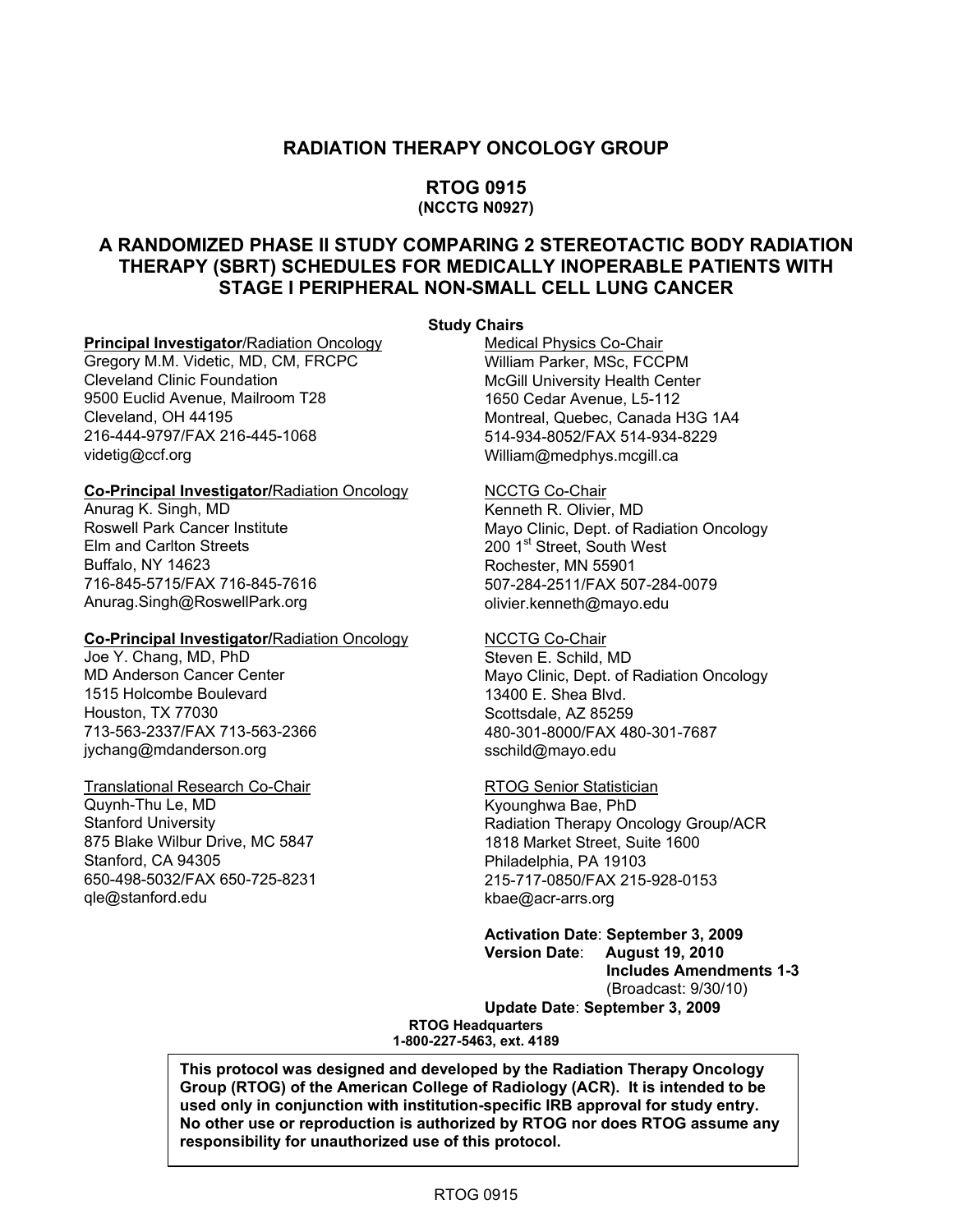# RADIATION THERAPY ONCOLOGY GROUP

## RTOG 0915
### (NCCTG N0927)

## A RANDOMIZED PHASE II STUDY COMPARING 2 STEREOTACTIC BODY RADIATION THERAPY (SBRT) SCHEDULES FOR MEDICALLY INOPERABLE PATIENTS WITH STAGE I PERIPHERAL NON-SMALL CELL LUNG CANCER

**Study Chairs**

**Principal Investigator**/Radiation Oncology
Gregory M.M. Videtic, MD, CM, FRCPC
Cleveland Clinic Foundation
9500 Euclid Avenue, Mailroom T28
Cleveland, OH 44195
216-444-9797/FAX 216-445-1068
videtig@ccf.org

**Co-Principal Investigator/**Radiation Oncology
Anurag K. Singh, MD
Roswell Park Cancer Institute
Elm and Carlton Streets
Buffalo, NY 14623
716-845-5715/FAX 716-845-7616
Anurag.Singh@RoswellPark.org

**Co-Principal Investigator/**Radiation Oncology
Joe Y. Chang, MD, PhD
MD Anderson Cancer Center
1515 Holcombe Boulevard
Houston, TX 77030
713-563-2337/FAX 713-563-2366
jychang@mdanderson.org

Translational Research Co-Chair
Quynh-Thu Le, MD
Stanford University
875 Blake Wilbur Drive, MC 5847
Stanford, CA 94305
650-498-5032/FAX 650-725-8231
qle@stanford.edu

Medical Physics Co-Chair
William Parker, MSc, FCCPM
McGill University Health Center
1650 Cedar Avenue, L5-112
Montreal, Quebec, Canada H3G 1A4
514-934-8052/FAX 514-934-8229
William@medphys.mcgill.ca

NCCTG Co-Chair
Kenneth R. Olivier, MD
Mayo Clinic, Dept. of Radiation Oncology
200 1st Street, South West
Rochester, MN 55901
507-284-2511/FAX 507-284-0079
olivier.kenneth@mayo.edu

NCCTG Co-Chair
Steven E. Schild, MD
Mayo Clinic, Dept. of Radiation Oncology
13400 E. Shea Blvd.
Scottsdale, AZ 85259
480-301-8000/FAX 480-301-7687
sschild@mayo.edu

RTOG Senior Statistician
Kyounghwa Bae, PhD
Radiation Therapy Oncology Group/ACR
1818 Market Street, Suite 1600
Philadelphia, PA 19103
215-717-0850/FAX 215-928-0153
kbae@acr-arrs.org

**Activation Date**: **September 3, 2009**
**Version Date**: **August 19, 2010**
**Includes Amendments 1-3**
(Broadcast: 9/30/10)
**Update Date**: **September 3, 2009**

**RTOG Headquarters**
**1-800-227-5463, ext. 4189**

**This protocol was designed and developed by the Radiation Therapy Oncology Group (RTOG) of the American College of Radiology (ACR). It is intended to be used only in conjunction with institution-specific IRB approval for study entry. No other use or reproduction is authorized by RTOG nor does RTOG assume any responsibility for unauthorized use of this protocol.**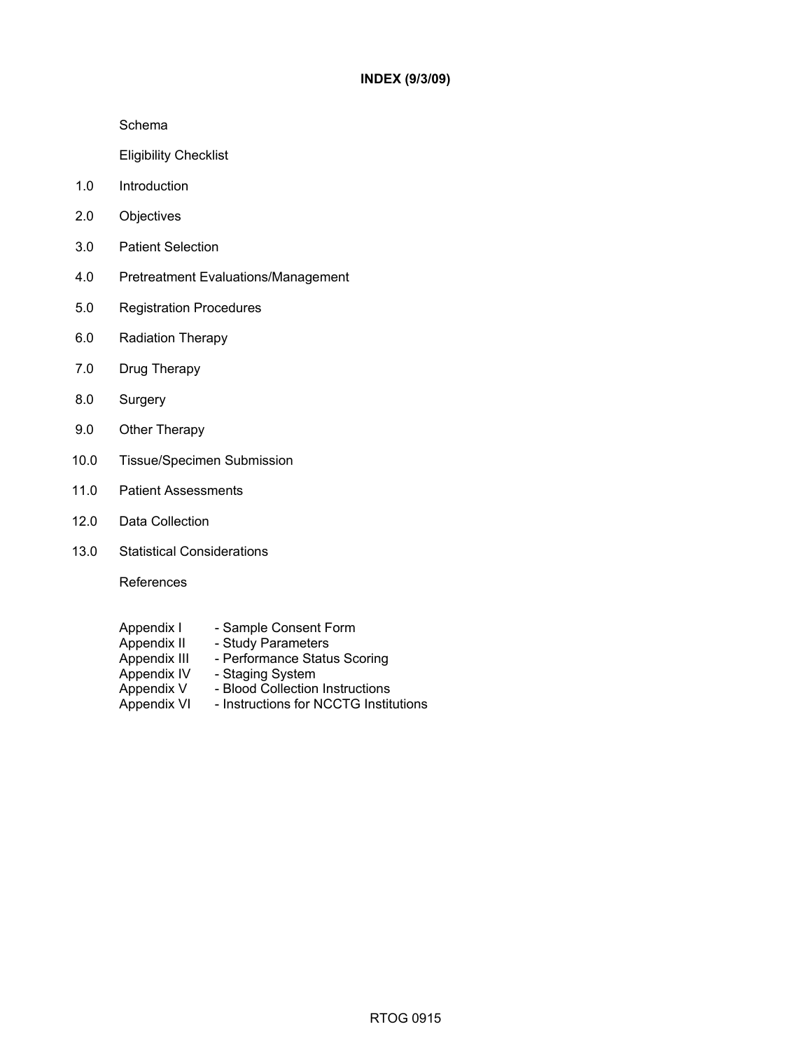# INDEX (9/3/09)

Schema

Eligibility Checklist

1.0 Introduction

2.0 Objectives

3.0 Patient Selection

4.0 Pretreatment Evaluations/Management

5.0 Registration Procedures

6.0 Radiation Therapy

7.0 Drug Therapy

8.0 Surgery

9.0 Other Therapy

10.0 Tissue/Specimen Submission

11.0 Patient Assessments

12.0 Data Collection

13.0 Statistical Considerations

References

Appendix I - Sample Consent Form
Appendix II - Study Parameters
Appendix III - Performance Status Scoring
Appendix IV - Staging System
Appendix V - Blood Collection Instructions
Appendix VI - Instructions for NCCTG Institutions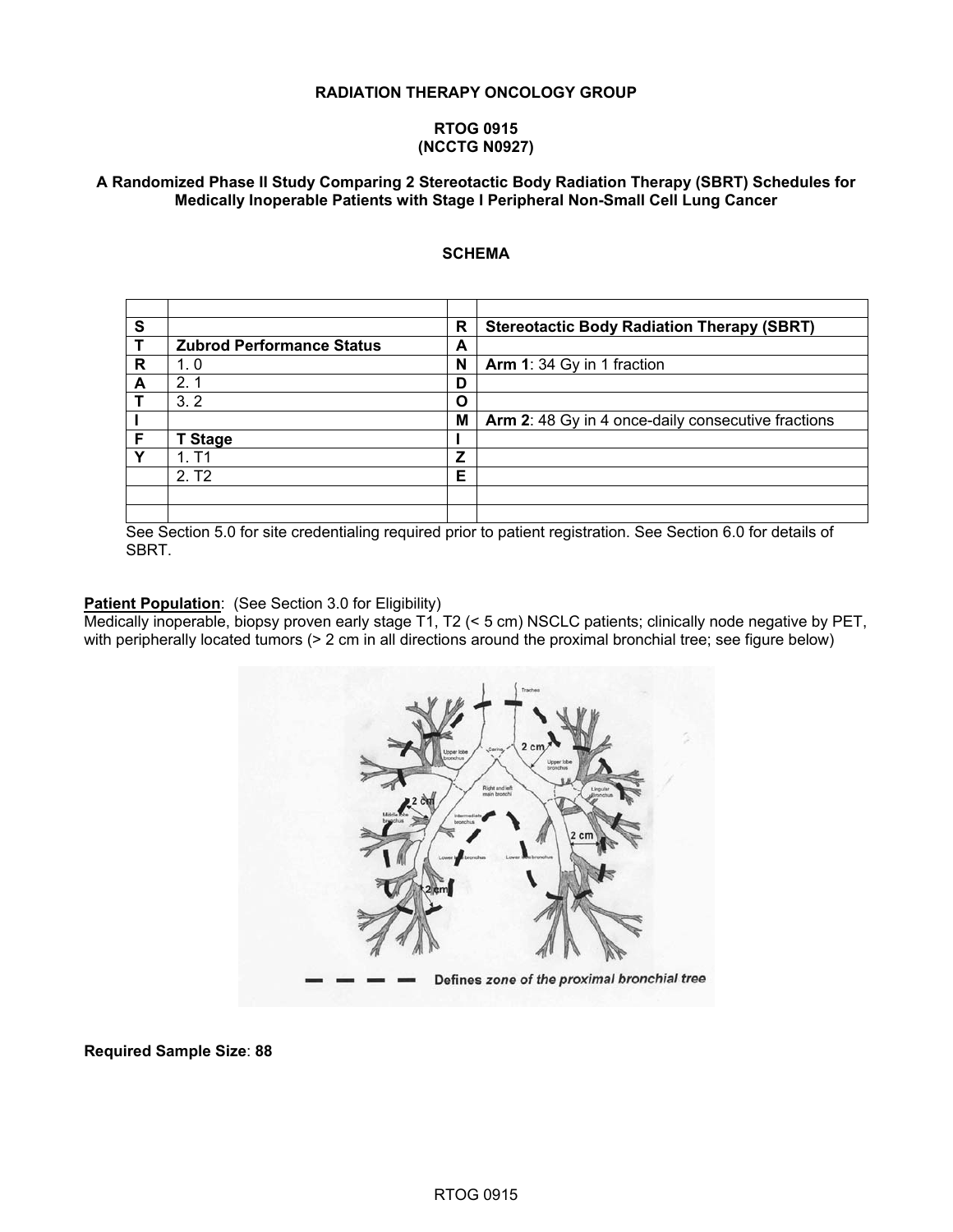**RADIATION THERAPY ONCOLOGY GROUP**

**RTOG 0915**
**(NCCTG N0927)**

**A Randomized Phase II Study Comparing 2 Stereotactic Body Radiation Therapy (SBRT) Schedules for Medically Inoperable Patients with Stage I Peripheral Non-Small Cell Lung Cancer**

**SCHEMA**

| | | | |
|---|---|---|---|
| **S** | | **R** | **Stereotactic Body Radiation Therapy (SBRT)** |
| **T** | **Zubrod Performance Status** | **A** | |
| **R** | 1. 0 | **N** | **Arm 1**: 34 Gy in 1 fraction |
| **A** | 2. 1 | **D** | |
| **T** | 3. 2 | **O** | |
| **I** | | **M** | **Arm 2**: 48 Gy in 4 once-daily consecutive fractions |
| **F** | **T Stage** | **I** | |
| **Y** | 1. T1 | **Z** | |
| | 2. T2 | **E** | |

See Section 5.0 for site credentialing required prior to patient registration. See Section 6.0 for details of SBRT.

**Patient Population**: (See Section 3.0 for Eligibility)
Medically inoperable, biopsy proven early stage T1, T2 (< 5 cm) NSCLC patients; clinically node negative by PET, with peripherally located tumors (> 2 cm in all directions around the proximal bronchial tree; see figure below)

Defines *zone of the proximal bronchial tree*

**Required Sample Size**: **88**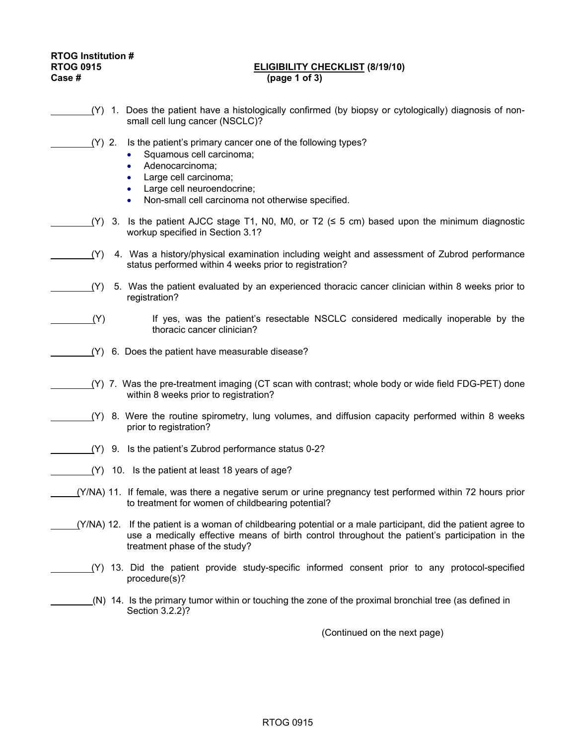**RTOG Institution #**
**RTOG 0915** **ELIGIBILITY CHECKLIST (8/19/10)**
**Case #** **(page 1 of 3)**

\_\_\_\_\_\_\_\_(Y) 1. Does the patient have a histologically confirmed (by biopsy or cytologically) diagnosis of non-small cell lung cancer (NSCLC)?

\_\_\_\_\_\_\_\_(Y) 2. Is the patient's primary cancer one of the following types?

- Squamous cell carcinoma;
- Adenocarcinoma;
- Large cell carcinoma;
- Large cell neuroendocrine;
- Non-small cell carcinoma not otherwise specified.

\_\_\_\_\_\_\_\_(Y) 3. Is the patient AJCC stage T1, N0, M0, or T2 (≤ 5 cm) based upon the minimum diagnostic workup specified in Section 3.1?

\_\_\_\_\_\_\_\_(Y) 4. Was a history/physical examination including weight and assessment of Zubrod performance status performed within 4 weeks prior to registration?

\_\_\_\_\_\_\_\_(Y) 5. Was the patient evaluated by an experienced thoracic cancer clinician within 8 weeks prior to registration?

\_\_\_\_\_\_\_\_(Y) If yes, was the patient's resectable NSCLC considered medically inoperable by the thoracic cancer clinician?

\_\_\_\_\_\_\_\_(Y) 6. Does the patient have measurable disease?

\_\_\_\_\_\_\_\_(Y) 7. Was the pre-treatment imaging (CT scan with contrast; whole body or wide field FDG-PET) done within 8 weeks prior to registration?

\_\_\_\_\_\_\_\_(Y) 8. Were the routine spirometry, lung volumes, and diffusion capacity performed within 8 weeks prior to registration?

\_\_\_\_\_\_\_\_(Y) 9. Is the patient's Zubrod performance status 0-2?

\_\_\_\_\_\_\_\_(Y) 10. Is the patient at least 18 years of age?

\_\_\_\_\_(Y/NA) 11. If female, was there a negative serum or urine pregnancy test performed within 72 hours prior to treatment for women of childbearing potential?

\_\_\_\_\_(Y/NA) 12. If the patient is a woman of childbearing potential or a male participant, did the patient agree to use a medically effective means of birth control throughout the patient's participation in the treatment phase of the study?

\_\_\_\_\_\_\_\_(Y) 13. Did the patient provide study-specific informed consent prior to any protocol-specified procedure(s)?

\_\_\_\_\_\_\_\_(N) 14. Is the primary tumor within or touching the zone of the proximal bronchial tree (as defined in Section 3.2.2)?

(Continued on the next page)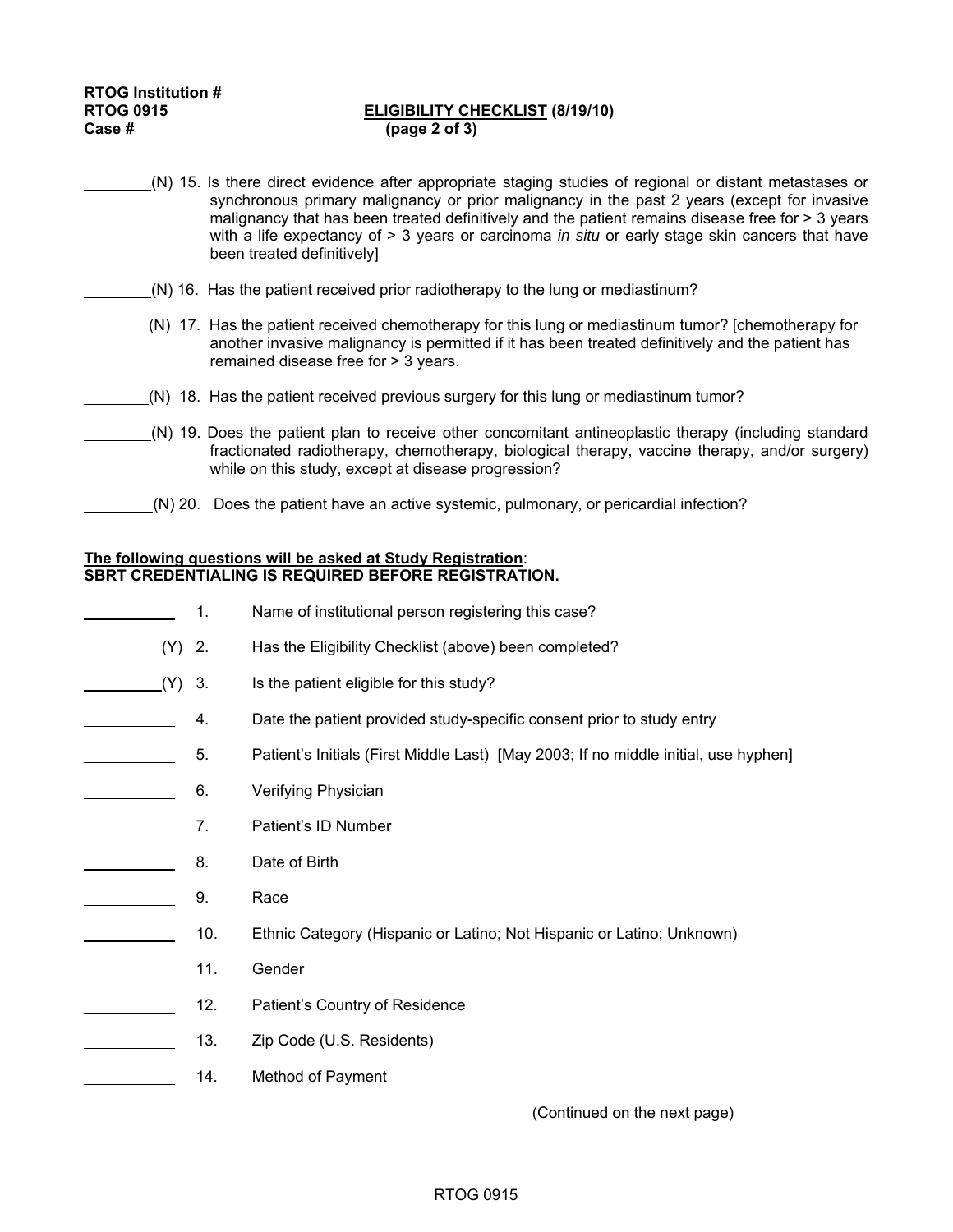**RTOG Institution #**
**RTOG 0915** **ELIGIBILITY CHECKLIST (8/19/10)**
**Case #** **(page 2 of 3)**

________(N) 15. Is there direct evidence after appropriate staging studies of regional or distant metastases or synchronous primary malignancy or prior malignancy in the past 2 years (except for invasive malignancy that has been treated definitively and the patient remains disease free for > 3 years with a life expectancy of > 3 years or carcinoma *in situ* or early stage skin cancers that have been treated definitively]

________(N) 16. Has the patient received prior radiotherapy to the lung or mediastinum?

________(N) 17. Has the patient received chemotherapy for this lung or mediastinum tumor? [chemotherapy for another invasive malignancy is permitted if it has been treated definitively and the patient has remained disease free for > 3 years.

________(N) 18. Has the patient received previous surgery for this lung or mediastinum tumor?

________(N) 19. Does the patient plan to receive other concomitant antineoplastic therapy (including standard fractionated radiotherapy, chemotherapy, biological therapy, vaccine therapy, and/or surgery) while on this study, except at disease progression?

________(N) 20. Does the patient have an active systemic, pulmonary, or pericardial infection?

**The following questions will be asked at Study Registration:**
**SBRT CREDENTIALING IS REQUIRED BEFORE REGISTRATION.**

__________ 1. Name of institutional person registering this case?

________(Y) 2. Has the Eligibility Checklist (above) been completed?

________(Y) 3. Is the patient eligible for this study?

__________ 4. Date the patient provided study-specific consent prior to study entry

__________ 5. Patient's Initials (First Middle Last) [May 2003; If no middle initial, use hyphen]

__________ 6. Verifying Physician

__________ 7. Patient's ID Number

__________ 8. Date of Birth

__________ 9. Race

__________ 10. Ethnic Category (Hispanic or Latino; Not Hispanic or Latino; Unknown)

__________ 11. Gender

__________ 12. Patient's Country of Residence

__________ 13. Zip Code (U.S. Residents)

__________ 14. Method of Payment

(Continued on the next page)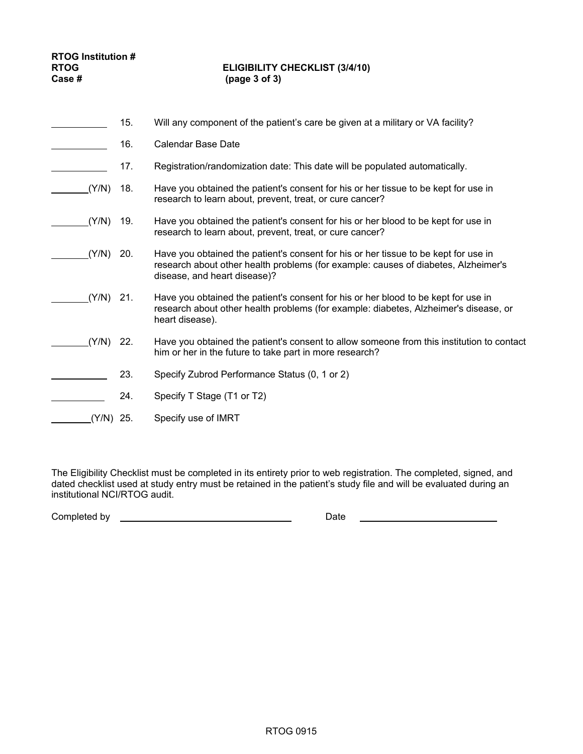RTOG Institution #
RTOG
Case #

**ELIGIBILITY CHECKLIST (3/4/10)**
**(page 3 of 3)**

| | | |
|---|---|---|
| ______ | 15. | Will any component of the patient's care be given at a military or VA facility? |
| ______ | 16. | Calendar Base Date |
| ______ | 17. | Registration/randomization date: This date will be populated automatically. |
| ______(Y/N) | 18. | Have you obtained the patient's consent for his or her tissue to be kept for use in research to learn about, prevent, treat, or cure cancer? |
| ______(Y/N) | 19. | Have you obtained the patient's consent for his or her blood to be kept for use in research to learn about, prevent, treat, or cure cancer? |
| ______(Y/N) | 20. | Have you obtained the patient's consent for his or her tissue to be kept for use in research about other health problems (for example: causes of diabetes, Alzheimer's disease, and heart disease)? |
| ______(Y/N) | 21. | Have you obtained the patient's consent for his or her blood to be kept for use in research about other health problems (for example: diabetes, Alzheimer's disease, or heart disease). |
| ______(Y/N) | 22. | Have you obtained the patient's consent to allow someone from this institution to contact him or her in the future to take part in more research? |
| ______ | 23. | Specify Zubrod Performance Status (0, 1 or 2) |
| ______ | 24. | Specify T Stage (T1 or T2) |
| ______(Y/N) | 25. | Specify use of IMRT |

The Eligibility Checklist must be completed in its entirety prior to web registration. The completed, signed, and dated checklist used at study entry must be retained in the patient's study file and will be evaluated during an institutional NCI/RTOG audit.

Completed by ______________________ Date ______________________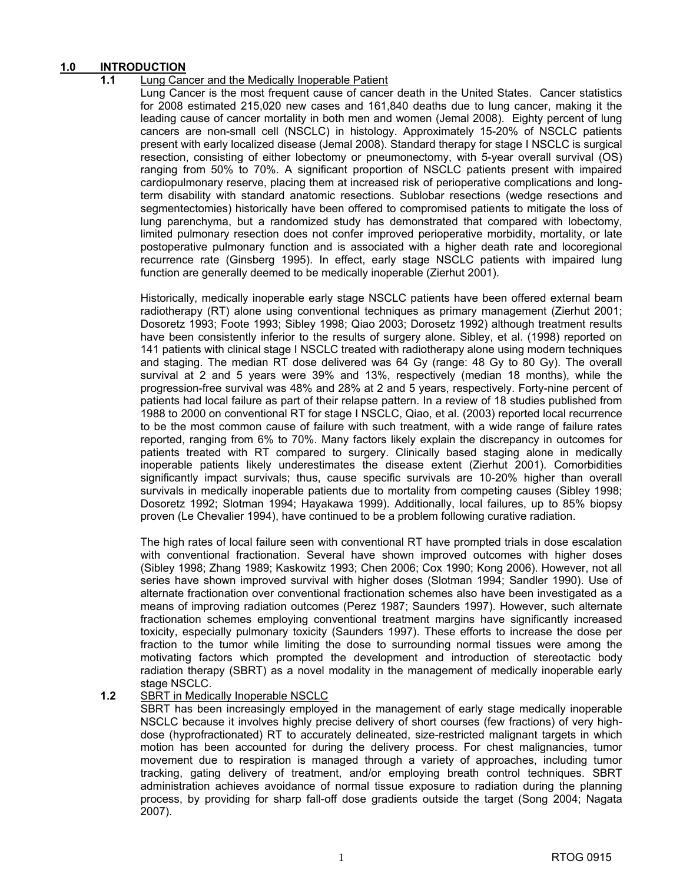## 1.0 INTRODUCTION

### 1.1 Lung Cancer and the Medically Inoperable Patient

Lung Cancer is the most frequent cause of cancer death in the United States. Cancer statistics for 2008 estimated 215,020 new cases and 161,840 deaths due to lung cancer, making it the leading cause of cancer mortality in both men and women (Jemal 2008). Eighty percent of lung cancers are non-small cell (NSCLC) in histology. Approximately 15-20% of NSCLC patients present with early localized disease (Jemal 2008). Standard therapy for stage I NSCLC is surgical resection, consisting of either lobectomy or pneumonectomy, with 5-year overall survival (OS) ranging from 50% to 70%. A significant proportion of NSCLC patients present with impaired cardiopulmonary reserve, placing them at increased risk of perioperative complications and long-term disability with standard anatomic resections. Sublobar resections (wedge resections and segmentectomies) historically have been offered to compromised patients to mitigate the loss of lung parenchyma, but a randomized study has demonstrated that compared with lobectomy, limited pulmonary resection does not confer improved perioperative morbidity, mortality, or late postoperative pulmonary function and is associated with a higher death rate and locoregional recurrence rate (Ginsberg 1995). In effect, early stage NSCLC patients with impaired lung function are generally deemed to be medically inoperable (Zierhut 2001).

Historically, medically inoperable early stage NSCLC patients have been offered external beam radiotherapy (RT) alone using conventional techniques as primary management (Zierhut 2001; Dosoretz 1993; Foote 1993; Sibley 1998; Qiao 2003; Dorosetz 1992) although treatment results have been consistently inferior to the results of surgery alone. Sibley, et al. (1998) reported on 141 patients with clinical stage I NSCLC treated with radiotherapy alone using modern techniques and staging. The median RT dose delivered was 64 Gy (range: 48 Gy to 80 Gy). The overall survival at 2 and 5 years were 39% and 13%, respectively (median 18 months), while the progression-free survival was 48% and 28% at 2 and 5 years, respectively. Forty-nine percent of patients had local failure as part of their relapse pattern. In a review of 18 studies published from 1988 to 2000 on conventional RT for stage I NSCLC, Qiao, et al. (2003) reported local recurrence to be the most common cause of failure with such treatment, with a wide range of failure rates reported, ranging from 6% to 70%. Many factors likely explain the discrepancy in outcomes for patients treated with RT compared to surgery. Clinically based staging alone in medically inoperable patients likely underestimates the disease extent (Zierhut 2001). Comorbidities significantly impact survivals; thus, cause specific survivals are 10-20% higher than overall survivals in medically inoperable patients due to mortality from competing causes (Sibley 1998; Dosoretz 1992; Slotman 1994; Hayakawa 1999). Additionally, local failures, up to 85% biopsy proven (Le Chevalier 1994), have continued to be a problem following curative radiation.

The high rates of local failure seen with conventional RT have prompted trials in dose escalation with conventional fractionation. Several have shown improved outcomes with higher doses (Sibley 1998; Zhang 1989; Kaskowitz 1993; Chen 2006; Cox 1990; Kong 2006). However, not all series have shown improved survival with higher doses (Slotman 1994; Sandler 1990). Use of alternate fractionation over conventional fractionation schemes also have been investigated as a means of improving radiation outcomes (Perez 1987; Saunders 1997). However, such alternate fractionation schemes employing conventional treatment margins have significantly increased toxicity, especially pulmonary toxicity (Saunders 1997). These efforts to increase the dose per fraction to the tumor while limiting the dose to surrounding normal tissues were among the motivating factors which prompted the development and introduction of stereotactic body radiation therapy (SBRT) as a novel modality in the management of medically inoperable early stage NSCLC.

### 1.2 SBRT in Medically Inoperable NSCLC

SBRT has been increasingly employed in the management of early stage medically inoperable NSCLC because it involves highly precise delivery of short courses (few fractions) of very high-dose (hyprofractionated) RT to accurately delineated, size-restricted malignant targets in which motion has been accounted for during the delivery process. For chest malignancies, tumor movement due to respiration is managed through a variety of approaches, including tumor tracking, gating delivery of treatment, and/or employing breath control techniques. SBRT administration achieves avoidance of normal tissue exposure to radiation during the planning process, by providing for sharp fall-off dose gradients outside the target (Song 2004; Nagata 2007).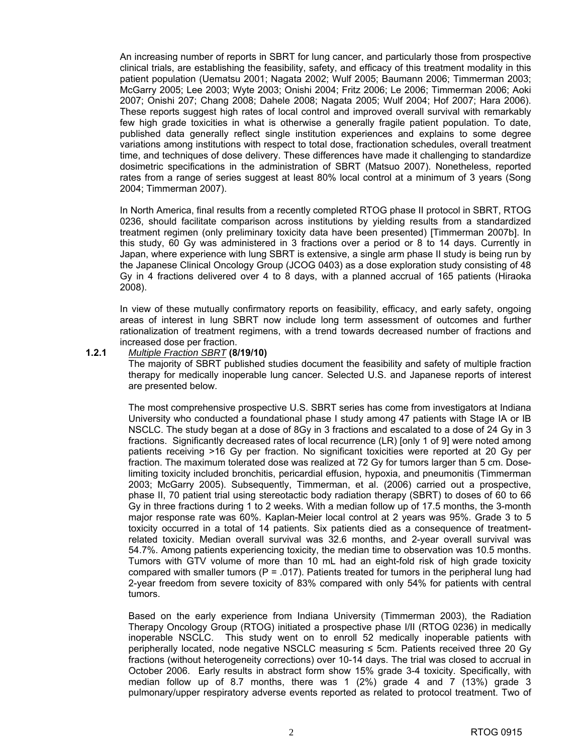An increasing number of reports in SBRT for lung cancer, and particularly those from prospective clinical trials, are establishing the feasibility, safety, and efficacy of this treatment modality in this patient population (Uematsu 2001; Nagata 2002; Wulf 2005; Baumann 2006; Timmerman 2003; McGarry 2005; Lee 2003; Wyte 2003; Onishi 2004; Fritz 2006; Le 2006; Timmerman 2006; Aoki 2007; Onishi 207; Chang 2008; Dahele 2008; Nagata 2005; Wulf 2004; Hof 2007; Hara 2006). These reports suggest high rates of local control and improved overall survival with remarkably few high grade toxicities in what is otherwise a generally fragile patient population. To date, published data generally reflect single institution experiences and explains to some degree variations among institutions with respect to total dose, fractionation schedules, overall treatment time, and techniques of dose delivery. These differences have made it challenging to standardize dosimetric specifications in the administration of SBRT (Matsuo 2007). Nonetheless, reported rates from a range of series suggest at least 80% local control at a minimum of 3 years (Song 2004; Timmerman 2007).

In North America, final results from a recently completed RTOG phase II protocol in SBRT, RTOG 0236, should facilitate comparison across institutions by yielding results from a standardized treatment regimen (only preliminary toxicity data have been presented) [Timmerman 2007b]. In this study, 60 Gy was administered in 3 fractions over a period or 8 to 14 days. Currently in Japan, where experience with lung SBRT is extensive, a single arm phase II study is being run by the Japanese Clinical Oncology Group (JCOG 0403) as a dose exploration study consisting of 48 Gy in 4 fractions delivered over 4 to 8 days, with a planned accrual of 165 patients (Hiraoka 2008).

In view of these mutually confirmatory reports on feasibility, efficacy, and early safety, ongoing areas of interest in lung SBRT now include long term assessment of outcomes and further rationalization of treatment regimens, with a trend towards decreased number of fractions and increased dose per fraction.

**1.2.1** *Multiple Fraction SBRT* **(8/19/10)**

The majority of SBRT published studies document the feasibility and safety of multiple fraction therapy for medically inoperable lung cancer. Selected U.S. and Japanese reports of interest are presented below.

The most comprehensive prospective U.S. SBRT series has come from investigators at Indiana University who conducted a foundational phase I study among 47 patients with Stage IA or IB NSCLC. The study began at a dose of 8Gy in 3 fractions and escalated to a dose of 24 Gy in 3 fractions. Significantly decreased rates of local recurrence (LR) [only 1 of 9] were noted among patients receiving >16 Gy per fraction. No significant toxicities were reported at 20 Gy per fraction. The maximum tolerated dose was realized at 72 Gy for tumors larger than 5 cm. Dose-limiting toxicity included bronchitis, pericardial effusion, hypoxia, and pneumonitis (Timmerman 2003; McGarry 2005). Subsequently, Timmerman, et al. (2006) carried out a prospective, phase II, 70 patient trial using stereotactic body radiation therapy (SBRT) to doses of 60 to 66 Gy in three fractions during 1 to 2 weeks. With a median follow up of 17.5 months, the 3-month major response rate was 60%. Kaplan-Meier local control at 2 years was 95%. Grade 3 to 5 toxicity occurred in a total of 14 patients. Six patients died as a consequence of treatment-related toxicity. Median overall survival was 32.6 months, and 2-year overall survival was 54.7%. Among patients experiencing toxicity, the median time to observation was 10.5 months. Tumors with GTV volume of more than 10 mL had an eight-fold risk of high grade toxicity compared with smaller tumors ($P = .017$). Patients treated for tumors in the peripheral lung had 2-year freedom from severe toxicity of 83% compared with only 54% for patients with central tumors.

Based on the early experience from Indiana University (Timmerman 2003), the Radiation Therapy Oncology Group (RTOG) initiated a prospective phase I/II (RTOG 0236) in medically inoperable NSCLC. This study went on to enroll 52 medically inoperable patients with peripherally located, node negative NSCLC measuring ≤ 5cm. Patients received three 20 Gy fractions (without heterogeneity corrections) over 10-14 days. The trial was closed to accrual in October 2006. Early results in abstract form show 15% grade 3-4 toxicity. Specifically, with median follow up of 8.7 months, there was 1 (2%) grade 4 and 7 (13%) grade 3 pulmonary/upper respiratory adverse events reported as related to protocol treatment. Two of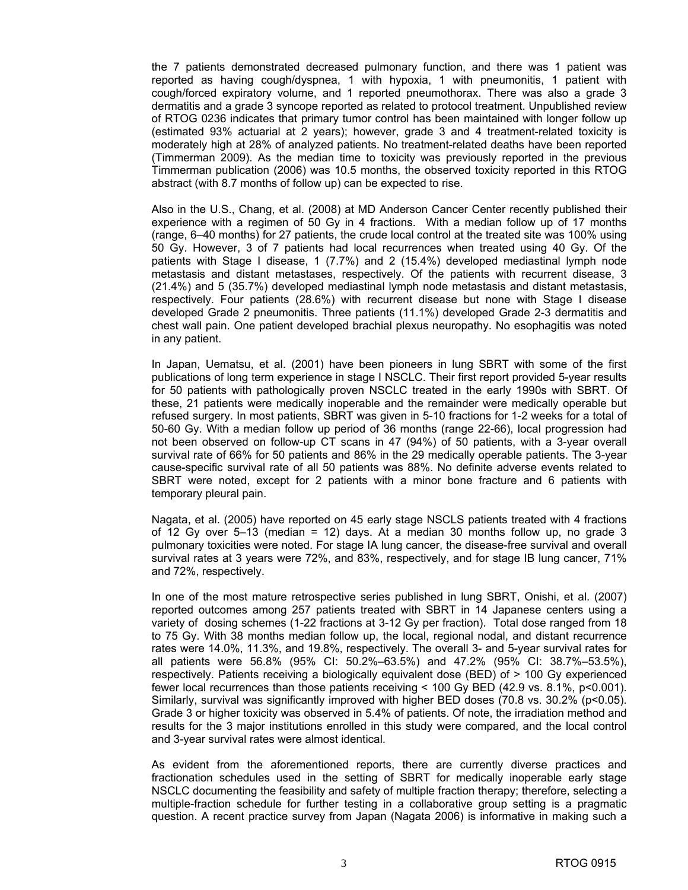the 7 patients demonstrated decreased pulmonary function, and there was 1 patient was reported as having cough/dyspnea, 1 with hypoxia, 1 with pneumonitis, 1 patient with cough/forced expiratory volume, and 1 reported pneumothorax. There was also a grade 3 dermatitis and a grade 3 syncope reported as related to protocol treatment. Unpublished review of RTOG 0236 indicates that primary tumor control has been maintained with longer follow up (estimated 93% actuarial at 2 years); however, grade 3 and 4 treatment-related toxicity is moderately high at 28% of analyzed patients. No treatment-related deaths have been reported (Timmerman 2009). As the median time to toxicity was previously reported in the previous Timmerman publication (2006) was 10.5 months, the observed toxicity reported in this RTOG abstract (with 8.7 months of follow up) can be expected to rise.

Also in the U.S., Chang, et al. (2008) at MD Anderson Cancer Center recently published their experience with a regimen of 50 Gy in 4 fractions. With a median follow up of 17 months (range, 6–40 months) for 27 patients, the crude local control at the treated site was 100% using 50 Gy. However, 3 of 7 patients had local recurrences when treated using 40 Gy. Of the patients with Stage I disease, 1 (7.7%) and 2 (15.4%) developed mediastinal lymph node metastasis and distant metastases, respectively. Of the patients with recurrent disease, 3 (21.4%) and 5 (35.7%) developed mediastinal lymph node metastasis and distant metastasis, respectively. Four patients (28.6%) with recurrent disease but none with Stage I disease developed Grade 2 pneumonitis. Three patients (11.1%) developed Grade 2-3 dermatitis and chest wall pain. One patient developed brachial plexus neuropathy. No esophagitis was noted in any patient.

In Japan, Uematsu, et al. (2001) have been pioneers in lung SBRT with some of the first publications of long term experience in stage I NSCLC. Their first report provided 5-year results for 50 patients with pathologically proven NSCLC treated in the early 1990s with SBRT. Of these, 21 patients were medically inoperable and the remainder were medically operable but refused surgery. In most patients, SBRT was given in 5-10 fractions for 1-2 weeks for a total of 50-60 Gy. With a median follow up period of 36 months (range 22-66), local progression had not been observed on follow-up CT scans in 47 (94%) of 50 patients, with a 3-year overall survival rate of 66% for 50 patients and 86% in the 29 medically operable patients. The 3-year cause-specific survival rate of all 50 patients was 88%. No definite adverse events related to SBRT were noted, except for 2 patients with a minor bone fracture and 6 patients with temporary pleural pain.

Nagata, et al. (2005) have reported on 45 early stage NSCLS patients treated with 4 fractions of 12 Gy over 5–13 (median = 12) days. At a median 30 months follow up, no grade 3 pulmonary toxicities were noted. For stage IA lung cancer, the disease-free survival and overall survival rates at 3 years were 72%, and 83%, respectively, and for stage IB lung cancer, 71% and 72%, respectively.

In one of the most mature retrospective series published in lung SBRT, Onishi, et al. (2007) reported outcomes among 257 patients treated with SBRT in 14 Japanese centers using a variety of dosing schemes (1-22 fractions at 3-12 Gy per fraction). Total dose ranged from 18 to 75 Gy. With 38 months median follow up, the local, regional nodal, and distant recurrence rates were 14.0%, 11.3%, and 19.8%, respectively. The overall 3- and 5-year survival rates for all patients were 56.8% (95% CI: 50.2%–63.5%) and 47.2% (95% CI: 38.7%–53.5%), respectively. Patients receiving a biologically equivalent dose (BED) of > 100 Gy experienced fewer local recurrences than those patients receiving < 100 Gy BED (42.9 vs. 8.1%, $p<0.001$). Similarly, survival was significantly improved with higher BED doses (70.8 vs. 30.2% ($p<0.05$). Grade 3 or higher toxicity was observed in 5.4% of patients. Of note, the irradiation method and results for the 3 major institutions enrolled in this study were compared, and the local control and 3-year survival rates were almost identical.

As evident from the aforementioned reports, there are currently diverse practices and fractionation schedules used in the setting of SBRT for medically inoperable early stage NSCLC documenting the feasibility and safety of multiple fraction therapy; therefore, selecting a multiple-fraction schedule for further testing in a collaborative group setting is a pragmatic question. A recent practice survey from Japan (Nagata 2006) is informative in making such a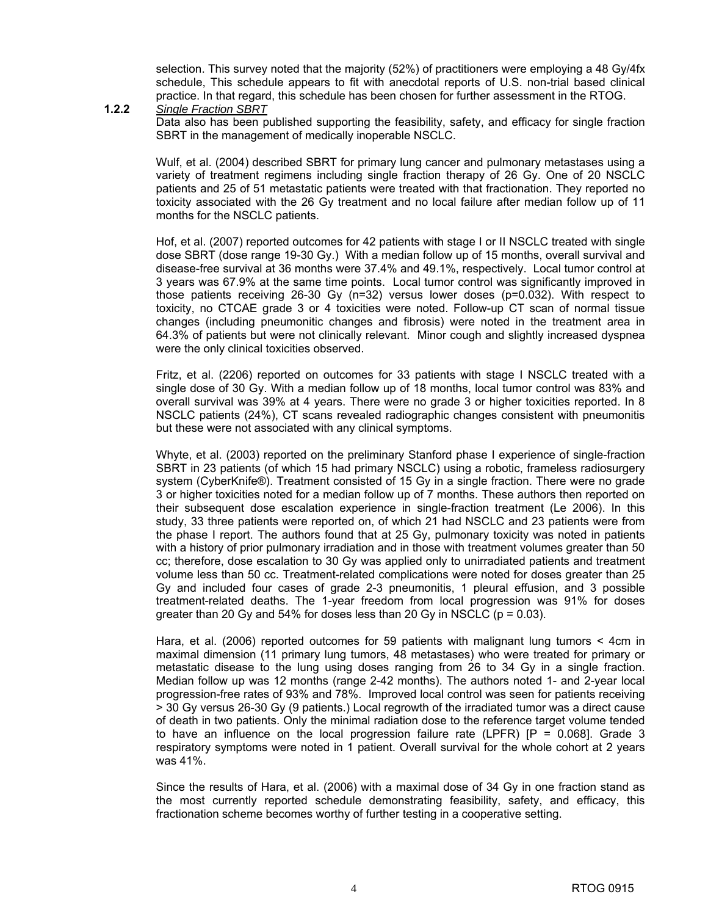selection. This survey noted that the majority (52%) of practitioners were employing a 48 Gy/4fx schedule, This schedule appears to fit with anecdotal reports of U.S. non-trial based clinical practice. In that regard, this schedule has been chosen for further assessment in the RTOG.

**1.2.2** *Single Fraction SBRT*

Data also has been published supporting the feasibility, safety, and efficacy for single fraction SBRT in the management of medically inoperable NSCLC.

Wulf, et al. (2004) described SBRT for primary lung cancer and pulmonary metastases using a variety of treatment regimens including single fraction therapy of 26 Gy. One of 20 NSCLC patients and 25 of 51 metastatic patients were treated with that fractionation. They reported no toxicity associated with the 26 Gy treatment and no local failure after median follow up of 11 months for the NSCLC patients.

Hof, et al. (2007) reported outcomes for 42 patients with stage I or II NSCLC treated with single dose SBRT (dose range 19-30 Gy.) With a median follow up of 15 months, overall survival and disease-free survival at 36 months were 37.4% and 49.1%, respectively. Local tumor control at 3 years was 67.9% at the same time points. Local tumor control was significantly improved in those patients receiving 26-30 Gy (n=32) versus lower doses (p=0.032). With respect to toxicity, no CTCAE grade 3 or 4 toxicities were noted. Follow-up CT scan of normal tissue changes (including pneumonitic changes and fibrosis) were noted in the treatment area in 64.3% of patients but were not clinically relevant. Minor cough and slightly increased dyspnea were the only clinical toxicities observed.

Fritz, et al. (2206) reported on outcomes for 33 patients with stage I NSCLC treated with a single dose of 30 Gy. With a median follow up of 18 months, local tumor control was 83% and overall survival was 39% at 4 years. There were no grade 3 or higher toxicities reported. In 8 NSCLC patients (24%), CT scans revealed radiographic changes consistent with pneumonitis but these were not associated with any clinical symptoms.

Whyte, et al. (2003) reported on the preliminary Stanford phase I experience of single-fraction SBRT in 23 patients (of which 15 had primary NSCLC) using a robotic, frameless radiosurgery system (CyberKnife®). Treatment consisted of 15 Gy in a single fraction. There were no grade 3 or higher toxicities noted for a median follow up of 7 months. These authors then reported on their subsequent dose escalation experience in single-fraction treatment (Le 2006). In this study, 33 three patients were reported on, of which 21 had NSCLC and 23 patients were from the phase I report. The authors found that at 25 Gy, pulmonary toxicity was noted in patients with a history of prior pulmonary irradiation and in those with treatment volumes greater than 50 cc; therefore, dose escalation to 30 Gy was applied only to unirradiated patients and treatment volume less than 50 cc. Treatment-related complications were noted for doses greater than 25 Gy and included four cases of grade 2-3 pneumonitis, 1 pleural effusion, and 3 possible treatment-related deaths. The 1-year freedom from local progression was 91% for doses greater than 20 Gy and 54% for doses less than 20 Gy in NSCLC (p = 0.03).

Hara, et al. (2006) reported outcomes for 59 patients with malignant lung tumors < 4cm in maximal dimension (11 primary lung tumors, 48 metastases) who were treated for primary or metastatic disease to the lung using doses ranging from 26 to 34 Gy in a single fraction. Median follow up was 12 months (range 2-42 months). The authors noted 1- and 2-year local progression-free rates of 93% and 78%. Improved local control was seen for patients receiving > 30 Gy versus 26-30 Gy (9 patients.) Local regrowth of the irradiated tumor was a direct cause of death in two patients. Only the minimal radiation dose to the reference target volume tended to have an influence on the local progression failure rate (LPFR) [P = 0.068]. Grade 3 respiratory symptoms were noted in 1 patient. Overall survival for the whole cohort at 2 years was 41%.

Since the results of Hara, et al. (2006) with a maximal dose of 34 Gy in one fraction stand as the most currently reported schedule demonstrating feasibility, safety, and efficacy, this fractionation scheme becomes worthy of further testing in a cooperative setting.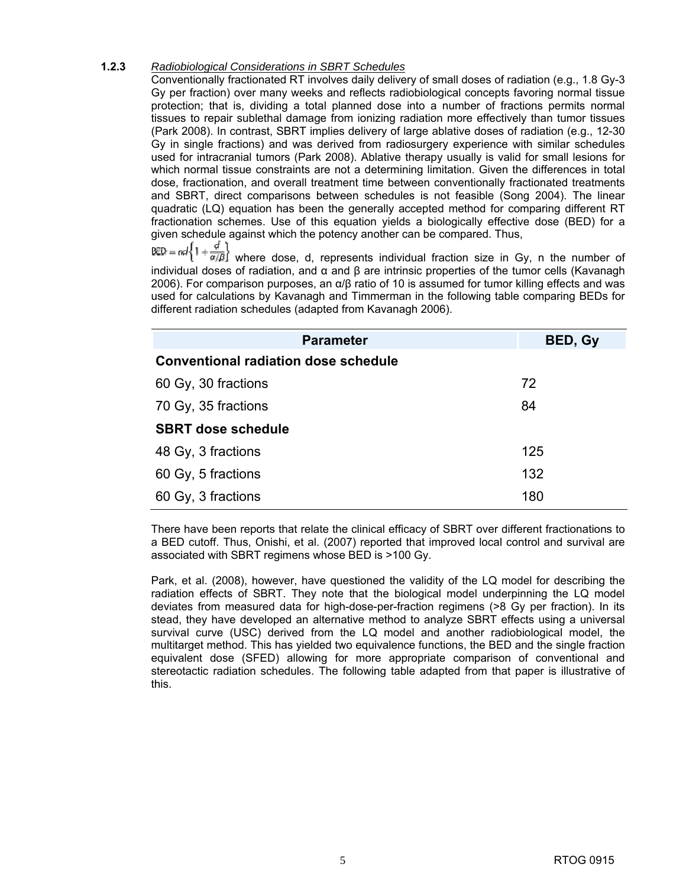### 1.2.3 *Radiobiological Considerations in SBRT Schedules*

Conventionally fractionated RT involves daily delivery of small doses of radiation (e.g., 1.8 Gy-3 Gy per fraction) over many weeks and reflects radiobiological concepts favoring normal tissue protection; that is, dividing a total planned dose into a number of fractions permits normal tissues to repair sublethal damage from ionizing radiation more effectively than tumor tissues (Park 2008). In contrast, SBRT implies delivery of large ablative doses of radiation (e.g., 12-30 Gy in single fractions) and was derived from radiosurgery experience with similar schedules used for intracranial tumors (Park 2008). Ablative therapy usually is valid for small lesions for which normal tissue constraints are not a determining limitation. Given the differences in total dose, fractionation, and overall treatment time between conventionally fractionated treatments and SBRT, direct comparisons between schedules is not feasible (Song 2004). The linear quadratic (LQ) equation has been the generally accepted method for comparing different RT fractionation schemes. Use of this equation yields a biologically effective dose (BED) for a given schedule against which the potency another can be compared. Thus,

$BED = nd\left\{1 + \frac{d}{\alpha/\beta}\right\}$ where dose, d, represents individual fraction size in Gy, n the number of individual doses of radiation, and α and β are intrinsic properties of the tumor cells (Kavanagh 2006). For comparison purposes, an α/β ratio of 10 is assumed for tumor killing effects and was used for calculations by Kavanagh and Timmerman in the following table comparing BEDs for different radiation schedules (adapted from Kavanagh 2006).

| Parameter | BED, Gy |
|---|---|
| **Conventional radiation dose schedule** | |
| 60 Gy, 30 fractions | 72 |
| 70 Gy, 35 fractions | 84 |
| **SBRT dose schedule** | |
| 48 Gy, 3 fractions | 125 |
| 60 Gy, 5 fractions | 132 |
| 60 Gy, 3 fractions | 180 |

There have been reports that relate the clinical efficacy of SBRT over different fractionations to a BED cutoff. Thus, Onishi, et al. (2007) reported that improved local control and survival are associated with SBRT regimens whose BED is >100 Gy.

Park, et al. (2008), however, have questioned the validity of the LQ model for describing the radiation effects of SBRT. They note that the biological model underpinning the LQ model deviates from measured data for high-dose-per-fraction regimens (>8 Gy per fraction). In its stead, they have developed an alternative method to analyze SBRT effects using a universal survival curve (USC) derived from the LQ model and another radiobiological model, the multitarget method. This has yielded two equivalence functions, the BED and the single fraction equivalent dose (SFED) allowing for more appropriate comparison of conventional and stereotactic radiation schedules. The following table adapted from that paper is illustrative of this.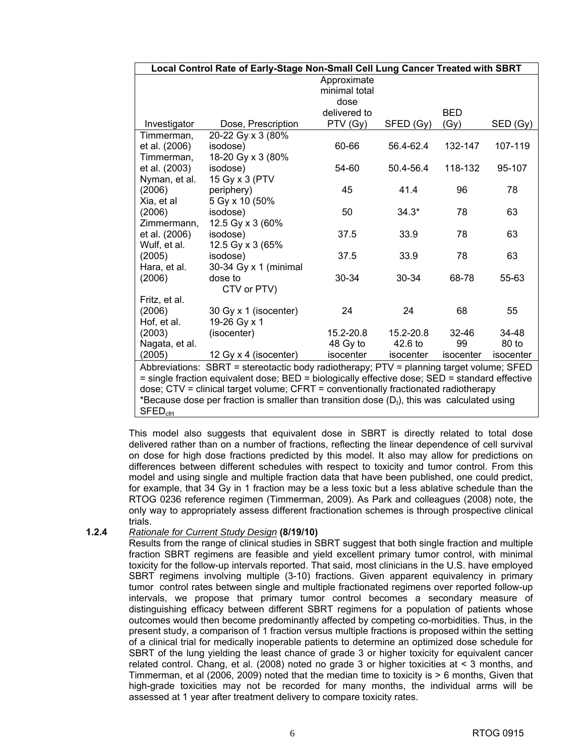| Local Control Rate of Early-Stage Non-Small Cell Lung Cancer Treated with SBRT | | | | | |
|---|---|---|---|---|---|
| Investigator | Dose, Prescription | Approximate minimal total dose delivered to PTV (Gy) | SFED (Gy) | BED (Gy) | SED (Gy) |
| Timmerman, et al. (2006) | 20-22 Gy x 3 (80% isodose) | 60-66 | 56.4-62.4 | 132-147 | 107-119 |
| Timmerman, et al. (2003) | 18-20 Gy x 3 (80% isodose) | 54-60 | 50.4-56.4 | 118-132 | 95-107 |
| Nyman, et al. (2006) | 15 Gy x 3 (PTV periphery) | 45 | 41.4 | 96 | 78 |
| Xia, et al (2006) | 5 Gy x 10 (50% isodose) | 50 | 34.3* | 78 | 63 |
| Zimmermann, et al. (2006) | 12.5 Gy x 3 (60% isodose) | 37.5 | 33.9 | 78 | 63 |
| Wulf, et al. (2005) | 12.5 Gy x 3 (65% isodose) | 37.5 | 33.9 | 78 | 63 |
| Hara, et al. (2006) | 30-34 Gy x 1 (minimal dose to CTV or PTV) | 30-34 | 30-34 | 68-78 | 55-63 |
| Fritz, et al. (2006) | 30 Gy x 1 (isocenter) | 24 | 24 | 68 | 55 |
| Hof, et al. (2003) | 19-26 Gy x 1 (isocenter) | 15.2-20.8 | 15.2-20.8 | 32-46 | 34-48 |
| Nagata, et al. (2005) | 12 Gy x 4 (isocenter) | 48 Gy to isocenter | 42.6 to isocenter | 99 isocenter | 80 to isocenter |

Abbreviations: SBRT = stereotactic body radiotherapy; PTV = planning target volume; SFED = single fraction equivalent dose; BED = biologically effective dose; SED = standard effective dose; CTV = clinical target volume; CFRT = conventionally fractionated radiotherapy

*Because dose per fraction is smaller than transition dose ($D_t$), this was calculated using $SFED_{cfrt}$

This model also suggests that equivalent dose in SBRT is directly related to total dose delivered rather than on a number of fractions, reflecting the linear dependence of cell survival on dose for high dose fractions predicted by this model. It also may allow for predictions on differences between different schedules with respect to toxicity and tumor control. From this model and using single and multiple fraction data that have been published, one could predict, for example, that 34 Gy in 1 fraction may be a less toxic but a less ablative schedule than the RTOG 0236 reference regimen (Timmerman, 2009). As Park and colleagues (2008) note, the only way to appropriately assess different fractionation schemes is through prospective clinical trials.

**1.2.4** *Rationale for Current Study Design* **(8/19/10)**

Results from the range of clinical studies in SBRT suggest that both single fraction and multiple fraction SBRT regimens are feasible and yield excellent primary tumor control, with minimal toxicity for the follow-up intervals reported. That said, most clinicians in the U.S. have employed SBRT regimens involving multiple (3-10) fractions. Given apparent equivalency in primary tumor control rates between single and multiple fractionated regimens over reported follow-up intervals, we propose that primary tumor control becomes a secondary measure of distinguishing efficacy between different SBRT regimens for a population of patients whose outcomes would then become predominantly affected by competing co-morbidities. Thus, in the present study, a comparison of 1 fraction versus multiple fractions is proposed within the setting of a clinical trial for medically inoperable patients to determine an optimized dose schedule for SBRT of the lung yielding the least chance of grade 3 or higher toxicity for equivalent cancer related control. Chang, et al. (2008) noted no grade 3 or higher toxicities at < 3 months, and Timmerman, et al (2006, 2009) noted that the median time to toxicity is > 6 months, Given that high-grade toxicities may not be recorded for many months, the individual arms will be assessed at 1 year after treatment delivery to compare toxicity rates.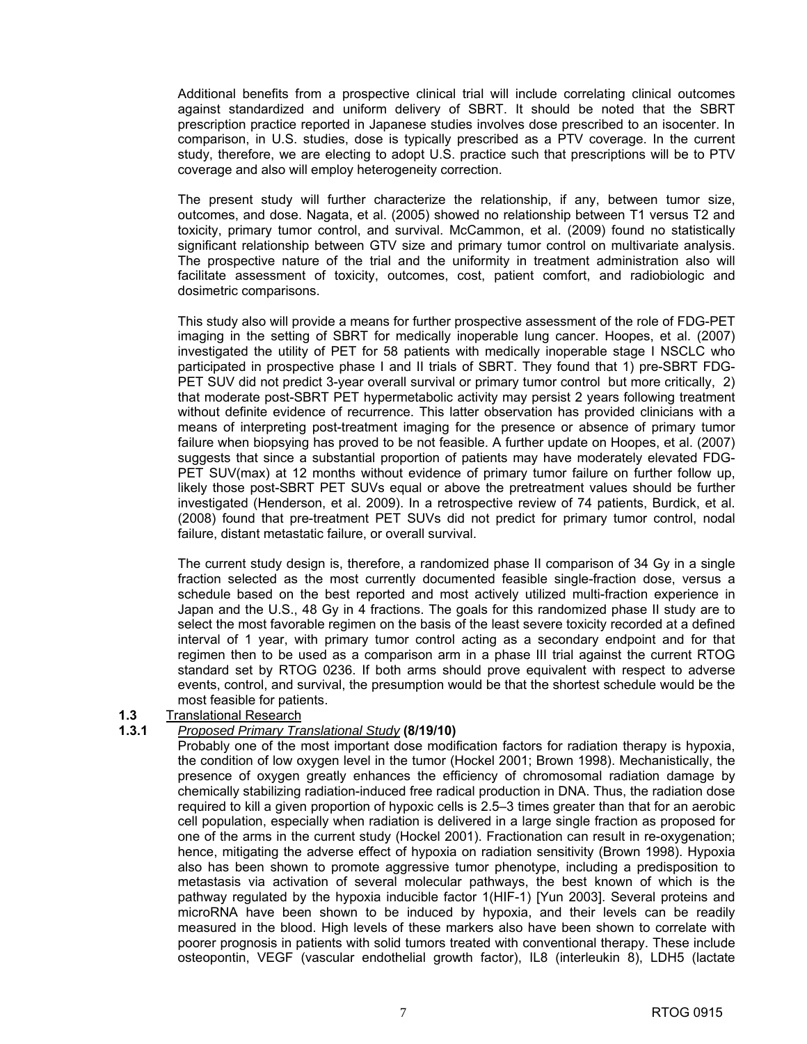Additional benefits from a prospective clinical trial will include correlating clinical outcomes against standardized and uniform delivery of SBRT. It should be noted that the SBRT prescription practice reported in Japanese studies involves dose prescribed to an isocenter. In comparison, in U.S. studies, dose is typically prescribed as a PTV coverage. In the current study, therefore, we are electing to adopt U.S. practice such that prescriptions will be to PTV coverage and also will employ heterogeneity correction.

The present study will further characterize the relationship, if any, between tumor size, outcomes, and dose. Nagata, et al. (2005) showed no relationship between T1 versus T2 and toxicity, primary tumor control, and survival. McCammon, et al. (2009) found no statistically significant relationship between GTV size and primary tumor control on multivariate analysis. The prospective nature of the trial and the uniformity in treatment administration also will facilitate assessment of toxicity, outcomes, cost, patient comfort, and radiobiologic and dosimetric comparisons.

This study also will provide a means for further prospective assessment of the role of FDG-PET imaging in the setting of SBRT for medically inoperable lung cancer. Hoopes, et al. (2007) investigated the utility of PET for 58 patients with medically inoperable stage I NSCLC who participated in prospective phase I and II trials of SBRT. They found that 1) pre-SBRT FDG-PET SUV did not predict 3-year overall survival or primary tumor control but more critically, 2) that moderate post-SBRT PET hypermetabolic activity may persist 2 years following treatment without definite evidence of recurrence. This latter observation has provided clinicians with a means of interpreting post-treatment imaging for the presence or absence of primary tumor failure when biopsying has proved to be not feasible. A further update on Hoopes, et al. (2007) suggests that since a substantial proportion of patients may have moderately elevated FDG-PET SUV(max) at 12 months without evidence of primary tumor failure on further follow up, likely those post-SBRT PET SUVs equal or above the pretreatment values should be further investigated (Henderson, et al. 2009). In a retrospective review of 74 patients, Burdick, et al. (2008) found that pre-treatment PET SUVs did not predict for primary tumor control, nodal failure, distant metastatic failure, or overall survival.

The current study design is, therefore, a randomized phase II comparison of 34 Gy in a single fraction selected as the most currently documented feasible single-fraction dose, versus a schedule based on the best reported and most actively utilized multi-fraction experience in Japan and the U.S., 48 Gy in 4 fractions. The goals for this randomized phase II study are to select the most favorable regimen on the basis of the least severe toxicity recorded at a defined interval of 1 year, with primary tumor control acting as a secondary endpoint and for that regimen then to be used as a comparison arm in a phase III trial against the current RTOG standard set by RTOG 0236. If both arms should prove equivalent with respect to adverse events, control, and survival, the presumption would be that the shortest schedule would be the most feasible for patients.

## 1.3 Translational Research

### 1.3.1 *Proposed Primary Translational Study* **(8/19/10)**

Probably one of the most important dose modification factors for radiation therapy is hypoxia, the condition of low oxygen level in the tumor (Hockel 2001; Brown 1998). Mechanistically, the presence of oxygen greatly enhances the efficiency of chromosomal radiation damage by chemically stabilizing radiation-induced free radical production in DNA. Thus, the radiation dose required to kill a given proportion of hypoxic cells is 2.5–3 times greater than that for an aerobic cell population, especially when radiation is delivered in a large single fraction as proposed for one of the arms in the current study (Hockel 2001). Fractionation can result in re-oxygenation; hence, mitigating the adverse effect of hypoxia on radiation sensitivity (Brown 1998). Hypoxia also has been shown to promote aggressive tumor phenotype, including a predisposition to metastasis via activation of several molecular pathways, the best known of which is the pathway regulated by the hypoxia inducible factor 1(HIF-1) [Yun 2003]. Several proteins and microRNA have been shown to be induced by hypoxia, and their levels can be readily measured in the blood. High levels of these markers also have been shown to correlate with poorer prognosis in patients with solid tumors treated with conventional therapy. These include osteopontin, VEGF (vascular endothelial growth factor), IL8 (interleukin 8), LDH5 (lactate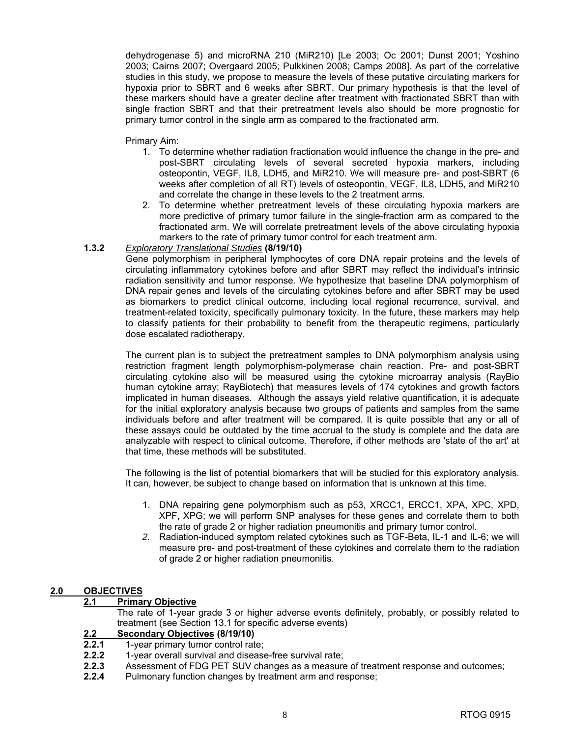dehydrogenase 5) and microRNA 210 (MiR210) [Le 2003; Oc 2001; Dunst 2001; Yoshino 2003; Cairns 2007; Overgaard 2005; Pulkkinen 2008; Camps 2008]. As part of the correlative studies in this study, we propose to measure the levels of these putative circulating markers for hypoxia prior to SBRT and 6 weeks after SBRT. Our primary hypothesis is that the level of these markers should have a greater decline after treatment with fractionated SBRT than with single fraction SBRT and that their pretreatment levels also should be more prognostic for primary tumor control in the single arm as compared to the fractionated arm.

Primary Aim:

1. To determine whether radiation fractionation would influence the change in the pre- and post-SBRT circulating levels of several secreted hypoxia markers, including osteopontin, VEGF, IL8, LDH5, and MiR210. We will measure pre- and post-SBRT (6 weeks after completion of all RT) levels of osteopontin, VEGF, IL8, LDH5, and MiR210 and correlate the change in these levels to the 2 treatment arms.
2. To determine whether pretreatment levels of these circulating hypoxia markers are more predictive of primary tumor failure in the single-fraction arm as compared to the fractionated arm. We will correlate pretreatment levels of the above circulating hypoxia markers to the rate of primary tumor control for each treatment arm.

**1.3.2** *Exploratory Translational Studies* **(8/19/10)**

Gene polymorphism in peripheral lymphocytes of core DNA repair proteins and the levels of circulating inflammatory cytokines before and after SBRT may reflect the individual's intrinsic radiation sensitivity and tumor response. We hypothesize that baseline DNA polymorphism of DNA repair genes and levels of the circulating cytokines before and after SBRT may be used as biomarkers to predict clinical outcome, including local regional recurrence, survival, and treatment-related toxicity, specifically pulmonary toxicity. In the future, these markers may help to classify patients for their probability to benefit from the therapeutic regimens, particularly dose escalated radiotherapy.

The current plan is to subject the pretreatment samples to DNA polymorphism analysis using restriction fragment length polymorphism-polymerase chain reaction. Pre- and post-SBRT circulating cytokine also will be measured using the cytokine microarray analysis (RayBio human cytokine array; RayBiotech) that measures levels of 174 cytokines and growth factors implicated in human diseases. Although the assays yield relative quantification, it is adequate for the initial exploratory analysis because two groups of patients and samples from the same individuals before and after treatment will be compared. It is quite possible that any or all of these assays could be outdated by the time accrual to the study is complete and the data are analyzable with respect to clinical outcome. Therefore, if other methods are 'state of the art' at that time, these methods will be substituted.

The following is the list of potential biomarkers that will be studied for this exploratory analysis. It can, however, be subject to change based on information that is unknown at this time.

1. DNA repairing gene polymorphism such as p53, XRCC1, ERCC1, XPA, XPC, XPD, XPF, XPG; we will perform SNP analyses for these genes and correlate them to both the rate of grade 2 or higher radiation pneumonitis and primary tumor control.
2. Radiation-induced symptom related cytokines such as TGF-Beta, IL-1 and IL-6; we will measure pre- and post-treatment of these cytokines and correlate them to the radiation of grade 2 or higher radiation pneumonitis.

## 2.0 OBJECTIVES

### 2.1 Primary Objective

The rate of 1-year grade 3 or higher adverse events definitely, probably, or possibly related to treatment (see Section 13.1 for specific adverse events)

### 2.2 Secondary Objectives (8/19/10)

**2.2.1** 1-year primary tumor control rate;
**2.2.2** 1-year overall survival and disease-free survival rate;
**2.2.3** Assessment of FDG PET SUV changes as a measure of treatment response and outcomes;
**2.2.4** Pulmonary function changes by treatment arm and response;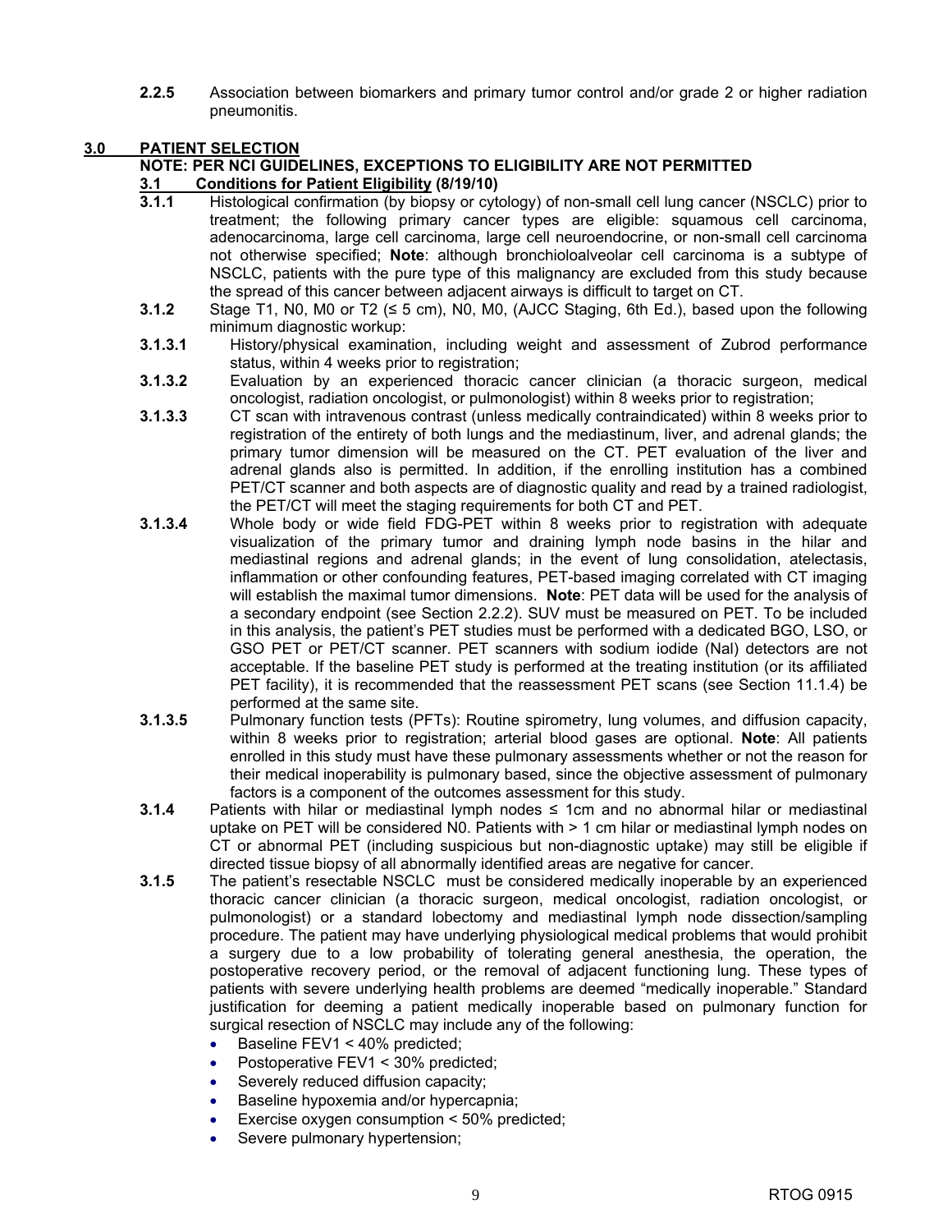**2.2.5** Association between biomarkers and primary tumor control and/or grade 2 or higher radiation pneumonitis.

## 3.0 PATIENT SELECTION

**NOTE: PER NCI GUIDELINES, EXCEPTIONS TO ELIGIBILITY ARE NOT PERMITTED**

### 3.1 Conditions for Patient Eligibility (8/19/10)

**3.1.1** Histological confirmation (by biopsy or cytology) of non-small cell lung cancer (NSCLC) prior to treatment; the following primary cancer types are eligible: squamous cell carcinoma, adenocarcinoma, large cell carcinoma, large cell neuroendocrine, or non-small cell carcinoma not otherwise specified; **Note**: although bronchioloalveolar cell carcinoma is a subtype of NSCLC, patients with the pure type of this malignancy are excluded from this study because the spread of this cancer between adjacent airways is difficult to target on CT.

**3.1.2** Stage T1, N0, M0 or T2 (≤ 5 cm), N0, M0, (AJCC Staging, 6th Ed.), based upon the following minimum diagnostic workup:

**3.1.3.1** History/physical examination, including weight and assessment of Zubrod performance status, within 4 weeks prior to registration;

**3.1.3.2** Evaluation by an experienced thoracic cancer clinician (a thoracic surgeon, medical oncologist, radiation oncologist, or pulmonologist) within 8 weeks prior to registration;

**3.1.3.3** CT scan with intravenous contrast (unless medically contraindicated) within 8 weeks prior to registration of the entirety of both lungs and the mediastinum, liver, and adrenal glands; the primary tumor dimension will be measured on the CT. PET evaluation of the liver and adrenal glands also is permitted. In addition, if the enrolling institution has a combined PET/CT scanner and both aspects are of diagnostic quality and read by a trained radiologist, the PET/CT will meet the staging requirements for both CT and PET.

**3.1.3.4** Whole body or wide field FDG-PET within 8 weeks prior to registration with adequate visualization of the primary tumor and draining lymph node basins in the hilar and mediastinal regions and adrenal glands; in the event of lung consolidation, atelectasis, inflammation or other confounding features, PET-based imaging correlated with CT imaging will establish the maximal tumor dimensions. **Note**: PET data will be used for the analysis of a secondary endpoint (see Section 2.2.2). SUV must be measured on PET. To be included in this analysis, the patient's PET studies must be performed with a dedicated BGO, LSO, or GSO PET or PET/CT scanner. PET scanners with sodium iodide (NaI) detectors are not acceptable. If the baseline PET study is performed at the treating institution (or its affiliated PET facility), it is recommended that the reassessment PET scans (see Section 11.1.4) be performed at the same site.

**3.1.3.5** Pulmonary function tests (PFTs): Routine spirometry, lung volumes, and diffusion capacity, within 8 weeks prior to registration; arterial blood gases are optional. **Note**: All patients enrolled in this study must have these pulmonary assessments whether or not the reason for their medical inoperability is pulmonary based, since the objective assessment of pulmonary factors is a component of the outcomes assessment for this study.

**3.1.4** Patients with hilar or mediastinal lymph nodes ≤ 1cm and no abnormal hilar or mediastinal uptake on PET will be considered N0. Patients with > 1 cm hilar or mediastinal lymph nodes on CT or abnormal PET (including suspicious but non-diagnostic uptake) may still be eligible if directed tissue biopsy of all abnormally identified areas are negative for cancer.

**3.1.5** The patient's resectable NSCLC must be considered medically inoperable by an experienced thoracic cancer clinician (a thoracic surgeon, medical oncologist, radiation oncologist, or pulmonologist) or a standard lobectomy and mediastinal lymph node dissection/sampling procedure. The patient may have underlying physiological medical problems that would prohibit a surgery due to a low probability of tolerating general anesthesia, the operation, the postoperative recovery period, or the removal of adjacent functioning lung. These types of patients with severe underlying health problems are deemed "medically inoperable." Standard justification for deeming a patient medically inoperable based on pulmonary function for surgical resection of NSCLC may include any of the following:

- Baseline FEV1 < 40% predicted;
- Postoperative FEV1 < 30% predicted;
- Severely reduced diffusion capacity;
- Baseline hypoxemia and/or hypercapnia;
- Exercise oxygen consumption < 50% predicted;
- Severe pulmonary hypertension;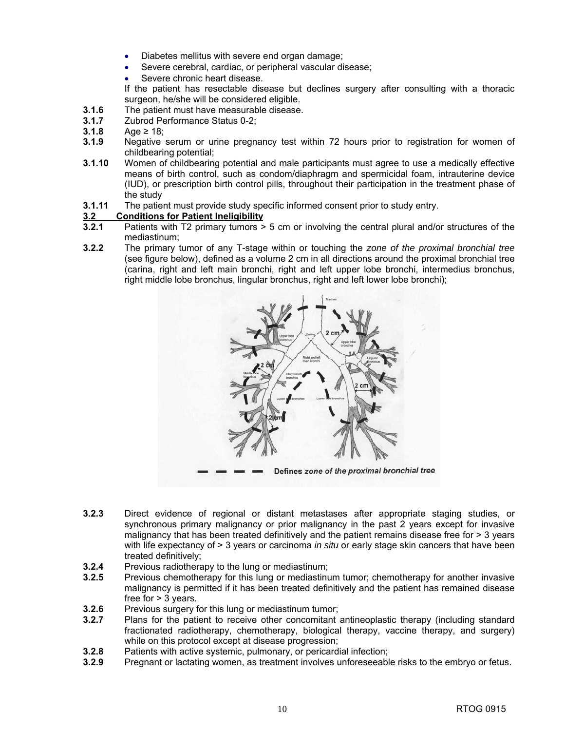- Diabetes mellitus with severe end organ damage;
- Severe cerebral, cardiac, or peripheral vascular disease;
- Severe chronic heart disease.

If the patient has resectable disease but declines surgery after consulting with a thoracic surgeon, he/she will be considered eligible.

**3.1.6** The patient must have measurable disease.

**3.1.7** Zubrod Performance Status 0-2;

**3.1.8** Age ≥ 18;

**3.1.9** Negative serum or urine pregnancy test within 72 hours prior to registration for women of childbearing potential;

**3.1.10** Women of childbearing potential and male participants must agree to use a medically effective means of birth control, such as condom/diaphragm and spermicidal foam, intrauterine device (IUD), or prescription birth control pills, throughout their participation in the treatment phase of the study

**3.1.11** The patient must provide study specific informed consent prior to study entry.

## 3.2 Conditions for Patient Ineligibility

**3.2.1** Patients with T2 primary tumors > 5 cm or involving the central plural and/or structures of the mediastinum;

**3.2.2** The primary tumor of any T-stage within or touching the *zone of the proximal bronchial tree* (see figure below), defined as a volume 2 cm in all directions around the proximal bronchial tree (carina, right and left main bronchi, right and left upper lobe bronchi, intermedius bronchus, right middle lobe bronchus, lingular bronchus, right and left lower lobe bronchi);

Defines *zone of the proximal bronchial tree*

**3.2.3** Direct evidence of regional or distant metastases after appropriate staging studies, or synchronous primary malignancy or prior malignancy in the past 2 years except for invasive malignancy that has been treated definitively and the patient remains disease free for > 3 years with life expectancy of > 3 years or carcinoma *in situ* or early stage skin cancers that have been treated definitively;

**3.2.4** Previous radiotherapy to the lung or mediastinum;

**3.2.5** Previous chemotherapy for this lung or mediastinum tumor; chemotherapy for another invasive malignancy is permitted if it has been treated definitively and the patient has remained disease free for > 3 years.

**3.2.6** Previous surgery for this lung or mediastinum tumor;

**3.2.7** Plans for the patient to receive other concomitant antineoplastic therapy (including standard fractionated radiotherapy, chemotherapy, biological therapy, vaccine therapy, and surgery) while on this protocol except at disease progression;

**3.2.8** Patients with active systemic, pulmonary, or pericardial infection;

**3.2.9** Pregnant or lactating women, as treatment involves unforeseeable risks to the embryo or fetus.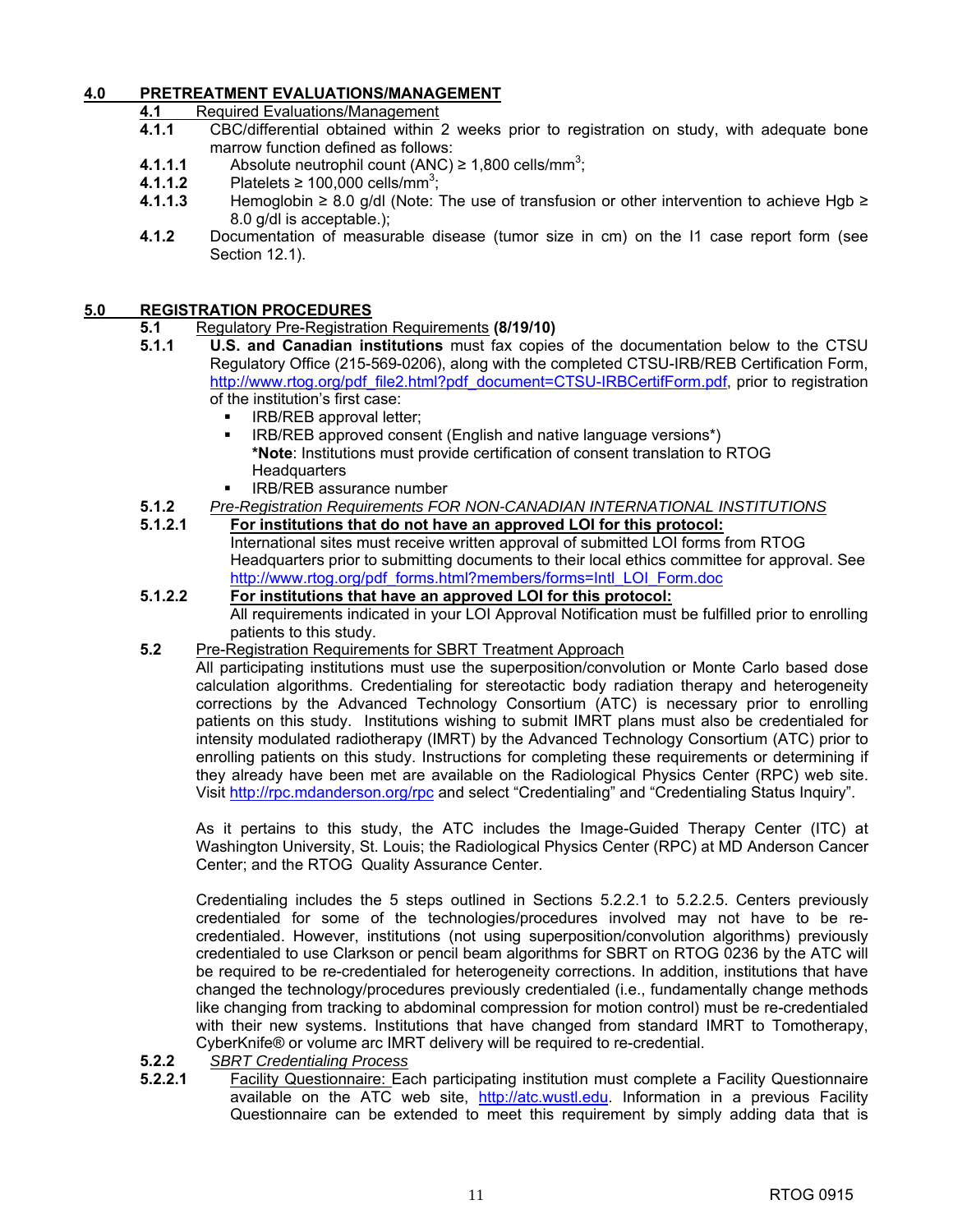## 4.0 PRETREATMENT EVALUATIONS/MANAGEMENT

### 4.1 Required Evaluations/Management

**4.1.1** CBC/differential obtained within 2 weeks prior to registration on study, with adequate bone marrow function defined as follows:

**4.1.1.1** Absolute neutrophil count (ANC) ≥ 1,800 cells/mm$^3$;

**4.1.1.2** Platelets ≥ 100,000 cells/mm$^3$;

**4.1.1.3** Hemoglobin ≥ 8.0 g/dl (Note: The use of transfusion or other intervention to achieve Hgb ≥ 8.0 g/dl is acceptable.);

**4.1.2** Documentation of measurable disease (tumor size in cm) on the I1 case report form (see Section 12.1).

## 5.0 REGISTRATION PROCEDURES

### 5.1 Regulatory Pre-Registration Requirements **(8/19/10)**

**5.1.1** **U.S. and Canadian institutions** must fax copies of the documentation below to the CTSU Regulatory Office (215-569-0206), along with the completed CTSU-IRB/REB Certification Form, http://www.rtog.org/pdf_file2.html?pdf_document=CTSU-IRBCertifForm.pdf, prior to registration of the institution's first case:

- IRB/REB approval letter;
- IRB/REB approved consent (English and native language versions*)
  ***Note**: Institutions must provide certification of consent translation to RTOG Headquarters
- IRB/REB assurance number

**5.1.2** *Pre-Registration Requirements FOR NON-CANADIAN INTERNATIONAL INSTITUTIONS*

**5.1.2.1** **For institutions that do not have an approved LOI for this protocol:**
International sites must receive written approval of submitted LOI forms from RTOG Headquarters prior to submitting documents to their local ethics committee for approval. See http://www.rtog.org/pdf_forms.html?members/forms=Intl_LOI_Form.doc

**5.1.2.2** **For institutions that have an approved LOI for this protocol:**
All requirements indicated in your LOI Approval Notification must be fulfilled prior to enrolling patients to this study.

### 5.2 Pre-Registration Requirements for SBRT Treatment Approach

All participating institutions must use the superposition/convolution or Monte Carlo based dose calculation algorithms. Credentialing for stereotactic body radiation therapy and heterogeneity corrections by the Advanced Technology Consortium (ATC) is necessary prior to enrolling patients on this study. Institutions wishing to submit IMRT plans must also be credentialed for intensity modulated radiotherapy (IMRT) by the Advanced Technology Consortium (ATC) prior to enrolling patients on this study. Instructions for completing these requirements or determining if they already have been met are available on the Radiological Physics Center (RPC) web site. Visit http://rpc.mdanderson.org/rpc and select "Credentialing" and "Credentialing Status Inquiry".

As it pertains to this study, the ATC includes the Image-Guided Therapy Center (ITC) at Washington University, St. Louis; the Radiological Physics Center (RPC) at MD Anderson Cancer Center; and the RTOG Quality Assurance Center.

Credentialing includes the 5 steps outlined in Sections 5.2.2.1 to 5.2.2.5. Centers previously credentialed for some of the technologies/procedures involved may not have to be re-credentialed. However, institutions (not using superposition/convolution algorithms) previously credentialed to use Clarkson or pencil beam algorithms for SBRT on RTOG 0236 by the ATC will be required to be re-credentialed for heterogeneity corrections. In addition, institutions that have changed the technology/procedures previously credentialed (i.e., fundamentally change methods like changing from tracking to abdominal compression for motion control) must be re-credentialed with their new systems. Institutions that have changed from standard IMRT to Tomotherapy, CyberKnife® or volume arc IMRT delivery will be required to re-credential.

**5.2.2** *SBRT Credentialing Process*

**5.2.2.1** Facility Questionnaire: Each participating institution must complete a Facility Questionnaire available on the ATC web site, http://atc.wustl.edu. Information in a previous Facility Questionnaire can be extended to meet this requirement by simply adding data that is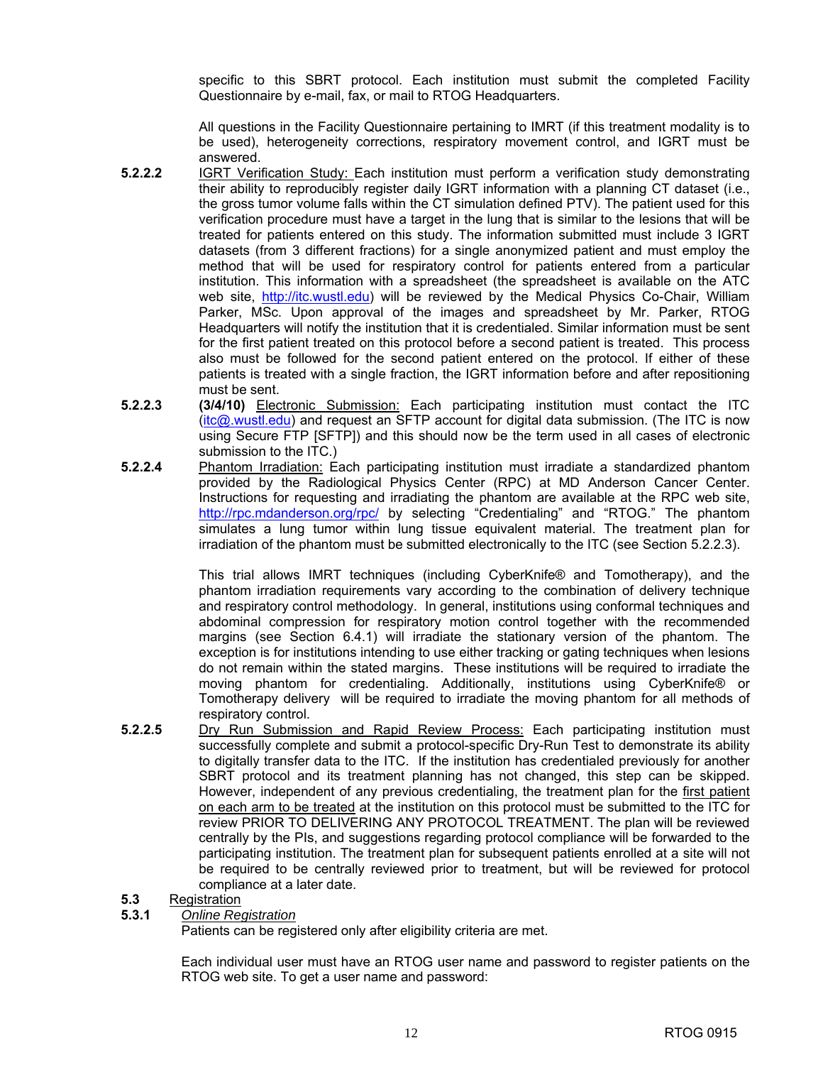specific to this SBRT protocol. Each institution must submit the completed Facility Questionnaire by e-mail, fax, or mail to RTOG Headquarters.

All questions in the Facility Questionnaire pertaining to IMRT (if this treatment modality is to be used), heterogeneity corrections, respiratory movement control, and IGRT must be answered.

**5.2.2.2** IGRT Verification Study: Each institution must perform a verification study demonstrating their ability to reproducibly register daily IGRT information with a planning CT dataset (i.e., the gross tumor volume falls within the CT simulation defined PTV). The patient used for this verification procedure must have a target in the lung that is similar to the lesions that will be treated for patients entered on this study. The information submitted must include 3 IGRT datasets (from 3 different fractions) for a single anonymized patient and must employ the method that will be used for respiratory control for patients entered from a particular institution. This information with a spreadsheet (the spreadsheet is available on the ATC web site, http://itc.wustl.edu) will be reviewed by the Medical Physics Co-Chair, William Parker, MSc. Upon approval of the images and spreadsheet by Mr. Parker, RTOG Headquarters will notify the institution that it is credentialed. Similar information must be sent for the first patient treated on this protocol before a second patient is treated. This process also must be followed for the second patient entered on the protocol. If either of these patients is treated with a single fraction, the IGRT information before and after repositioning must be sent.

**5.2.2.3** **(3/4/10)** Electronic Submission: Each participating institution must contact the ITC (itc@.wustl.edu) and request an SFTP account for digital data submission. (The ITC is now using Secure FTP [SFTP]) and this should now be the term used in all cases of electronic submission to the ITC.)

**5.2.2.4** Phantom Irradiation: Each participating institution must irradiate a standardized phantom provided by the Radiological Physics Center (RPC) at MD Anderson Cancer Center. Instructions for requesting and irradiating the phantom are available at the RPC web site, http://rpc.mdanderson.org/rpc/ by selecting "Credentialing" and "RTOG." The phantom simulates a lung tumor within lung tissue equivalent material. The treatment plan for irradiation of the phantom must be submitted electronically to the ITC (see Section 5.2.2.3).

This trial allows IMRT techniques (including CyberKnife® and Tomotherapy), and the phantom irradiation requirements vary according to the combination of delivery technique and respiratory control methodology. In general, institutions using conformal techniques and abdominal compression for respiratory motion control together with the recommended margins (see Section 6.4.1) will irradiate the stationary version of the phantom. The exception is for institutions intending to use either tracking or gating techniques when lesions do not remain within the stated margins. These institutions will be required to irradiate the moving phantom for credentialing. Additionally, institutions using CyberKnife® or Tomotherapy delivery will be required to irradiate the moving phantom for all methods of respiratory control.

**5.2.2.5** Dry Run Submission and Rapid Review Process: Each participating institution must successfully complete and submit a protocol-specific Dry-Run Test to demonstrate its ability to digitally transfer data to the ITC. If the institution has credentialed previously for another SBRT protocol and its treatment planning has not changed, this step can be skipped. However, independent of any previous credentialing, the treatment plan for the first patient on each arm to be treated at the institution on this protocol must be submitted to the ITC for review PRIOR TO DELIVERING ANY PROTOCOL TREATMENT. The plan will be reviewed centrally by the PIs, and suggestions regarding protocol compliance will be forwarded to the participating institution. The treatment plan for subsequent patients enrolled at a site will not be required to be centrally reviewed prior to treatment, but will be reviewed for protocol compliance at a later date.

**5.3** Registration

**5.3.1** *Online Registration*

Patients can be registered only after eligibility criteria are met.

Each individual user must have an RTOG user name and password to register patients on the RTOG web site. To get a user name and password: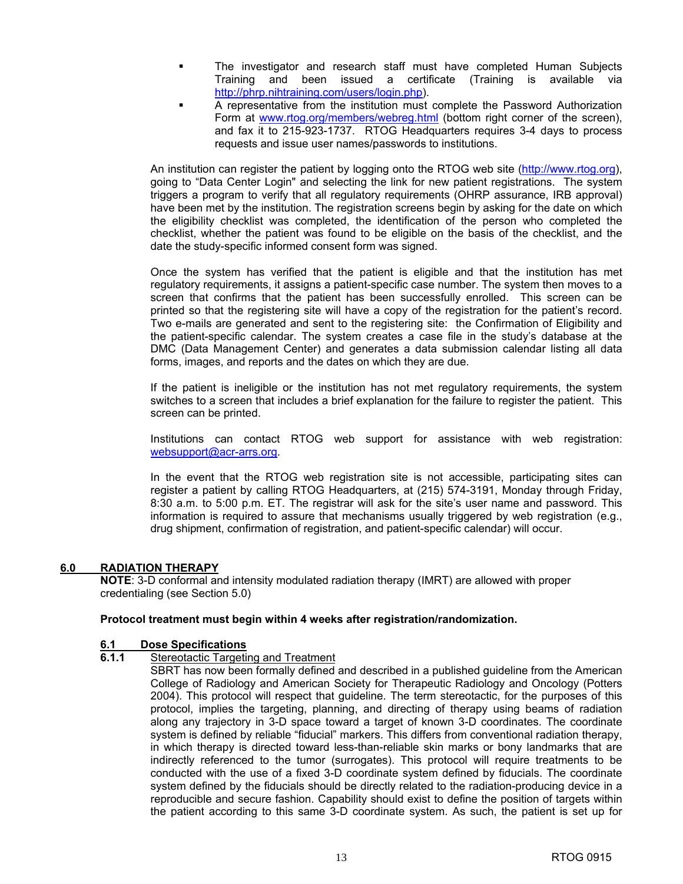- The investigator and research staff must have completed Human Subjects Training and been issued a certificate (Training is available via http://phrp.nihtraining.com/users/login.php).
- A representative from the institution must complete the Password Authorization Form at www.rtog.org/members/webreg.html (bottom right corner of the screen), and fax it to 215-923-1737. RTOG Headquarters requires 3-4 days to process requests and issue user names/passwords to institutions.

An institution can register the patient by logging onto the RTOG web site (http://www.rtog.org), going to "Data Center Login" and selecting the link for new patient registrations. The system triggers a program to verify that all regulatory requirements (OHRP assurance, IRB approval) have been met by the institution. The registration screens begin by asking for the date on which the eligibility checklist was completed, the identification of the person who completed the checklist, whether the patient was found to be eligible on the basis of the checklist, and the date the study-specific informed consent form was signed.

Once the system has verified that the patient is eligible and that the institution has met regulatory requirements, it assigns a patient-specific case number. The system then moves to a screen that confirms that the patient has been successfully enrolled. This screen can be printed so that the registering site will have a copy of the registration for the patient's record. Two e-mails are generated and sent to the registering site: the Confirmation of Eligibility and the patient-specific calendar. The system creates a case file in the study's database at the DMC (Data Management Center) and generates a data submission calendar listing all data forms, images, and reports and the dates on which they are due.

If the patient is ineligible or the institution has not met regulatory requirements, the system switches to a screen that includes a brief explanation for the failure to register the patient. This screen can be printed.

Institutions can contact RTOG web support for assistance with web registration: websupport@acr-arrs.org.

In the event that the RTOG web registration site is not accessible, participating sites can register a patient by calling RTOG Headquarters, at (215) 574-3191, Monday through Friday, 8:30 a.m. to 5:00 p.m. ET. The registrar will ask for the site's user name and password. This information is required to assure that mechanisms usually triggered by web registration (e.g., drug shipment, confirmation of registration, and patient-specific calendar) will occur.

## 6.0 RADIATION THERAPY

**NOTE**: 3-D conformal and intensity modulated radiation therapy (IMRT) are allowed with proper credentialing (see Section 5.0)

**Protocol treatment must begin within 4 weeks after registration/randomization.**

### 6.1 Dose Specifications

#### 6.1.1 Stereotactic Targeting and Treatment

SBRT has now been formally defined and described in a published guideline from the American College of Radiology and American Society for Therapeutic Radiology and Oncology (Potters 2004). This protocol will respect that guideline. The term stereotactic, for the purposes of this protocol, implies the targeting, planning, and directing of therapy using beams of radiation along any trajectory in 3-D space toward a target of known 3-D coordinates. The coordinate system is defined by reliable "fiducial" markers. This differs from conventional radiation therapy, in which therapy is directed toward less-than-reliable skin marks or bony landmarks that are indirectly referenced to the tumor (surrogates). This protocol will require treatments to be conducted with the use of a fixed 3-D coordinate system defined by fiducials. The coordinate system defined by the fiducials should be directly related to the radiation-producing device in a reproducible and secure fashion. Capability should exist to define the position of targets within the patient according to this same 3-D coordinate system. As such, the patient is set up for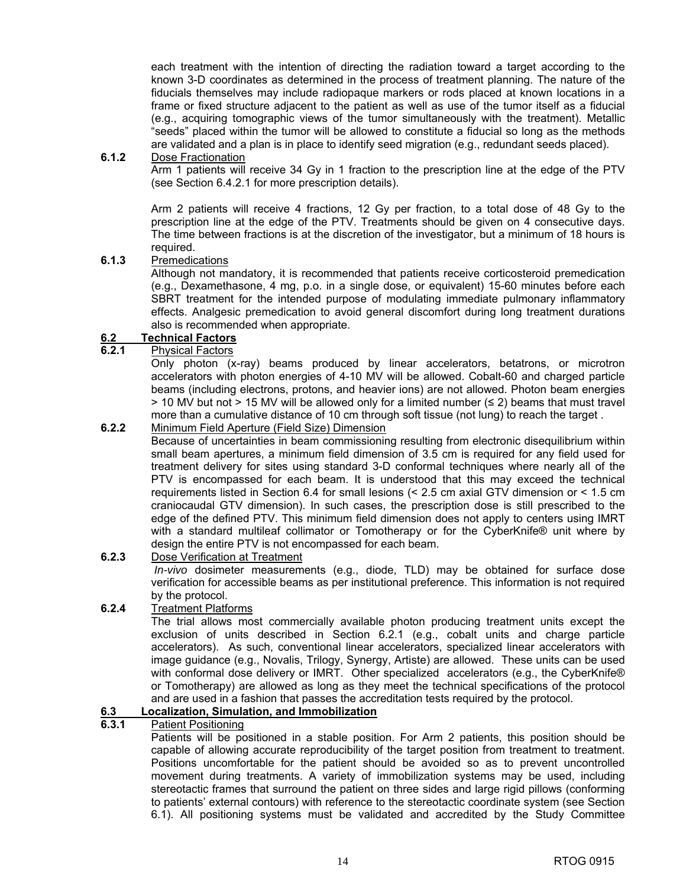each treatment with the intention of directing the radiation toward a target according to the known 3-D coordinates as determined in the process of treatment planning. The nature of the fiducials themselves may include radiopaque markers or rods placed at known locations in a frame or fixed structure adjacent to the patient as well as use of the tumor itself as a fiducial (e.g., acquiring tomographic views of the tumor simultaneously with the treatment). Metallic "seeds" placed within the tumor will be allowed to constitute a fiducial so long as the methods are validated and a plan is in place to identify seed migration (e.g., redundant seeds placed).

**6.1.2** Dose Fractionation

Arm 1 patients will receive 34 Gy in 1 fraction to the prescription line at the edge of the PTV (see Section 6.4.2.1 for more prescription details).

Arm 2 patients will receive 4 fractions, 12 Gy per fraction, to a total dose of 48 Gy to the prescription line at the edge of the PTV. Treatments should be given on 4 consecutive days. The time between fractions is at the discretion of the investigator, but a minimum of 18 hours is required.

**6.1.3** Premedications

Although not mandatory, it is recommended that patients receive corticosteroid premedication (e.g., Dexamethasone, 4 mg, p.o. in a single dose, or equivalent) 15-60 minutes before each SBRT treatment for the intended purpose of modulating immediate pulmonary inflammatory effects. Analgesic premedication to avoid general discomfort during long treatment durations also is recommended when appropriate.

## 6.2 Technical Factors

**6.2.1** Physical Factors

Only photon (x-ray) beams produced by linear accelerators, betatrons, or microtron accelerators with photon energies of 4-10 MV will be allowed. Cobalt-60 and charged particle beams (including electrons, protons, and heavier ions) are not allowed. Photon beam energies > 10 MV but not > 15 MV will be allowed only for a limited number (≤ 2) beams that must travel more than a cumulative distance of 10 cm through soft tissue (not lung) to reach the target .

**6.2.2** Minimum Field Aperture (Field Size) Dimension

Because of uncertainties in beam commissioning resulting from electronic disequilibrium within small beam apertures, a minimum field dimension of 3.5 cm is required for any field used for treatment delivery for sites using standard 3-D conformal techniques where nearly all of the PTV is encompassed for each beam. It is understood that this may exceed the technical requirements listed in Section 6.4 for small lesions (< 2.5 cm axial GTV dimension or < 1.5 cm craniocaudal GTV dimension). In such cases, the prescription dose is still prescribed to the edge of the defined PTV. This minimum field dimension does not apply to centers using IMRT with a standard multileaf collimator or Tomotherapy or for the CyberKnife® unit where by design the entire PTV is not encompassed for each beam.

**6.2.3** Dose Verification at Treatment

*In-vivo* dosimeter measurements (e.g., diode, TLD) may be obtained for surface dose verification for accessible beams as per institutional preference. This information is not required by the protocol.

**6.2.4** Treatment Platforms

The trial allows most commercially available photon producing treatment units except the exclusion of units described in Section 6.2.1 (e.g., cobalt units and charge particle accelerators). As such, conventional linear accelerators, specialized linear accelerators with image guidance (e.g., Novalis, Trilogy, Synergy, Artiste) are allowed. These units can be used with conformal dose delivery or IMRT. Other specialized accelerators (e.g., the CyberKnife® or Tomotherapy) are allowed as long as they meet the technical specifications of the protocol and are used in a fashion that passes the accreditation tests required by the protocol.

## 6.3 Localization, Simulation, and Immobilization

**6.3.1** Patient Positioning

Patients will be positioned in a stable position. For Arm 2 patients, this position should be capable of allowing accurate reproducibility of the target position from treatment to treatment. Positions uncomfortable for the patient should be avoided so as to prevent uncontrolled movement during treatments. A variety of immobilization systems may be used, including stereotactic frames that surround the patient on three sides and large rigid pillows (conforming to patients' external contours) with reference to the stereotactic coordinate system (see Section 6.1). All positioning systems must be validated and accredited by the Study Committee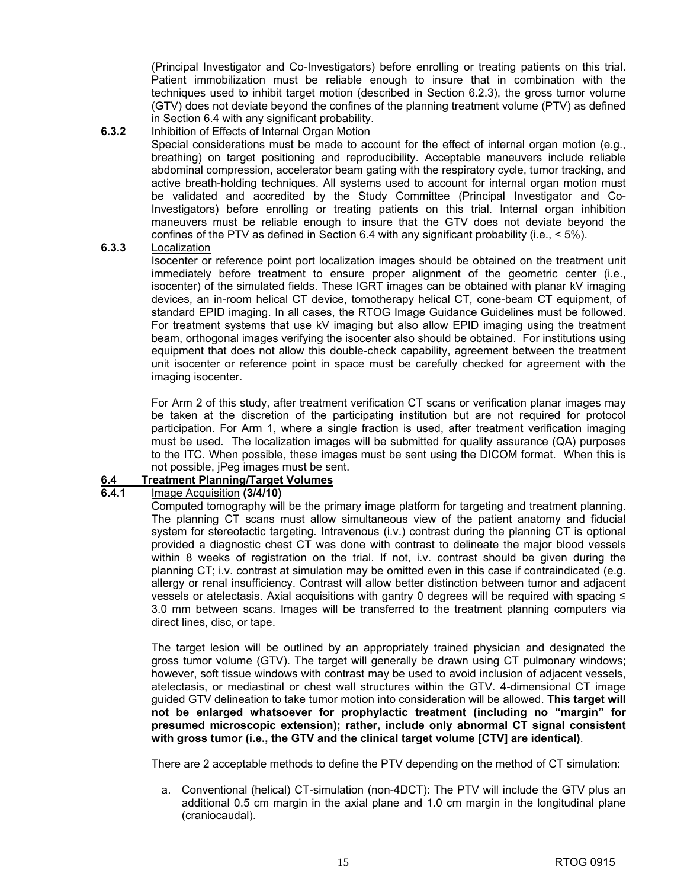(Principal Investigator and Co-Investigators) before enrolling or treating patients on this trial. Patient immobilization must be reliable enough to insure that in combination with the techniques used to inhibit target motion (described in Section 6.2.3), the gross tumor volume (GTV) does not deviate beyond the confines of the planning treatment volume (PTV) as defined in Section 6.4 with any significant probability.

**6.3.2** Inhibition of Effects of Internal Organ Motion

Special considerations must be made to account for the effect of internal organ motion (e.g., breathing) on target positioning and reproducibility. Acceptable maneuvers include reliable abdominal compression, accelerator beam gating with the respiratory cycle, tumor tracking, and active breath-holding techniques. All systems used to account for internal organ motion must be validated and accredited by the Study Committee (Principal Investigator and Co-Investigators) before enrolling or treating patients on this trial. Internal organ inhibition maneuvers must be reliable enough to insure that the GTV does not deviate beyond the confines of the PTV as defined in Section 6.4 with any significant probability (i.e., < 5%).

**6.3.3** Localization

Isocenter or reference point port localization images should be obtained on the treatment unit immediately before treatment to ensure proper alignment of the geometric center (i.e., isocenter) of the simulated fields. These IGRT images can be obtained with planar kV imaging devices, an in-room helical CT device, tomotherapy helical CT, cone-beam CT equipment, of standard EPID imaging. In all cases, the RTOG Image Guidance Guidelines must be followed. For treatment systems that use kV imaging but also allow EPID imaging using the treatment beam, orthogonal images verifying the isocenter also should be obtained. For institutions using equipment that does not allow this double-check capability, agreement between the treatment unit isocenter or reference point in space must be carefully checked for agreement with the imaging isocenter.

For Arm 2 of this study, after treatment verification CT scans or verification planar images may be taken at the discretion of the participating institution but are not required for protocol participation. For Arm 1, where a single fraction is used, after treatment verification imaging must be used. The localization images will be submitted for quality assurance (QA) purposes to the ITC. When possible, these images must be sent using the DICOM format. When this is not possible, jPeg images must be sent.

## 6.4 Treatment Planning/Target Volumes

**6.4.1** Image Acquisition **(3/4/10)**

Computed tomography will be the primary image platform for targeting and treatment planning. The planning CT scans must allow simultaneous view of the patient anatomy and fiducial system for stereotactic targeting. Intravenous (i.v.) contrast during the planning CT is optional provided a diagnostic chest CT was done with contrast to delineate the major blood vessels within 8 weeks of registration on the trial. If not, i.v. contrast should be given during the planning CT; i.v. contrast at simulation may be omitted even in this case if contraindicated (e.g. allergy or renal insufficiency. Contrast will allow better distinction between tumor and adjacent vessels or atelectasis. Axial acquisitions with gantry 0 degrees will be required with spacing ≤ 3.0 mm between scans. Images will be transferred to the treatment planning computers via direct lines, disc, or tape.

The target lesion will be outlined by an appropriately trained physician and designated the gross tumor volume (GTV). The target will generally be drawn using CT pulmonary windows; however, soft tissue windows with contrast may be used to avoid inclusion of adjacent vessels, atelectasis, or mediastinal or chest wall structures within the GTV. 4-dimensional CT image guided GTV delineation to take tumor motion into consideration will be allowed. **This target will not be enlarged whatsoever for prophylactic treatment (including no "margin" for presumed microscopic extension); rather, include only abnormal CT signal consistent with gross tumor (i.e., the GTV and the clinical target volume [CTV] are identical)**.

There are 2 acceptable methods to define the PTV depending on the method of CT simulation:

a. Conventional (helical) CT-simulation (non-4DCT): The PTV will include the GTV plus an additional 0.5 cm margin in the axial plane and 1.0 cm margin in the longitudinal plane (craniocaudal).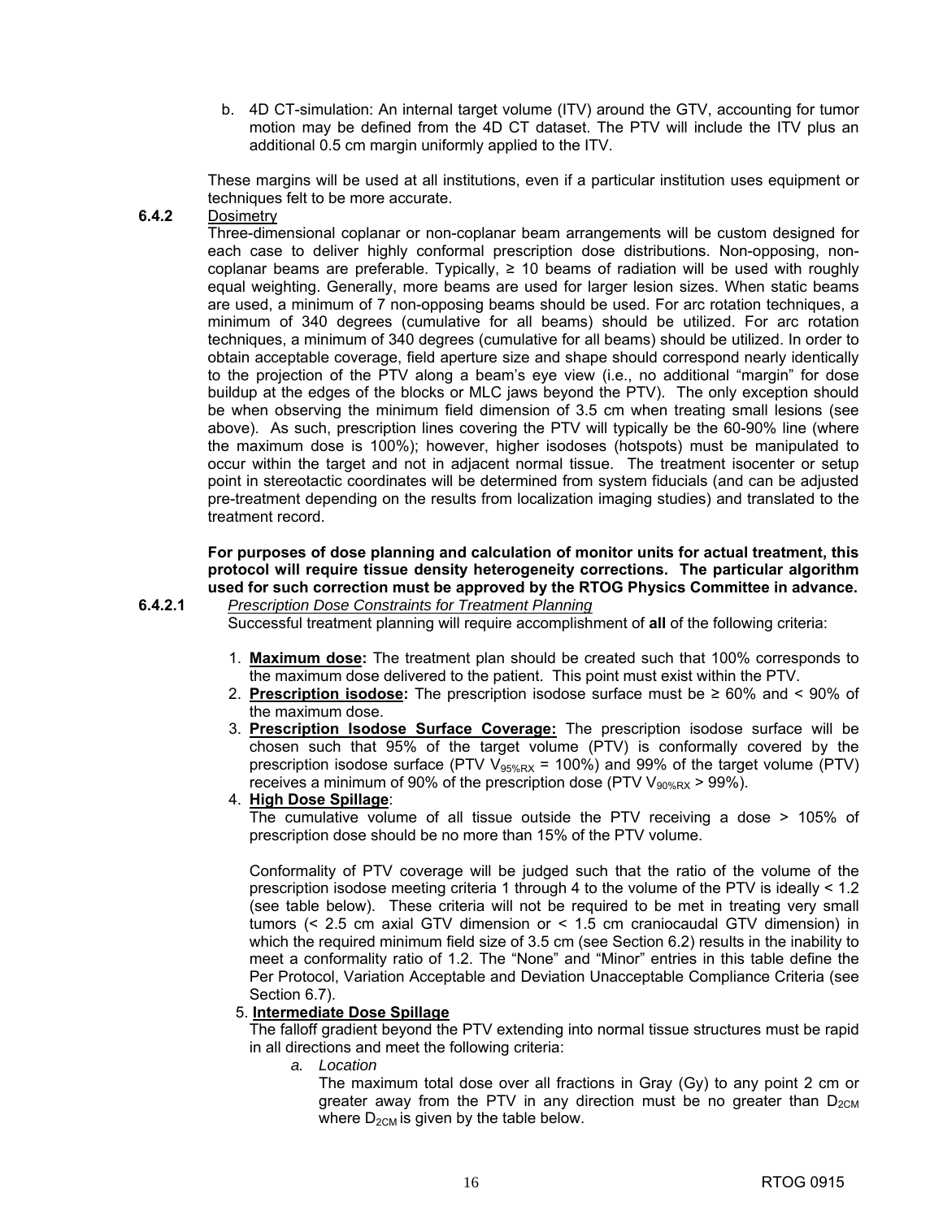b. 4D CT-simulation: An internal target volume (ITV) around the GTV, accounting for tumor motion may be defined from the 4D CT dataset. The PTV will include the ITV plus an additional 0.5 cm margin uniformly applied to the ITV.

These margins will be used at all institutions, even if a particular institution uses equipment or techniques felt to be more accurate.

**6.4.2** Dosimetry

Three-dimensional coplanar or non-coplanar beam arrangements will be custom designed for each case to deliver highly conformal prescription dose distributions. Non-opposing, non-coplanar beams are preferable. Typically, ≥ 10 beams of radiation will be used with roughly equal weighting. Generally, more beams are used for larger lesion sizes. When static beams are used, a minimum of 7 non-opposing beams should be used. For arc rotation techniques, a minimum of 340 degrees (cumulative for all beams) should be utilized. For arc rotation techniques, a minimum of 340 degrees (cumulative for all beams) should be utilized. In order to obtain acceptable coverage, field aperture size and shape should correspond nearly identically to the projection of the PTV along a beam's eye view (i.e., no additional "margin" for dose buildup at the edges of the blocks or MLC jaws beyond the PTV). The only exception should be when observing the minimum field dimension of 3.5 cm when treating small lesions (see above). As such, prescription lines covering the PTV will typically be the 60-90% line (where the maximum dose is 100%); however, higher isodoses (hotspots) must be manipulated to occur within the target and not in adjacent normal tissue. The treatment isocenter or setup point in stereotactic coordinates will be determined from system fiducials (and can be adjusted pre-treatment depending on the results from localization imaging studies) and translated to the treatment record.

**For purposes of dose planning and calculation of monitor units for actual treatment, this protocol will require tissue density heterogeneity corrections. The particular algorithm used for such correction must be approved by the RTOG Physics Committee in advance.**

**6.4.2.1** *Prescription Dose Constraints for Treatment Planning*

Successful treatment planning will require accomplishment of **all** of the following criteria:

1. **Maximum dose:** The treatment plan should be created such that 100% corresponds to the maximum dose delivered to the patient. This point must exist within the PTV.
2. **Prescription isodose:** The prescription isodose surface must be ≥ 60% and < 90% of the maximum dose.
3. **Prescription Isodose Surface Coverage:** The prescription isodose surface will be chosen such that 95% of the target volume (PTV) is conformally covered by the prescription isodose surface (PTV $V_{95\%RX}$ = 100%) and 99% of the target volume (PTV) receives a minimum of 90% of the prescription dose (PTV $V_{90\%RX}$ > 99%).
4. **High Dose Spillage**:
   The cumulative volume of all tissue outside the PTV receiving a dose > 105% of prescription dose should be no more than 15% of the PTV volume.

   Conformality of PTV coverage will be judged such that the ratio of the volume of the prescription isodose meeting criteria 1 through 4 to the volume of the PTV is ideally < 1.2 (see table below). These criteria will not be required to be met in treating very small tumors (< 2.5 cm axial GTV dimension or < 1.5 cm craniocaudal GTV dimension) in which the required minimum field size of 3.5 cm (see Section 6.2) results in the inability to meet a conformality ratio of 1.2. The "None" and "Minor" entries in this table define the Per Protocol, Variation Acceptable and Deviation Unacceptable Compliance Criteria (see Section 6.7).
5. **Intermediate Dose Spillage**
   The falloff gradient beyond the PTV extending into normal tissue structures must be rapid in all directions and meet the following criteria:
   a. *Location*
      The maximum total dose over all fractions in Gray (Gy) to any point 2 cm or greater away from the PTV in any direction must be no greater than $D_{2CM}$ where $D_{2CM}$ is given by the table below.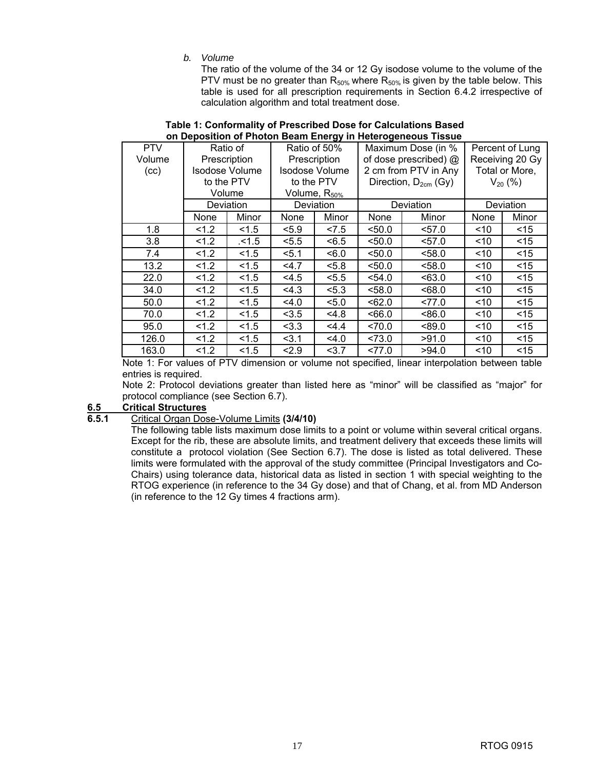*b. Volume*

The ratio of the volume of the 34 or 12 Gy isodose volume to the volume of the PTV must be no greater than $R_{50\%}$ where $R_{50\%}$ is given by the table below. This table is used for all prescription requirements in Section 6.4.2 irrespective of calculation algorithm and total treatment dose.

**Table 1: Conformality of Prescribed Dose for Calculations Based on Deposition of Photon Beam Energy in Heterogeneous Tissue**

| PTV Volume (cc) | Ratio of Prescription Isodose Volume to the PTV Volume | | Ratio of 50% Prescription Isodose Volume to the PTV Volume, $R_{50\%}$ | | Maximum Dose (in % of dose prescribed) @ 2 cm from PTV in Any Direction, $D_{2cm}$ (Gy) | | Percent of Lung Receiving 20 Gy Total or More, $V_{20}$ (%) | |
|---|---|---|---|---|---|---|---|---|
| | Deviation | | Deviation | | Deviation | | Deviation | |
| | None | Minor | None | Minor | None | Minor | None | Minor |
| 1.8 | <1.2 | <1.5 | <5.9 | <7.5 | <50.0 | <57.0 | <10 | <15 |
| 3.8 | <1.2 | .<1.5 | <5.5 | <6.5 | <50.0 | <57.0 | <10 | <15 |
| 7.4 | <1.2 | <1.5 | <5.1 | <6.0 | <50.0 | <58.0 | <10 | <15 |
| 13.2 | <1.2 | <1.5 | <4.7 | <5.8 | <50.0 | <58.0 | <10 | <15 |
| 22.0 | <1.2 | <1.5 | <4.5 | <5.5 | <54.0 | <63.0 | <10 | <15 |
| 34.0 | <1.2 | <1.5 | <4.3 | <5.3 | <58.0 | <68.0 | <10 | <15 |
| 50.0 | <1.2 | <1.5 | <4.0 | <5.0 | <62.0 | <77.0 | <10 | <15 |
| 70.0 | <1.2 | <1.5 | <3.5 | <4.8 | <66.0 | <86.0 | <10 | <15 |
| 95.0 | <1.2 | <1.5 | <3.3 | <4.4 | <70.0 | <89.0 | <10 | <15 |
| 126.0 | <1.2 | <1.5 | <3.1 | <4.0 | <73.0 | >91.0 | <10 | <15 |
| 163.0 | <1.2 | <1.5 | <2.9 | <3.7 | <77.0 | >94.0 | <10 | <15 |

Note 1: For values of PTV dimension or volume not specified, linear interpolation between table entries is required.

Note 2: Protocol deviations greater than listed here as "minor" will be classified as "major" for protocol compliance (see Section 6.7).

## 6.5 Critical Structures

### 6.5.1 Critical Organ Dose-Volume Limits **(3/4/10)**

The following table lists maximum dose limits to a point or volume within several critical organs. Except for the rib, these are absolute limits, and treatment delivery that exceeds these limits will constitute a protocol violation (See Section 6.7). The dose is listed as total delivered. These limits were formulated with the approval of the study committee (Principal Investigators and Co-Chairs) using tolerance data, historical data as listed in section 1 with special weighting to the RTOG experience (in reference to the 34 Gy dose) and that of Chang, et al. from MD Anderson (in reference to the 12 Gy times 4 fractions arm).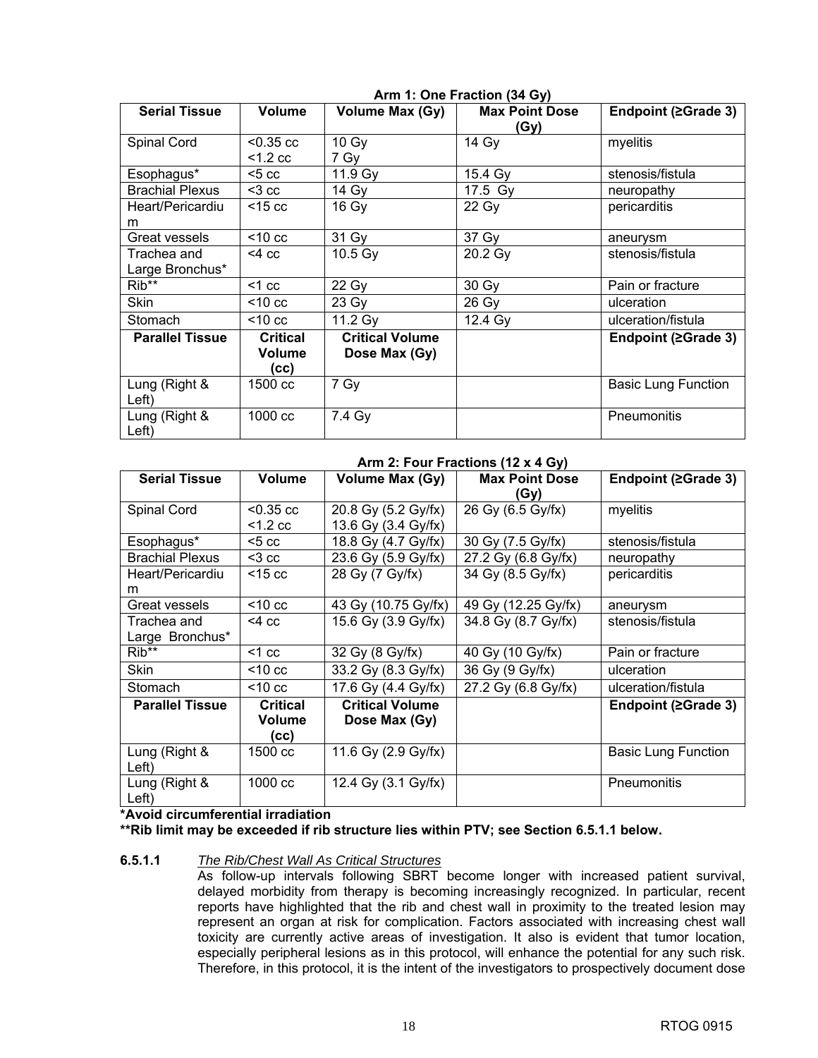**Arm 1: One Fraction (34 Gy)**

| Serial Tissue | Volume | Volume Max (Gy) | Max Point Dose (Gy) | Endpoint (≥Grade 3) |
|---|---|---|---|---|
| Spinal Cord | <0.35 cc<br><1.2 cc | 10 Gy<br>7 Gy | 14 Gy | myelitis |
| Esophagus* | <5 cc | 11.9 Gy | 15.4 Gy | stenosis/fistula |
| Brachial Plexus | <3 cc | 14 Gy | 17.5 Gy | neuropathy |
| Heart/Pericardium | <15 cc | 16 Gy | 22 Gy | pericarditis |
| Great vessels | <10 cc | 31 Gy | 37 Gy | aneurysm |
| Trachea and Large Bronchus* | <4 cc | 10.5 Gy | 20.2 Gy | stenosis/fistula |
| Rib** | <1 cc | 22 Gy | 30 Gy | Pain or fracture |
| Skin | <10 cc | 23 Gy | 26 Gy | ulceration |
| Stomach | <10 cc | 11.2 Gy | 12.4 Gy | ulceration/fistula |
| **Parallel Tissue** | **Critical Volume (cc)** | **Critical Volume Dose Max (Gy)** | | **Endpoint (≥Grade 3)** |
| Lung (Right & Left) | 1500 cc | 7 Gy | | Basic Lung Function |
| Lung (Right & Left) | 1000 cc | 7.4 Gy | | Pneumonitis |

**Arm 2: Four Fractions (12 x 4 Gy)**

| Serial Tissue | Volume | Volume Max (Gy) | Max Point Dose (Gy) | Endpoint (≥Grade 3) |
|---|---|---|---|---|
| Spinal Cord | <0.35 cc<br><1.2 cc | 20.8 Gy (5.2 Gy/fx)<br>13.6 Gy (3.4 Gy/fx) | 26 Gy (6.5 Gy/fx) | myelitis |
| Esophagus* | <5 cc | 18.8 Gy (4.7 Gy/fx) | 30 Gy (7.5 Gy/fx) | stenosis/fistula |
| Brachial Plexus | <3 cc | 23.6 Gy (5.9 Gy/fx) | 27.2 Gy (6.8 Gy/fx) | neuropathy |
| Heart/Pericardium | <15 cc | 28 Gy (7 Gy/fx) | 34 Gy (8.5 Gy/fx) | pericarditis |
| Great vessels | <10 cc | 43 Gy (10.75 Gy/fx) | 49 Gy (12.25 Gy/fx) | aneurysm |
| Trachea and Large Bronchus* | <4 cc | 15.6 Gy (3.9 Gy/fx) | 34.8 Gy (8.7 Gy/fx) | stenosis/fistula |
| Rib** | <1 cc | 32 Gy (8 Gy/fx) | 40 Gy (10 Gy/fx) | Pain or fracture |
| Skin | <10 cc | 33.2 Gy (8.3 Gy/fx) | 36 Gy (9 Gy/fx) | ulceration |
| Stomach | <10 cc | 17.6 Gy (4.4 Gy/fx) | 27.2 Gy (6.8 Gy/fx) | ulceration/fistula |
| **Parallel Tissue** | **Critical Volume (cc)** | **Critical Volume Dose Max (Gy)** | | **Endpoint (≥Grade 3)** |
| Lung (Right & Left) | 1500 cc | 11.6 Gy (2.9 Gy/fx) | | Basic Lung Function |
| Lung (Right & Left) | 1000 cc | 12.4 Gy (3.1 Gy/fx) | | Pneumonitis |

**\*Avoid circumferential irradiation**

**\*\*Rib limit may be exceeded if rib structure lies within PTV; see Section 6.5.1.1 below.**

**6.5.1.1** *The Rib/Chest Wall As Critical Structures*

As follow-up intervals following SBRT become longer with increased patient survival, delayed morbidity from therapy is becoming increasingly recognized. In particular, recent reports have highlighted that the rib and chest wall in proximity to the treated lesion may represent an organ at risk for complication. Factors associated with increasing chest wall toxicity are currently active areas of investigation. It also is evident that tumor location, especially peripheral lesions as in this protocol, will enhance the potential for any such risk. Therefore, in this protocol, it is the intent of the investigators to prospectively document dose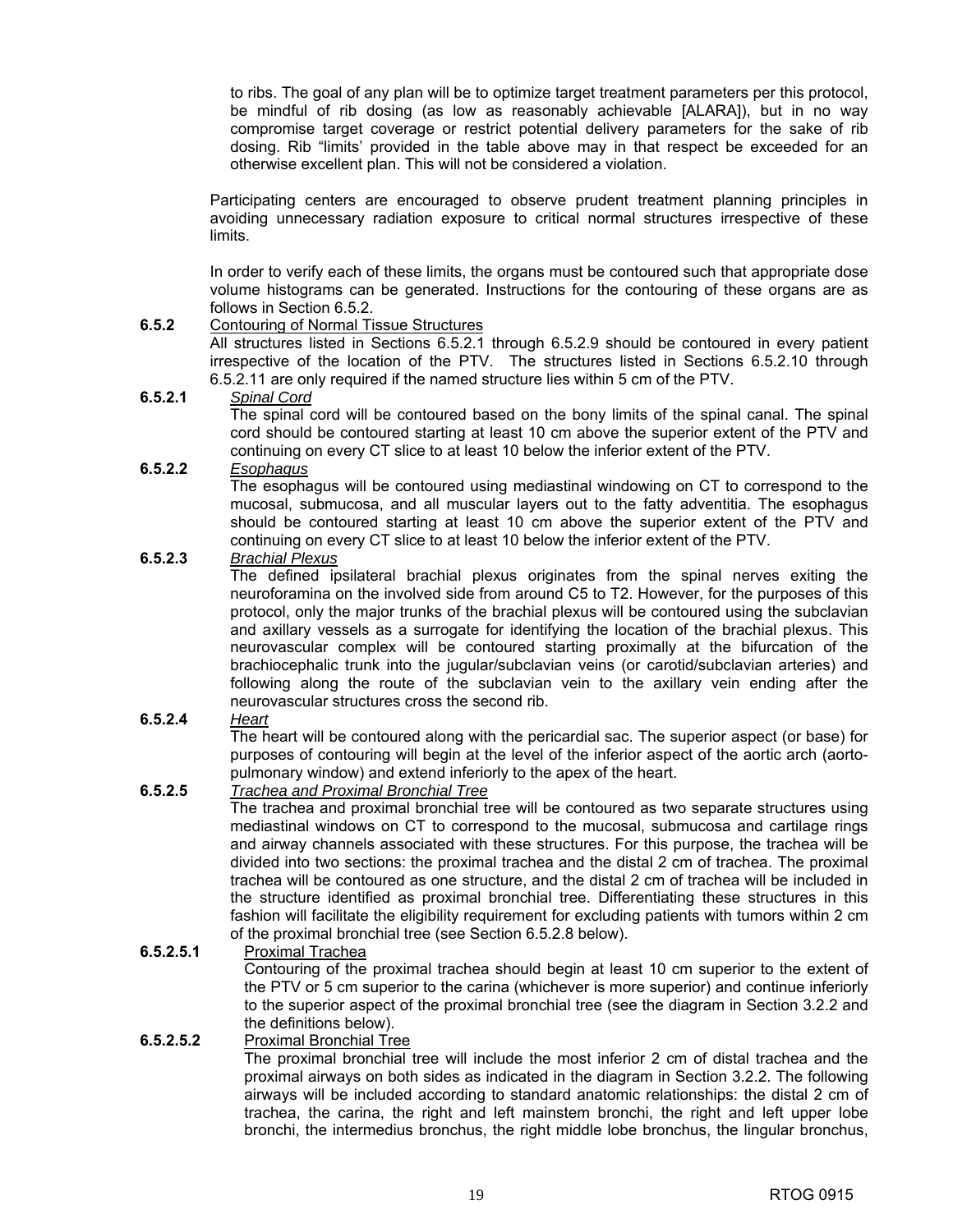to ribs. The goal of any plan will be to optimize target treatment parameters per this protocol, be mindful of rib dosing (as low as reasonably achievable [ALARA]), but in no way compromise target coverage or restrict potential delivery parameters for the sake of rib dosing. Rib "limits' provided in the table above may in that respect be exceeded for an otherwise excellent plan. This will not be considered a violation.

Participating centers are encouraged to observe prudent treatment planning principles in avoiding unnecessary radiation exposure to critical normal structures irrespective of these limits.

In order to verify each of these limits, the organs must be contoured such that appropriate dose volume histograms can be generated. Instructions for the contouring of these organs are as follows in Section 6.5.2.

**6.5.2** Contouring of Normal Tissue Structures

All structures listed in Sections 6.5.2.1 through 6.5.2.9 should be contoured in every patient irrespective of the location of the PTV. The structures listed in Sections 6.5.2.10 through 6.5.2.11 are only required if the named structure lies within 5 cm of the PTV.

**6.5.2.1** *Spinal Cord*

The spinal cord will be contoured based on the bony limits of the spinal canal. The spinal cord should be contoured starting at least 10 cm above the superior extent of the PTV and continuing on every CT slice to at least 10 below the inferior extent of the PTV.

**6.5.2.2** *Esophagus*

The esophagus will be contoured using mediastinal windowing on CT to correspond to the mucosal, submucosa, and all muscular layers out to the fatty adventitia. The esophagus should be contoured starting at least 10 cm above the superior extent of the PTV and continuing on every CT slice to at least 10 below the inferior extent of the PTV.

**6.5.2.3** *Brachial Plexus*

The defined ipsilateral brachial plexus originates from the spinal nerves exiting the neuroforamina on the involved side from around C5 to T2. However, for the purposes of this protocol, only the major trunks of the brachial plexus will be contoured using the subclavian and axillary vessels as a surrogate for identifying the location of the brachial plexus. This neurovascular complex will be contoured starting proximally at the bifurcation of the brachiocephalic trunk into the jugular/subclavian veins (or carotid/subclavian arteries) and following along the route of the subclavian vein to the axillary vein ending after the neurovascular structures cross the second rib.

**6.5.2.4** *Heart*

The heart will be contoured along with the pericardial sac. The superior aspect (or base) for purposes of contouring will begin at the level of the inferior aspect of the aortic arch (aorto-pulmonary window) and extend inferiorly to the apex of the heart.

**6.5.2.5** *Trachea and Proximal Bronchial Tree*

The trachea and proximal bronchial tree will be contoured as two separate structures using mediastinal windows on CT to correspond to the mucosal, submucosa and cartilage rings and airway channels associated with these structures. For this purpose, the trachea will be divided into two sections: the proximal trachea and the distal 2 cm of trachea. The proximal trachea will be contoured as one structure, and the distal 2 cm of trachea will be included in the structure identified as proximal bronchial tree. Differentiating these structures in this fashion will facilitate the eligibility requirement for excluding patients with tumors within 2 cm of the proximal bronchial tree (see Section 6.5.2.8 below).

**6.5.2.5.1** Proximal Trachea

Contouring of the proximal trachea should begin at least 10 cm superior to the extent of the PTV or 5 cm superior to the carina (whichever is more superior) and continue inferiorly to the superior aspect of the proximal bronchial tree (see the diagram in Section 3.2.2 and the definitions below).

**6.5.2.5.2** Proximal Bronchial Tree

The proximal bronchial tree will include the most inferior 2 cm of distal trachea and the proximal airways on both sides as indicated in the diagram in Section 3.2.2. The following airways will be included according to standard anatomic relationships: the distal 2 cm of trachea, the carina, the right and left mainstem bronchi, the right and left upper lobe bronchi, the intermedius bronchus, the right middle lobe bronchus, the lingular bronchus,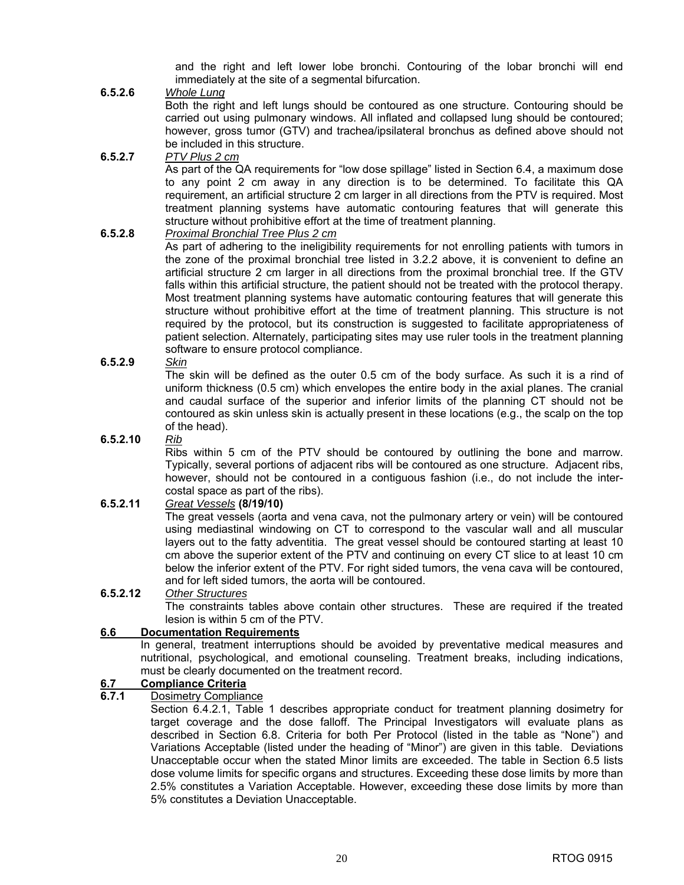and the right and left lower lobe bronchi. Contouring of the lobar bronchi will end immediately at the site of a segmental bifurcation.

**6.5.2.6** *Whole Lung*

Both the right and left lungs should be contoured as one structure. Contouring should be carried out using pulmonary windows. All inflated and collapsed lung should be contoured; however, gross tumor (GTV) and trachea/ipsilateral bronchus as defined above should not be included in this structure.

**6.5.2.7** *PTV Plus 2 cm*

As part of the QA requirements for "low dose spillage" listed in Section 6.4, a maximum dose to any point 2 cm away in any direction is to be determined. To facilitate this QA requirement, an artificial structure 2 cm larger in all directions from the PTV is required. Most treatment planning systems have automatic contouring features that will generate this structure without prohibitive effort at the time of treatment planning.

**6.5.2.8** *Proximal Bronchial Tree Plus 2 cm*

As part of adhering to the ineligibility requirements for not enrolling patients with tumors in the zone of the proximal bronchial tree listed in 3.2.2 above, it is convenient to define an artificial structure 2 cm larger in all directions from the proximal bronchial tree. If the GTV falls within this artificial structure, the patient should not be treated with the protocol therapy. Most treatment planning systems have automatic contouring features that will generate this structure without prohibitive effort at the time of treatment planning. This structure is not required by the protocol, but its construction is suggested to facilitate appropriateness of patient selection. Alternately, participating sites may use ruler tools in the treatment planning software to ensure protocol compliance.

**6.5.2.9** *Skin*

The skin will be defined as the outer 0.5 cm of the body surface. As such it is a rind of uniform thickness (0.5 cm) which envelopes the entire body in the axial planes. The cranial and caudal surface of the superior and inferior limits of the planning CT should not be contoured as skin unless skin is actually present in these locations (e.g., the scalp on the top of the head).

**6.5.2.10** *Rib*

Ribs within 5 cm of the PTV should be contoured by outlining the bone and marrow. Typically, several portions of adjacent ribs will be contoured as one structure. Adjacent ribs, however, should not be contoured in a contiguous fashion (i.e., do not include the inter-costal space as part of the ribs).

**6.5.2.11** *Great Vessels* **(8/19/10)**

The great vessels (aorta and vena cava, not the pulmonary artery or vein) will be contoured using mediastinal windowing on CT to correspond to the vascular wall and all muscular layers out to the fatty adventitia. The great vessel should be contoured starting at least 10 cm above the superior extent of the PTV and continuing on every CT slice to at least 10 cm below the inferior extent of the PTV. For right sided tumors, the vena cava will be contoured, and for left sided tumors, the aorta will be contoured.

**6.5.2.12** *Other Structures*

The constraints tables above contain other structures. These are required if the treated lesion is within 5 cm of the PTV.

## 6.6 Documentation Requirements

In general, treatment interruptions should be avoided by preventative medical measures and nutritional, psychological, and emotional counseling. Treatment breaks, including indications, must be clearly documented on the treatment record.

## 6.7 Compliance Criteria

### 6.7.1 Dosimetry Compliance

Section 6.4.2.1, Table 1 describes appropriate conduct for treatment planning dosimetry for target coverage and the dose falloff. The Principal Investigators will evaluate plans as described in Section 6.8. Criteria for both Per Protocol (listed in the table as "None") and Variations Acceptable (listed under the heading of "Minor") are given in this table. Deviations Unacceptable occur when the stated Minor limits are exceeded. The table in Section 6.5 lists dose volume limits for specific organs and structures. Exceeding these dose limits by more than 2.5% constitutes a Variation Acceptable. However, exceeding these dose limits by more than 5% constitutes a Deviation Unacceptable.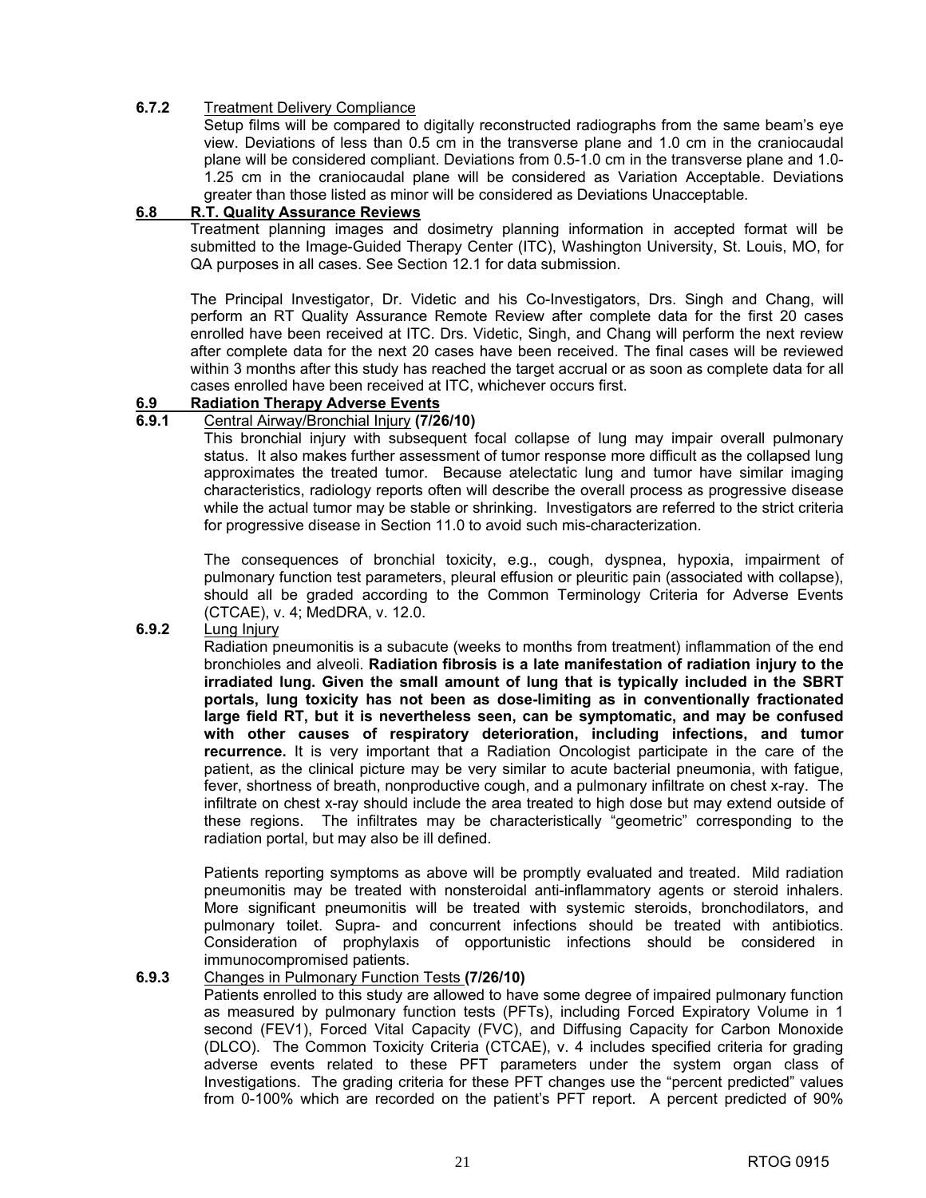**6.7.2** Treatment Delivery Compliance

Setup films will be compared to digitally reconstructed radiographs from the same beam's eye view. Deviations of less than 0.5 cm in the transverse plane and 1.0 cm in the craniocaudal plane will be considered compliant. Deviations from 0.5-1.0 cm in the transverse plane and 1.0-1.25 cm in the craniocaudal plane will be considered as Variation Acceptable. Deviations greater than those listed as minor will be considered as Deviations Unacceptable.

## 6.8 R.T. Quality Assurance Reviews

Treatment planning images and dosimetry planning information in accepted format will be submitted to the Image-Guided Therapy Center (ITC), Washington University, St. Louis, MO, for QA purposes in all cases. See Section 12.1 for data submission.

The Principal Investigator, Dr. Videtic and his Co-Investigators, Drs. Singh and Chang, will perform an RT Quality Assurance Remote Review after complete data for the first 20 cases enrolled have been received at ITC. Drs. Videtic, Singh, and Chang will perform the next review after complete data for the next 20 cases have been received. The final cases will be reviewed within 3 months after this study has reached the target accrual or as soon as complete data for all cases enrolled have been received at ITC, whichever occurs first.

## 6.9 Radiation Therapy Adverse Events

**6.9.1** Central Airway/Bronchial Injury **(7/26/10)**

This bronchial injury with subsequent focal collapse of lung may impair overall pulmonary status. It also makes further assessment of tumor response more difficult as the collapsed lung approximates the treated tumor. Because atelectatic lung and tumor have similar imaging characteristics, radiology reports often will describe the overall process as progressive disease while the actual tumor may be stable or shrinking. Investigators are referred to the strict criteria for progressive disease in Section 11.0 to avoid such mis-characterization.

The consequences of bronchial toxicity, e.g., cough, dyspnea, hypoxia, impairment of pulmonary function test parameters, pleural effusion or pleuritic pain (associated with collapse), should all be graded according to the Common Terminology Criteria for Adverse Events (CTCAE), v. 4; MedDRA, v. 12.0.

**6.9.2** Lung Injury

Radiation pneumonitis is a subacute (weeks to months from treatment) inflammation of the end bronchioles and alveoli. **Radiation fibrosis is a late manifestation of radiation injury to the irradiated lung. Given the small amount of lung that is typically included in the SBRT portals, lung toxicity has not been as dose-limiting as in conventionally fractionated large field RT, but it is nevertheless seen, can be symptomatic, and may be confused with other causes of respiratory deterioration, including infections, and tumor recurrence.** It is very important that a Radiation Oncologist participate in the care of the patient, as the clinical picture may be very similar to acute bacterial pneumonia, with fatigue, fever, shortness of breath, nonproductive cough, and a pulmonary infiltrate on chest x-ray. The infiltrate on chest x-ray should include the area treated to high dose but may extend outside of these regions. The infiltrates may be characteristically "geometric" corresponding to the radiation portal, but may also be ill defined.

Patients reporting symptoms as above will be promptly evaluated and treated. Mild radiation pneumonitis may be treated with nonsteroidal anti-inflammatory agents or steroid inhalers. More significant pneumonitis will be treated with systemic steroids, bronchodilators, and pulmonary toilet. Supra- and concurrent infections should be treated with antibiotics. Consideration of prophylaxis of opportunistic infections should be considered in immunocompromised patients.

**6.9.3** Changes in Pulmonary Function Tests **(7/26/10)**

Patients enrolled to this study are allowed to have some degree of impaired pulmonary function as measured by pulmonary function tests (PFTs), including Forced Expiratory Volume in 1 second (FEV1), Forced Vital Capacity (FVC), and Diffusing Capacity for Carbon Monoxide (DLCO). The Common Toxicity Criteria (CTCAE), v. 4 includes specified criteria for grading adverse events related to these PFT parameters under the system organ class of Investigations. The grading criteria for these PFT changes use the "percent predicted" values from 0-100% which are recorded on the patient's PFT report. A percent predicted of 90%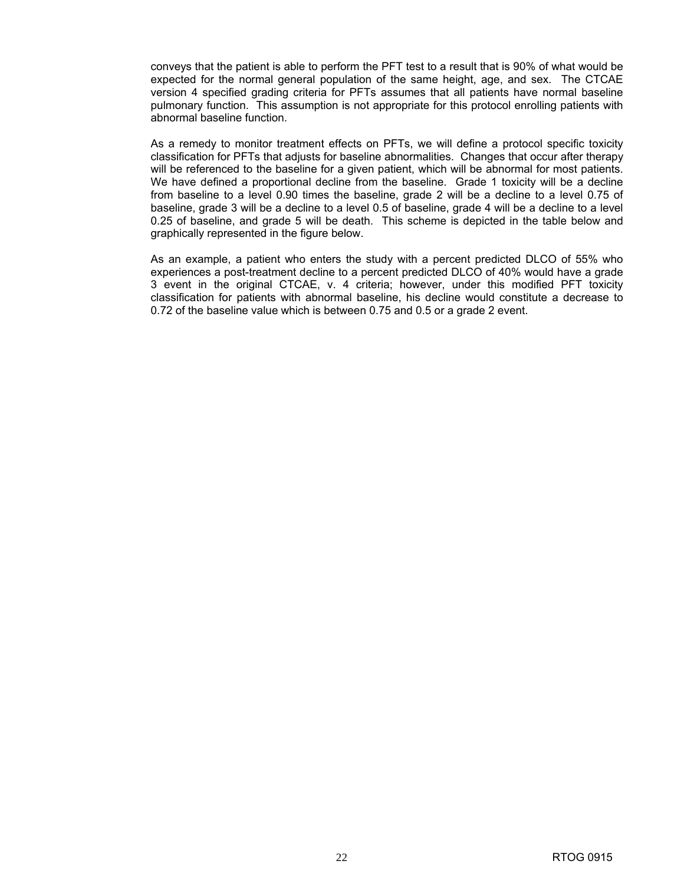conveys that the patient is able to perform the PFT test to a result that is 90% of what would be expected for the normal general population of the same height, age, and sex. The CTCAE version 4 specified grading criteria for PFTs assumes that all patients have normal baseline pulmonary function. This assumption is not appropriate for this protocol enrolling patients with abnormal baseline function.

As a remedy to monitor treatment effects on PFTs, we will define a protocol specific toxicity classification for PFTs that adjusts for baseline abnormalities. Changes that occur after therapy will be referenced to the baseline for a given patient, which will be abnormal for most patients. We have defined a proportional decline from the baseline. Grade 1 toxicity will be a decline from baseline to a level 0.90 times the baseline, grade 2 will be a decline to a level 0.75 of baseline, grade 3 will be a decline to a level 0.5 of baseline, grade 4 will be a decline to a level 0.25 of baseline, and grade 5 will be death. This scheme is depicted in the table below and graphically represented in the figure below.

As an example, a patient who enters the study with a percent predicted DLCO of 55% who experiences a post-treatment decline to a percent predicted DLCO of 40% would have a grade 3 event in the original CTCAE, v. 4 criteria; however, under this modified PFT toxicity classification for patients with abnormal baseline, his decline would constitute a decrease to 0.72 of the baseline value which is between 0.75 and 0.5 or a grade 2 event.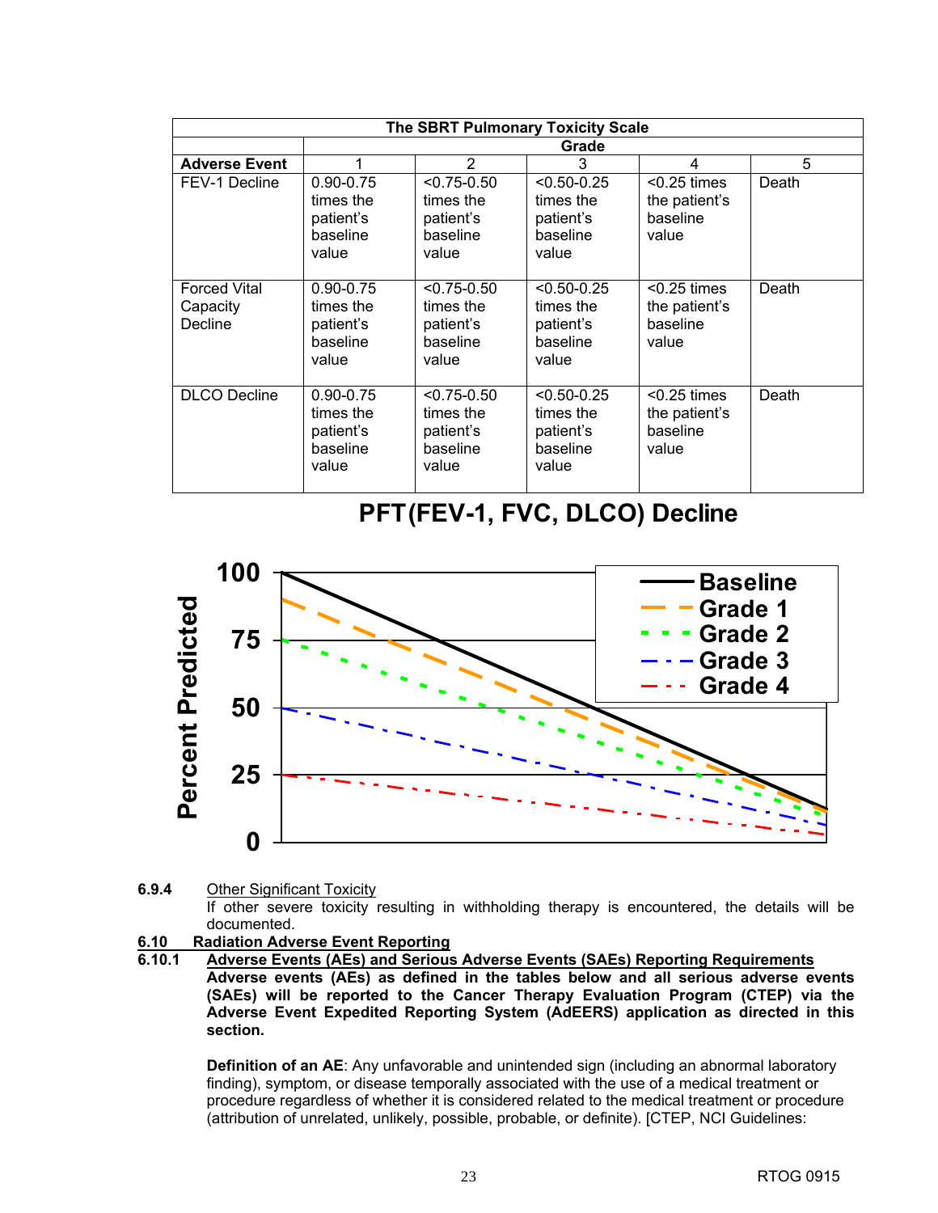| The SBRT Pulmonary Toxicity Scale | | | | | |
|---|---|---|---|---|---|
| | Grade | | | | |
| **Adverse Event** | 1 | 2 | 3 | 4 | 5 |
| FEV-1 Decline | 0.90-0.75 times the patient's baseline value | <0.75-0.50 times the patient's baseline value | <0.50-0.25 times the patient's baseline value | <0.25 times the patient's baseline value | Death |
| Forced Vital Capacity Decline | 0.90-0.75 times the patient's baseline value | <0.75-0.50 times the patient's baseline value | <0.50-0.25 times the patient's baseline value | <0.25 times the patient's baseline value | Death |
| DLCO Decline | 0.90-0.75 times the patient's baseline value | <0.75-0.50 times the patient's baseline value | <0.50-0.25 times the patient's baseline value | <0.25 times the patient's baseline value | Death |

**PFT(FEV-1, FVC, DLCO) Decline**

**6.9.4** Other Significant Toxicity

If other severe toxicity resulting in withholding therapy is encountered, the details will be documented.

**6.10** **Radiation Adverse Event Reporting**

**6.10.1** **Adverse Events (AEs) and Serious Adverse Events (SAEs) Reporting Requirements**

**Adverse events (AEs) as defined in the tables below and all serious adverse events (SAEs) will be reported to the Cancer Therapy Evaluation Program (CTEP) via the Adverse Event Expedited Reporting System (AdEERS) application as directed in this section.**

**Definition of an AE**: Any unfavorable and unintended sign (including an abnormal laboratory finding), symptom, or disease temporally associated with the use of a medical treatment or procedure regardless of whether it is considered related to the medical treatment or procedure (attribution of unrelated, unlikely, possible, probable, or definite). [CTEP, NCI Guidelines: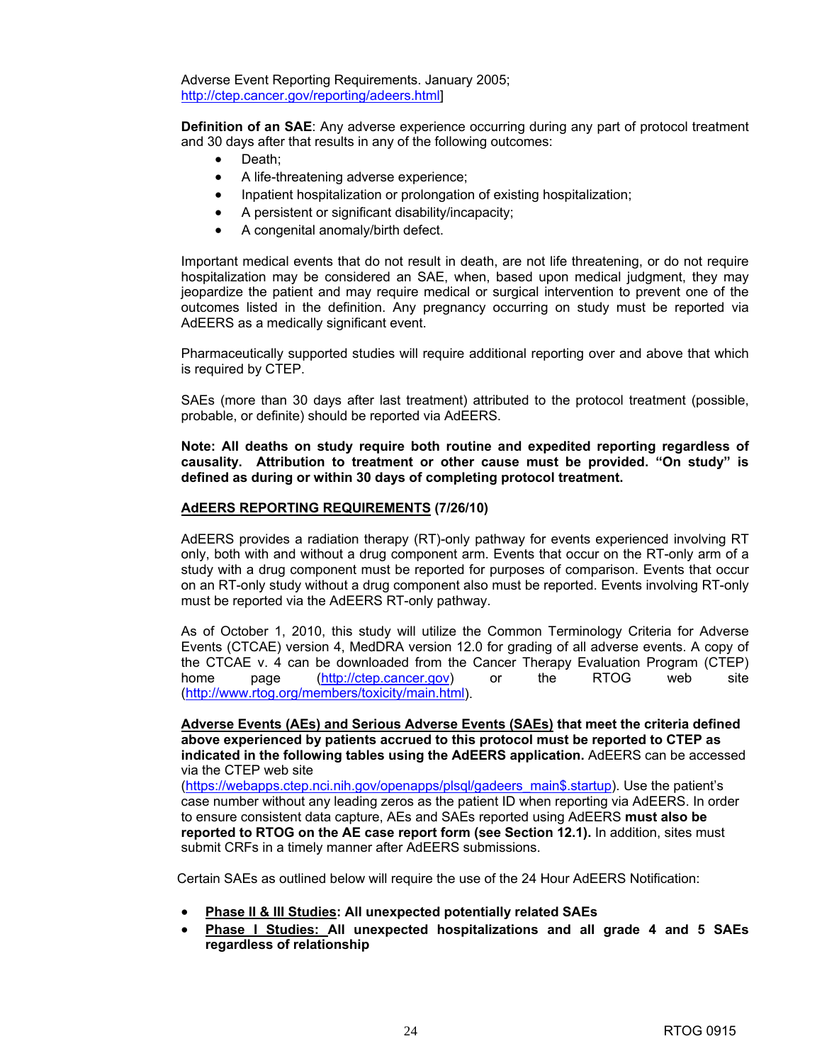Adverse Event Reporting Requirements. January 2005; http://ctep.cancer.gov/reporting/adeers.html]

**Definition of an SAE**: Any adverse experience occurring during any part of protocol treatment and 30 days after that results in any of the following outcomes:

- Death;
- A life-threatening adverse experience;
- Inpatient hospitalization or prolongation of existing hospitalization;
- A persistent or significant disability/incapacity;
- A congenital anomaly/birth defect.

Important medical events that do not result in death, are not life threatening, or do not require hospitalization may be considered an SAE, when, based upon medical judgment, they may jeopardize the patient and may require medical or surgical intervention to prevent one of the outcomes listed in the definition. Any pregnancy occurring on study must be reported via AdEERS as a medically significant event.

Pharmaceutically supported studies will require additional reporting over and above that which is required by CTEP.

SAEs (more than 30 days after last treatment) attributed to the protocol treatment (possible, probable, or definite) should be reported via AdEERS.

**Note: All deaths on study require both routine and expedited reporting regardless of causality. Attribution to treatment or other cause must be provided. "On study" is defined as during or within 30 days of completing protocol treatment.**

**<u>AdEERS REPORTING REQUIREMENTS</u> (7/26/10)**

AdEERS provides a radiation therapy (RT)-only pathway for events experienced involving RT only, both with and without a drug component arm. Events that occur on the RT-only arm of a study with a drug component must be reported for purposes of comparison. Events that occur on an RT-only study without a drug component also must be reported. Events involving RT-only must be reported via the AdEERS RT-only pathway.

As of October 1, 2010, this study will utilize the Common Terminology Criteria for Adverse Events (CTCAE) version 4, MedDRA version 12.0 for grading of all adverse events. A copy of the CTCAE v. 4 can be downloaded from the Cancer Therapy Evaluation Program (CTEP) home page (http://ctep.cancer.gov) or the RTOG web site (http://www.rtog.org/members/toxicity/main.html).

**<u>Adverse Events (AEs) and Serious Adverse Events (SAEs)</u> that meet the criteria defined above experienced by patients accrued to this protocol must be reported to CTEP as indicated in the following tables using the AdEERS application.** AdEERS can be accessed via the CTEP web site (https://webapps.ctep.nci.nih.gov/openapps/plsql/gadeers_main$.startup). Use the patient's case number without any leading zeros as the patient ID when reporting via AdEERS. In order to ensure consistent data capture, AEs and SAEs reported using AdEERS **must also be reported to RTOG on the AE case report form (see Section 12.1).** In addition, sites must submit CRFs in a timely manner after AdEERS submissions.

Certain SAEs as outlined below will require the use of the 24 Hour AdEERS Notification:

- **<u>Phase II & III Studies</u>: All unexpected potentially related SAEs**
- **<u>Phase I Studies:</u> All unexpected hospitalizations and all grade 4 and 5 SAEs regardless of relationship**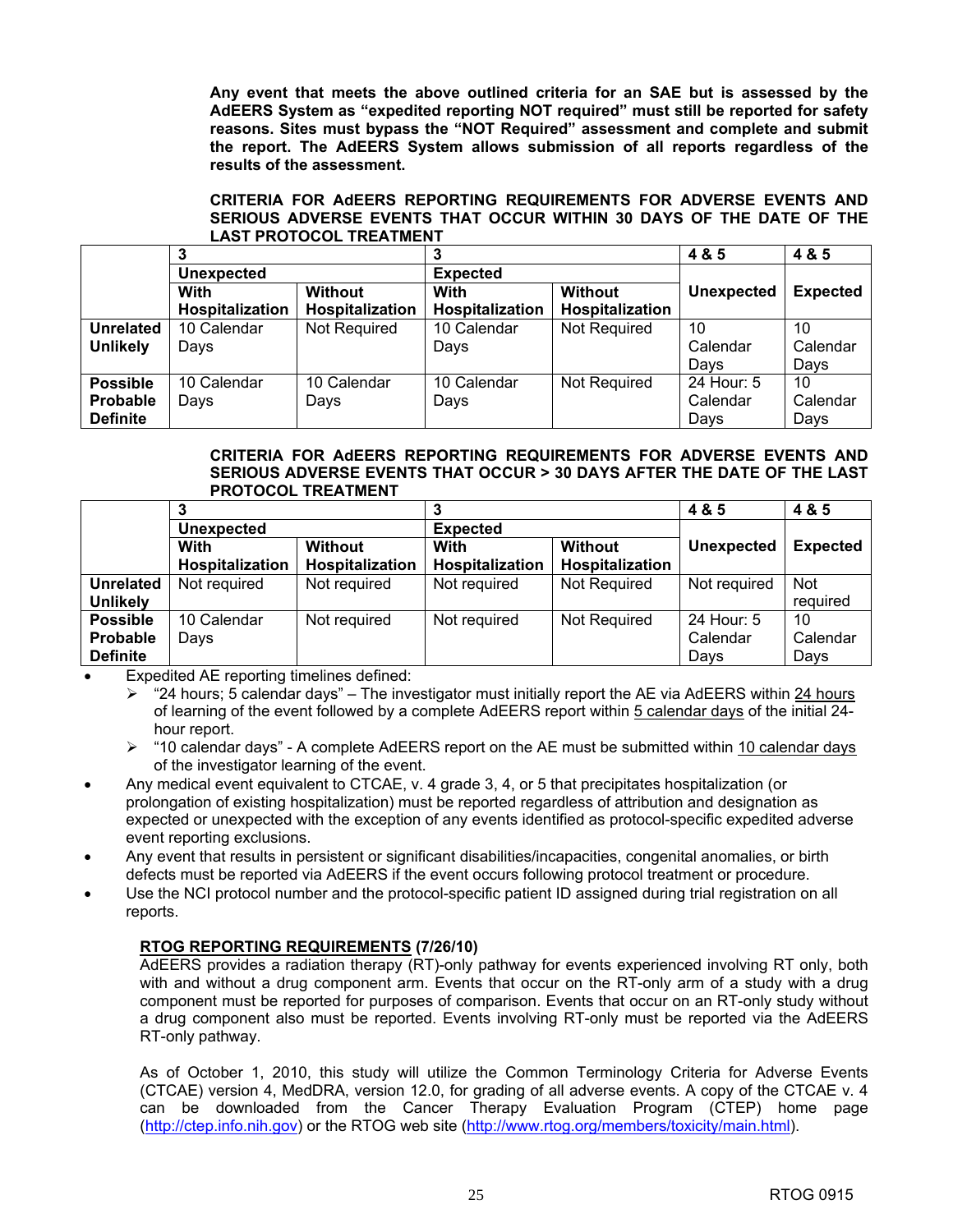**Any event that meets the above outlined criteria for an SAE but is assessed by the AdEERS System as "expedited reporting NOT required" must still be reported for safety reasons. Sites must bypass the "NOT Required" assessment and complete and submit the report. The AdEERS System allows submission of all reports regardless of the results of the assessment.**

**CRITERIA FOR AdEERS REPORTING REQUIREMENTS FOR ADVERSE EVENTS AND SERIOUS ADVERSE EVENTS THAT OCCUR WITHIN 30 DAYS OF THE DATE OF THE LAST PROTOCOL TREATMENT**

| | **3** | | **3** | | **4 & 5** | **4 & 5** |
|---|---|---|---|---|---|---|
| | **Unexpected** | | **Expected** | | **Unexpected** | **Expected** |
| | **With Hospitalization** | **Without Hospitalization** | **With Hospitalization** | **Without Hospitalization** | | |
| **Unrelated Unlikely** | 10 Calendar Days | Not Required | 10 Calendar Days | Not Required | 10 Calendar Days | 10 Calendar Days |
| **Possible Probable Definite** | 10 Calendar Days | 10 Calendar Days | 10 Calendar Days | Not Required | 24 Hour: 5 Calendar Days | 10 Calendar Days |

**CRITERIA FOR AdEERS REPORTING REQUIREMENTS FOR ADVERSE EVENTS AND SERIOUS ADVERSE EVENTS THAT OCCUR > 30 DAYS AFTER THE DATE OF THE LAST PROTOCOL TREATMENT**

| | **3** | | **3** | | **4 & 5** | **4 & 5** |
|---|---|---|---|---|---|---|
| | **Unexpected** | | **Expected** | | **Unexpected** | **Expected** |
| | **With Hospitalization** | **Without Hospitalization** | **With Hospitalization** | **Without Hospitalization** | | |
| **Unrelated Unlikely** | Not required | Not required | Not required | Not Required | Not required | Not required |
| **Possible Probable Definite** | 10 Calendar Days | Not required | Not required | Not Required | 24 Hour: 5 Calendar Days | 10 Calendar Days |

- Expedited AE reporting timelines defined:
  - "24 hours; 5 calendar days" – The investigator must initially report the AE via AdEERS within 24 hours of learning of the event followed by a complete AdEERS report within 5 calendar days of the initial 24-hour report.
  - "10 calendar days" - A complete AdEERS report on the AE must be submitted within 10 calendar days of the investigator learning of the event.
- Any medical event equivalent to CTCAE, v. 4 grade 3, 4, or 5 that precipitates hospitalization (or prolongation of existing hospitalization) must be reported regardless of attribution and designation as expected or unexpected with the exception of any events identified as protocol-specific expedited adverse event reporting exclusions.
- Any event that results in persistent or significant disabilities/incapacities, congenital anomalies, or birth defects must be reported via AdEERS if the event occurs following protocol treatment or procedure.
- Use the NCI protocol number and the protocol-specific patient ID assigned during trial registration on all reports.

**RTOG REPORTING REQUIREMENTS (7/26/10)**

AdEERS provides a radiation therapy (RT)-only pathway for events experienced involving RT only, both with and without a drug component arm. Events that occur on the RT-only arm of a study with a drug component must be reported for purposes of comparison. Events that occur on an RT-only study without a drug component also must be reported. Events involving RT-only must be reported via the AdEERS RT-only pathway.

As of October 1, 2010, this study will utilize the Common Terminology Criteria for Adverse Events (CTCAE) version 4, MedDRA, version 12.0, for grading of all adverse events. A copy of the CTCAE v. 4 can be downloaded from the Cancer Therapy Evaluation Program (CTEP) home page (http://ctep.info.nih.gov) or the RTOG web site (http://www.rtog.org/members/toxicity/main.html).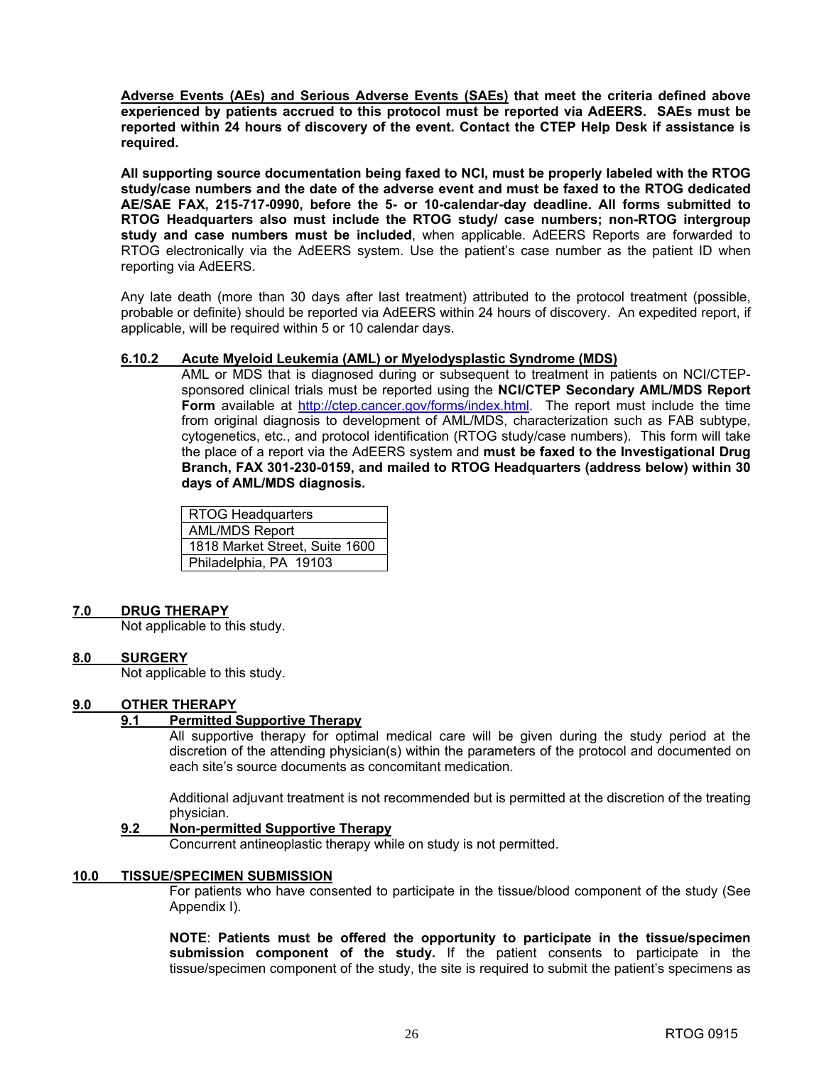**Adverse Events (AEs) and Serious Adverse Events (SAEs) that meet the criteria defined above experienced by patients accrued to this protocol must be reported via AdEERS. SAEs must be reported within 24 hours of discovery of the event. Contact the CTEP Help Desk if assistance is required.**

**All supporting source documentation being faxed to NCI, must be properly labeled with the RTOG study/case numbers and the date of the adverse event and must be faxed to the RTOG dedicated AE/SAE FAX, 215-717-0990, before the 5- or 10-calendar-day deadline. All forms submitted to RTOG Headquarters also must include the RTOG study/ case numbers; non-RTOG intergroup study and case numbers must be included**, when applicable. AdEERS Reports are forwarded to RTOG electronically via the AdEERS system. Use the patient's case number as the patient ID when reporting via AdEERS.

Any late death (more than 30 days after last treatment) attributed to the protocol treatment (possible, probable or definite) should be reported via AdEERS within 24 hours of discovery. An expedited report, if applicable, will be required within 5 or 10 calendar days.

#### 6.10.2 Acute Myeloid Leukemia (AML) or Myelodysplastic Syndrome (MDS)

AML or MDS that is diagnosed during or subsequent to treatment in patients on NCI/CTEP-sponsored clinical trials must be reported using the **NCI/CTEP Secondary AML/MDS Report Form** available at http://ctep.cancer.gov/forms/index.html. The report must include the time from original diagnosis to development of AML/MDS, characterization such as FAB subtype, cytogenetics, etc., and protocol identification (RTOG study/case numbers). This form will take the place of a report via the AdEERS system and **must be faxed to the Investigational Drug Branch, FAX 301-230-0159, and mailed to RTOG Headquarters (address below) within 30 days of AML/MDS diagnosis.**

| RTOG Headquarters |
|---|
| AML/MDS Report |
| 1818 Market Street, Suite 1600 |
| Philadelphia, PA 19103 |

## 7.0 DRUG THERAPY

Not applicable to this study.

## 8.0 SURGERY

Not applicable to this study.

## 9.0 OTHER THERAPY

### 9.1 Permitted Supportive Therapy

All supportive therapy for optimal medical care will be given during the study period at the discretion of the attending physician(s) within the parameters of the protocol and documented on each site's source documents as concomitant medication.

Additional adjuvant treatment is not recommended but is permitted at the discretion of the treating physician.

### 9.2 Non-permitted Supportive Therapy

Concurrent antineoplastic therapy while on study is not permitted.

## 10.0 TISSUE/SPECIMEN SUBMISSION

For patients who have consented to participate in the tissue/blood component of the study (See Appendix I).

**NOTE**: **Patients must be offered the opportunity to participate in the tissue/specimen submission component of the study.** If the patient consents to participate in the tissue/specimen component of the study, the site is required to submit the patient's specimens as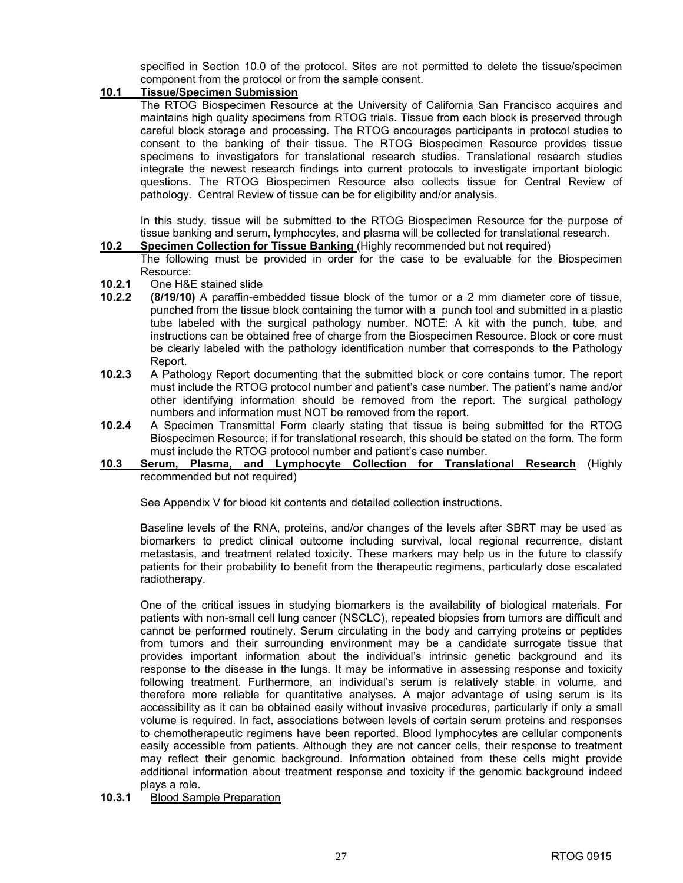specified in Section 10.0 of the protocol. Sites are not permitted to delete the tissue/specimen component from the protocol or from the sample consent.

## 10.1 Tissue/Specimen Submission

The RTOG Biospecimen Resource at the University of California San Francisco acquires and maintains high quality specimens from RTOG trials. Tissue from each block is preserved through careful block storage and processing. The RTOG encourages participants in protocol studies to consent to the banking of their tissue. The RTOG Biospecimen Resource provides tissue specimens to investigators for translational research studies. Translational research studies integrate the newest research findings into current protocols to investigate important biologic questions. The RTOG Biospecimen Resource also collects tissue for Central Review of pathology. Central Review of tissue can be for eligibility and/or analysis.

In this study, tissue will be submitted to the RTOG Biospecimen Resource for the purpose of tissue banking and serum, lymphocytes, and plasma will be collected for translational research.

## 10.2 Specimen Collection for Tissue Banking (Highly recommended but not required)

The following must be provided in order for the case to be evaluable for the Biospecimen Resource:

**10.2.1** One H&E stained slide

**10.2.2** **(8/19/10)** A paraffin-embedded tissue block of the tumor or a 2 mm diameter core of tissue, punched from the tissue block containing the tumor with a punch tool and submitted in a plastic tube labeled with the surgical pathology number. NOTE: A kit with the punch, tube, and instructions can be obtained free of charge from the Biospecimen Resource. Block or core must be clearly labeled with the pathology identification number that corresponds to the Pathology Report.

**10.2.3** A Pathology Report documenting that the submitted block or core contains tumor. The report must include the RTOG protocol number and patient's case number. The patient's name and/or other identifying information should be removed from the report. The surgical pathology numbers and information must NOT be removed from the report.

**10.2.4** A Specimen Transmittal Form clearly stating that tissue is being submitted for the RTOG Biospecimen Resource; if for translational research, this should be stated on the form. The form must include the RTOG protocol number and patient's case number.

## 10.3 Serum, Plasma, and Lymphocyte Collection for Translational Research (Highly recommended but not required)

See Appendix V for blood kit contents and detailed collection instructions.

Baseline levels of the RNA, proteins, and/or changes of the levels after SBRT may be used as biomarkers to predict clinical outcome including survival, local regional recurrence, distant metastasis, and treatment related toxicity. These markers may help us in the future to classify patients for their probability to benefit from the therapeutic regimens, particularly dose escalated radiotherapy.

One of the critical issues in studying biomarkers is the availability of biological materials. For patients with non-small cell lung cancer (NSCLC), repeated biopsies from tumors are difficult and cannot be performed routinely. Serum circulating in the body and carrying proteins or peptides from tumors and their surrounding environment may be a candidate surrogate tissue that provides important information about the individual's intrinsic genetic background and its response to the disease in the lungs. It may be informative in assessing response and toxicity following treatment. Furthermore, an individual's serum is relatively stable in volume, and therefore more reliable for quantitative analyses. A major advantage of using serum is its accessibility as it can be obtained easily without invasive procedures, particularly if only a small volume is required. In fact, associations between levels of certain serum proteins and responses to chemotherapeutic regimens have been reported. Blood lymphocytes are cellular components easily accessible from patients. Although they are not cancer cells, their response to treatment may reflect their genomic background. Information obtained from these cells might provide additional information about treatment response and toxicity if the genomic background indeed plays a role.

### 10.3.1 Blood Sample Preparation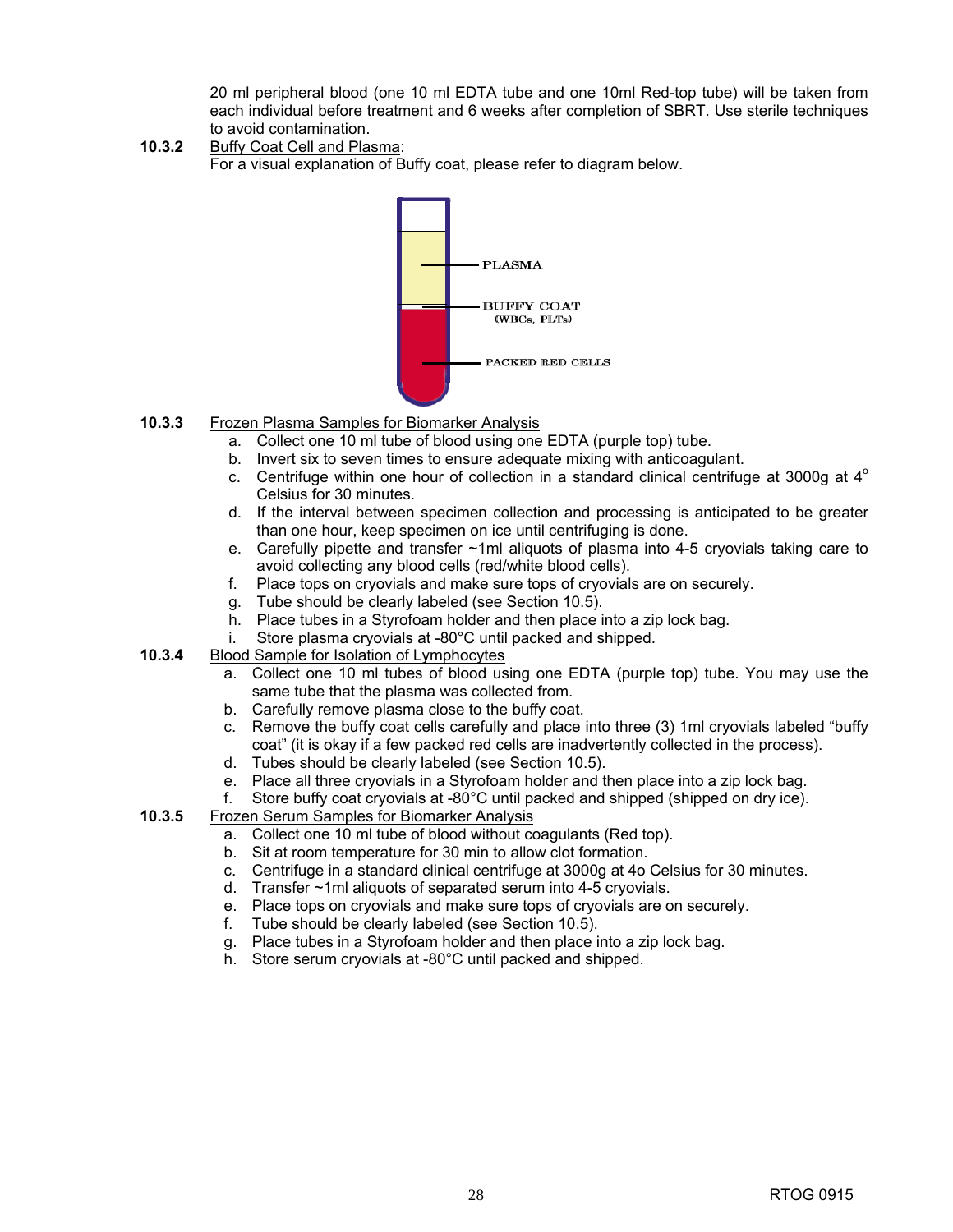20 ml peripheral blood (one 10 ml EDTA tube and one 10ml Red-top tube) will be taken from each individual before treatment and 6 weeks after completion of SBRT. Use sterile techniques to avoid contamination.

**10.3.2** Buffy Coat Cell and Plasma:

For a visual explanation of Buffy coat, please refer to diagram below.

PLASMA

BUFFY COAT (WBCs, PLTs)

PACKED RED CELLS

**10.3.3** Frozen Plasma Samples for Biomarker Analysis

a. Collect one 10 ml tube of blood using one EDTA (purple top) tube.
b. Invert six to seven times to ensure adequate mixing with anticoagulant.
c. Centrifuge within one hour of collection in a standard clinical centrifuge at 3000g at 4° Celsius for 30 minutes.
d. If the interval between specimen collection and processing is anticipated to be greater than one hour, keep specimen on ice until centrifuging is done.
e. Carefully pipette and transfer ~1ml aliquots of plasma into 4-5 cryovials taking care to avoid collecting any blood cells (red/white blood cells).
f. Place tops on cryovials and make sure tops of cryovials are on securely.
g. Tube should be clearly labeled (see Section 10.5).
h. Place tubes in a Styrofoam holder and then place into a zip lock bag.
i. Store plasma cryovials at -80°C until packed and shipped.

**10.3.4** Blood Sample for Isolation of Lymphocytes

a. Collect one 10 ml tubes of blood using one EDTA (purple top) tube. You may use the same tube that the plasma was collected from.
b. Carefully remove plasma close to the buffy coat.
c. Remove the buffy coat cells carefully and place into three (3) 1ml cryovials labeled "buffy coat" (it is okay if a few packed red cells are inadvertently collected in the process).
d. Tubes should be clearly labeled (see Section 10.5).
e. Place all three cryovials in a Styrofoam holder and then place into a zip lock bag.
f. Store buffy coat cryovials at -80°C until packed and shipped (shipped on dry ice).

**10.3.5** Frozen Serum Samples for Biomarker Analysis

a. Collect one 10 ml tube of blood without coagulants (Red top).
b. Sit at room temperature for 30 min to allow clot formation.
c. Centrifuge in a standard clinical centrifuge at 3000g at 4o Celsius for 30 minutes.
d. Transfer ~1ml aliquots of separated serum into 4-5 cryovials.
e. Place tops on cryovials and make sure tops of cryovials are on securely.
f. Tube should be clearly labeled (see Section 10.5).
g. Place tubes in a Styrofoam holder and then place into a zip lock bag.
h. Store serum cryovials at -80°C until packed and shipped.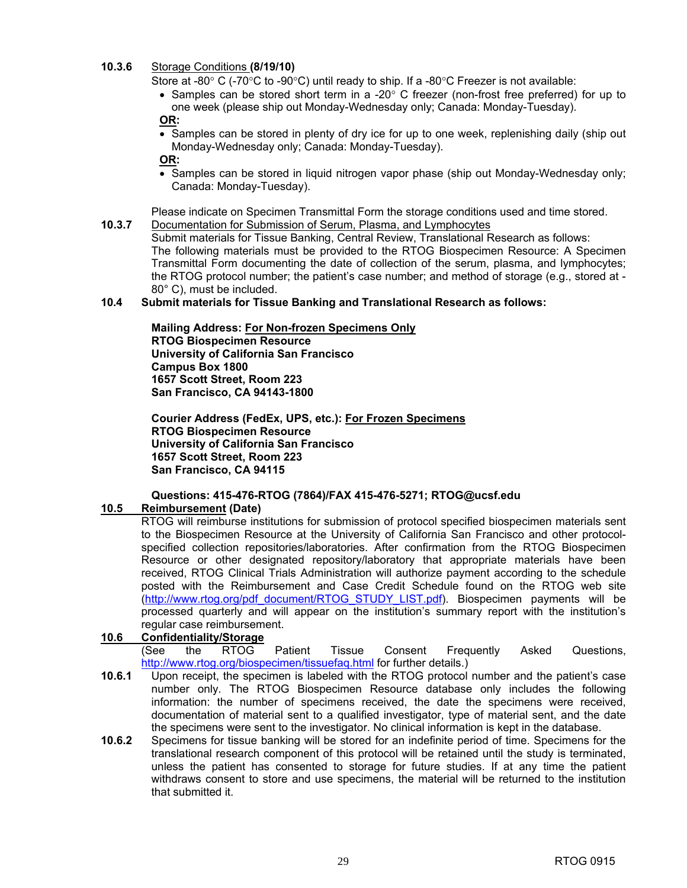**10.3.6** Storage Conditions **(8/19/10)**

Store at -80° C (-70°C to -90°C) until ready to ship. If a -80°C Freezer is not available:

- Samples can be stored short term in a -20° C freezer (non-frost free preferred) for up to one week (please ship out Monday-Wednesday only; Canada: Monday-Tuesday).

**OR:**

- Samples can be stored in plenty of dry ice for up to one week, replenishing daily (ship out Monday-Wednesday only; Canada: Monday-Tuesday).

**OR:**

- Samples can be stored in liquid nitrogen vapor phase (ship out Monday-Wednesday only; Canada: Monday-Tuesday).

Please indicate on Specimen Transmittal Form the storage conditions used and time stored.

**10.3.7** Documentation for Submission of Serum, Plasma, and Lymphocytes

Submit materials for Tissue Banking, Central Review, Translational Research as follows: The following materials must be provided to the RTOG Biospecimen Resource: A Specimen Transmittal Form documenting the date of collection of the serum, plasma, and lymphocytes; the RTOG protocol number; the patient's case number; and method of storage (e.g., stored at -80° C), must be included.

**10.4 Submit materials for Tissue Banking and Translational Research as follows:**

**Mailing Address: For Non-frozen Specimens Only**
**RTOG Biospecimen Resource**
**University of California San Francisco**
**Campus Box 1800**
**1657 Scott Street, Room 223**
**San Francisco, CA 94143-1800**

**Courier Address (FedEx, UPS, etc.): For Frozen Specimens**
**RTOG Biospecimen Resource**
**University of California San Francisco**
**1657 Scott Street, Room 223**
**San Francisco, CA 94115**

**Questions: 415-476-RTOG (7864)/FAX 415-476-5271; RTOG@ucsf.edu**

**10.5 Reimbursement (Date)**

RTOG will reimburse institutions for submission of protocol specified biospecimen materials sent to the Biospecimen Resource at the University of California San Francisco and other protocol-specified collection repositories/laboratories. After confirmation from the RTOG Biospecimen Resource or other designated repository/laboratory that appropriate materials have been received, RTOG Clinical Trials Administration will authorize payment according to the schedule posted with the Reimbursement and Case Credit Schedule found on the RTOG web site (http://www.rtog.org/pdf_document/RTOG_STUDY_LIST.pdf). Biospecimen payments will be processed quarterly and will appear on the institution's summary report with the institution's regular case reimbursement.

**10.6 Confidentiality/Storage**

(See the RTOG Patient Tissue Consent Frequently Asked Questions, http://www.rtog.org/biospecimen/tissuefaq.html for further details.)

**10.6.1** Upon receipt, the specimen is labeled with the RTOG protocol number and the patient's case number only. The RTOG Biospecimen Resource database only includes the following information: the number of specimens received, the date the specimens were received, documentation of material sent to a qualified investigator, type of material sent, and the date the specimens were sent to the investigator. No clinical information is kept in the database.

**10.6.2** Specimens for tissue banking will be stored for an indefinite period of time. Specimens for the translational research component of this protocol will be retained until the study is terminated, unless the patient has consented to storage for future studies. If at any time the patient withdraws consent to store and use specimens, the material will be returned to the institution that submitted it.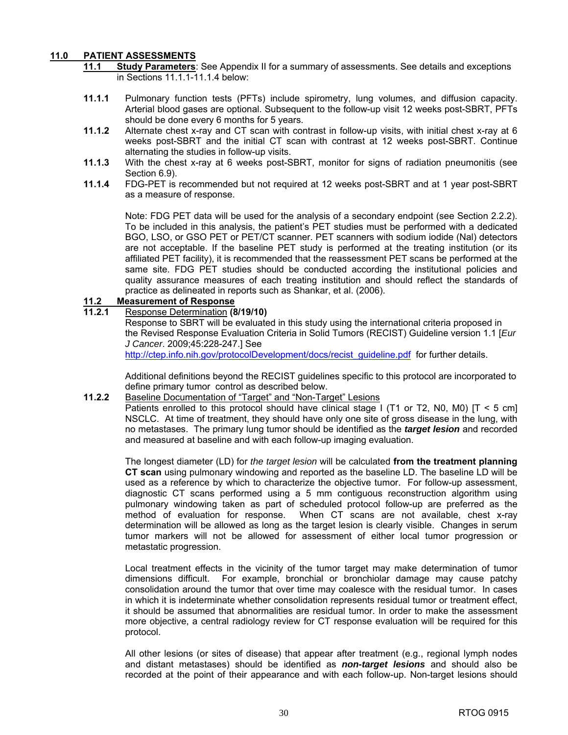## 11.0 PATIENT ASSESSMENTS

### 11.1 Study Parameters: See Appendix II for a summary of assessments. See details and exceptions in Sections 11.1.1-11.1.4 below:

**11.1.1** Pulmonary function tests (PFTs) include spirometry, lung volumes, and diffusion capacity. Arterial blood gases are optional. Subsequent to the follow-up visit 12 weeks post-SBRT, PFTs should be done every 6 months for 5 years.

**11.1.2** Alternate chest x-ray and CT scan with contrast in follow-up visits, with initial chest x-ray at 6 weeks post-SBRT and the initial CT scan with contrast at 12 weeks post-SBRT. Continue alternating the studies in follow-up visits.

**11.1.3** With the chest x-ray at 6 weeks post-SBRT, monitor for signs of radiation pneumonitis (see Section 6.9).

**11.1.4** FDG-PET is recommended but not required at 12 weeks post-SBRT and at 1 year post-SBRT as a measure of response.

Note: FDG PET data will be used for the analysis of a secondary endpoint (see Section 2.2.2). To be included in this analysis, the patient's PET studies must be performed with a dedicated BGO, LSO, or GSO PET or PET/CT scanner. PET scanners with sodium iodide (NaI) detectors are not acceptable. If the baseline PET study is performed at the treating institution (or its affiliated PET facility), it is recommended that the reassessment PET scans be performed at the same site. FDG PET studies should be conducted according the institutional policies and quality assurance measures of each treating institution and should reflect the standards of practice as delineated in reports such as Shankar, et al. (2006).

### 11.2 Measurement of Response

**11.2.1** Response Determination **(8/19/10)**

Response to SBRT will be evaluated in this study using the international criteria proposed in the Revised Response Evaluation Criteria in Solid Tumors (RECIST) Guideline version 1.1 [*Eur J Cancer*. 2009;45:228-247.] See http://ctep.info.nih.gov/protocolDevelopment/docs/recist_guideline.pdf for further details.

Additional definitions beyond the RECIST guidelines specific to this protocol are incorporated to define primary tumor control as described below.

**11.2.2** Baseline Documentation of "Target" and "Non-Target" Lesions

Patients enrolled to this protocol should have clinical stage I (T1 or T2, N0, M0) [T < 5 cm] NSCLC. At time of treatment, they should have only one site of gross disease in the lung, with no metastases. The primary lung tumor should be identified as the ***target lesion*** and recorded and measured at baseline and with each follow-up imaging evaluation.

The longest diameter (LD) for *the target lesion* will be calculated **from the treatment planning CT scan** using pulmonary windowing and reported as the baseline LD. The baseline LD will be used as a reference by which to characterize the objective tumor. For follow-up assessment, diagnostic CT scans performed using a 5 mm contiguous reconstruction algorithm using pulmonary windowing taken as part of scheduled protocol follow-up are preferred as the method of evaluation for response. When CT scans are not available, chest x-ray determination will be allowed as long as the target lesion is clearly visible. Changes in serum tumor markers will not be allowed for assessment of either local tumor progression or metastatic progression.

Local treatment effects in the vicinity of the tumor target may make determination of tumor dimensions difficult. For example, bronchial or bronchiolar damage may cause patchy consolidation around the tumor that over time may coalesce with the residual tumor. In cases in which it is indeterminate whether consolidation represents residual tumor or treatment effect, it should be assumed that abnormalities are residual tumor. In order to make the assessment more objective, a central radiology review for CT response evaluation will be required for this protocol.

All other lesions (or sites of disease) that appear after treatment (e.g., regional lymph nodes and distant metastases) should be identified as ***non-target lesions*** and should also be recorded at the point of their appearance and with each follow-up. Non-target lesions should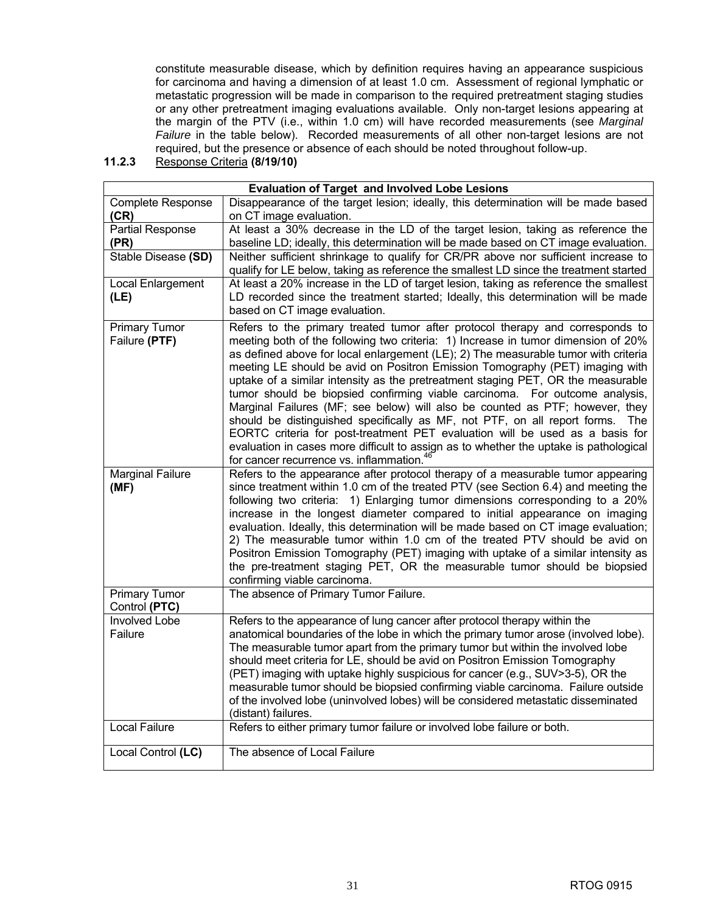constitute measurable disease, which by definition requires having an appearance suspicious for carcinoma and having a dimension of at least 1.0 cm. Assessment of regional lymphatic or metastatic progression will be made in comparison to the required pretreatment staging studies or any other pretreatment imaging evaluations available. Only non-target lesions appearing at the margin of the PTV (i.e., within 1.0 cm) will have recorded measurements (see *Marginal Failure* in the table below). Recorded measurements of all other non-target lesions are not required, but the presence or absence of each should be noted throughout follow-up.

**11.2.3** Response Criteria **(8/19/10)**

| **Evaluation of Target and Involved Lobe Lesions** | |
|---|---|
| Complete Response **(CR)** | Disappearance of the target lesion; ideally, this determination will be made based on CT image evaluation. |
| Partial Response **(PR)** | At least a 30% decrease in the LD of the target lesion, taking as reference the baseline LD; ideally, this determination will be made based on CT image evaluation. |
| Stable Disease **(SD)** | Neither sufficient shrinkage to qualify for CR/PR above nor sufficient increase to qualify for LE below, taking as reference the smallest LD since the treatment started |
| Local Enlargement **(LE)** | At least a 20% increase in the LD of target lesion, taking as reference the smallest LD recorded since the treatment started; Ideally, this determination will be made based on CT image evaluation. |
| Primary Tumor Failure **(PTF)** | Refers to the primary treated tumor after protocol therapy and corresponds to meeting both of the following two criteria: 1) Increase in tumor dimension of 20% as defined above for local enlargement (LE); 2) The measurable tumor with criteria meeting LE should be avid on Positron Emission Tomography (PET) imaging with uptake of a similar intensity as the pretreatment staging PET, OR the measurable tumor should be biopsied confirming viable carcinoma. For outcome analysis, Marginal Failures (MF; see below) will also be counted as PTF; however, they should be distinguished specifically as MF, not PTF, on all report forms. The EORTC criteria for post-treatment PET evaluation will be used as a basis for evaluation in cases more difficult to assign as to whether the uptake is pathological for cancer recurrence vs. inflammation.[46] |
| Marginal Failure **(MF)** | Refers to the appearance after protocol therapy of a measurable tumor appearing since treatment within 1.0 cm of the treated PTV (see Section 6.4) and meeting the following two criteria: 1) Enlarging tumor dimensions corresponding to a 20% increase in the longest diameter compared to initial appearance on imaging evaluation. Ideally, this determination will be made based on CT image evaluation; 2) The measurable tumor within 1.0 cm of the treated PTV should be avid on Positron Emission Tomography (PET) imaging with uptake of a similar intensity as the pre-treatment staging PET, OR the measurable tumor should be biopsied confirming viable carcinoma. |
| Primary Tumor Control **(PTC)** | The absence of Primary Tumor Failure. |
| Involved Lobe Failure | Refers to the appearance of lung cancer after protocol therapy within the anatomical boundaries of the lobe in which the primary tumor arose (involved lobe). The measurable tumor apart from the primary tumor but within the involved lobe should meet criteria for LE, should be avid on Positron Emission Tomography (PET) imaging with uptake highly suspicious for cancer (e.g., SUV>3-5), OR the measurable tumor should be biopsied confirming viable carcinoma. Failure outside of the involved lobe (uninvolved lobes) will be considered metastatic disseminated (distant) failures. |
| Local Failure | Refers to either primary tumor failure or involved lobe failure or both. |
| Local Control **(LC)** | The absence of Local Failure |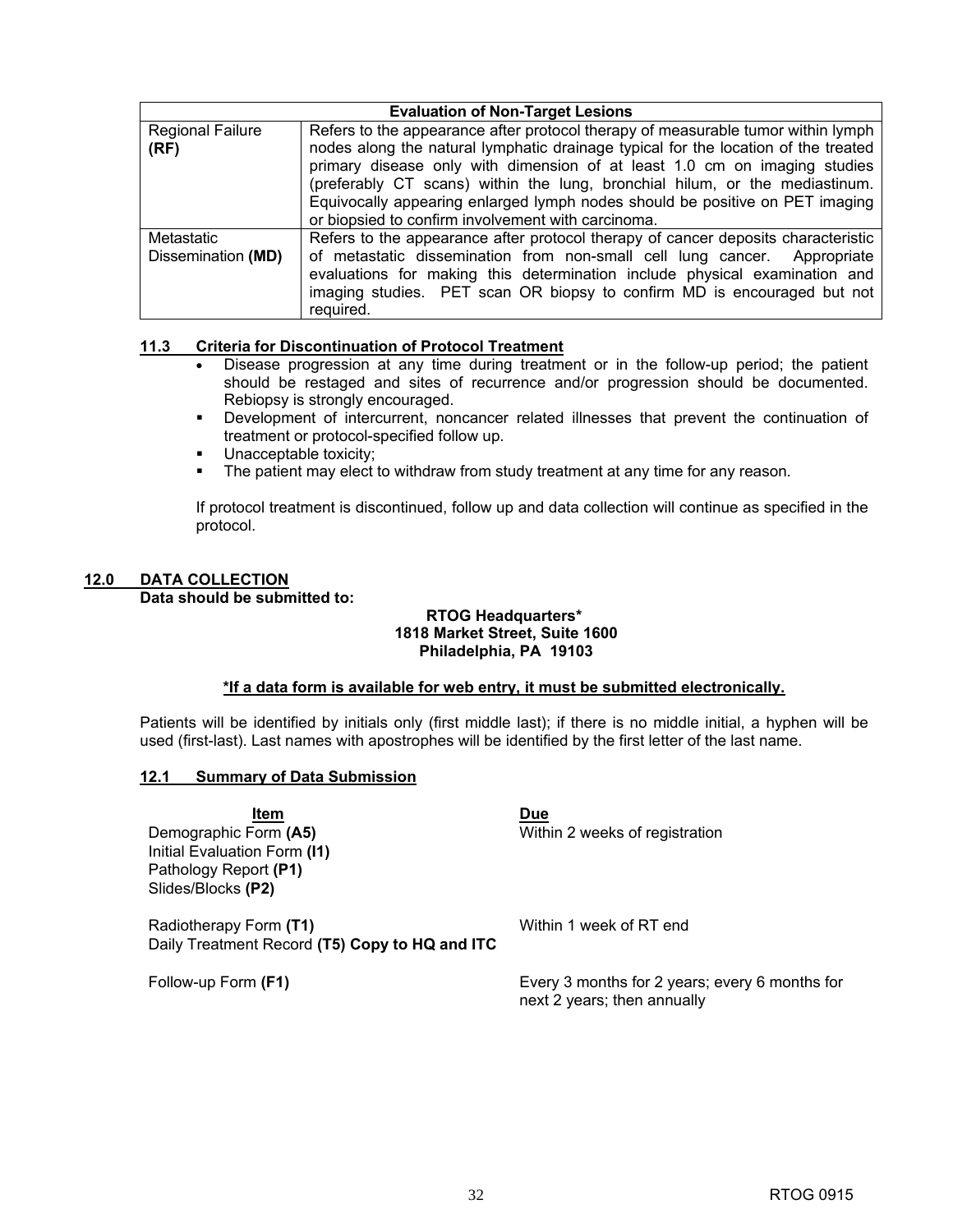| Evaluation of Non-Target Lesions | |
|---|---|
| Regional Failure **(RF)** | Refers to the appearance after protocol therapy of measurable tumor within lymph nodes along the natural lymphatic drainage typical for the location of the treated primary disease only with dimension of at least 1.0 cm on imaging studies (preferably CT scans) within the lung, bronchial hilum, or the mediastinum. Equivocally appearing enlarged lymph nodes should be positive on PET imaging or biopsied to confirm involvement with carcinoma. |
| Metastatic Dissemination **(MD)** | Refers to the appearance after protocol therapy of cancer deposits characteristic of metastatic dissemination from non-small cell lung cancer. Appropriate evaluations for making this determination include physical examination and imaging studies. PET scan OR biopsy to confirm MD is encouraged but not required. |

### 11.3 Criteria for Discontinuation of Protocol Treatment

- Disease progression at any time during treatment or in the follow-up period; the patient should be restaged and sites of recurrence and/or progression should be documented. Rebiopsy is strongly encouraged.
- Development of intercurrent, noncancer related illnesses that prevent the continuation of treatment or protocol-specified follow up.
- Unacceptable toxicity;
- The patient may elect to withdraw from study treatment at any time for any reason.

If protocol treatment is discontinued, follow up and data collection will continue as specified in the protocol.

## 12.0 DATA COLLECTION

**Data should be submitted to:**

**RTOG Headquarters***
**1818 Market Street, Suite 1600**
**Philadelphia, PA 19103**

**\*If a data form is available for web entry, it must be submitted electronically.**

Patients will be identified by initials only (first middle last); if there is no middle initial, a hyphen will be used (first-last). Last names with apostrophes will be identified by the first letter of the last name.

### 12.1 Summary of Data Submission

| Item | Due |
|---|---|
| Demographic Form **(A5)**<br>Initial Evaluation Form **(I1)**<br>Pathology Report **(P1)**<br>Slides/Blocks **(P2)** | Within 2 weeks of registration |
| Radiotherapy Form **(T1)**<br>Daily Treatment Record **(T5) Copy to HQ and ITC** | Within 1 week of RT end |
| Follow-up Form **(F1)** | Every 3 months for 2 years; every 6 months for next 2 years; then annually |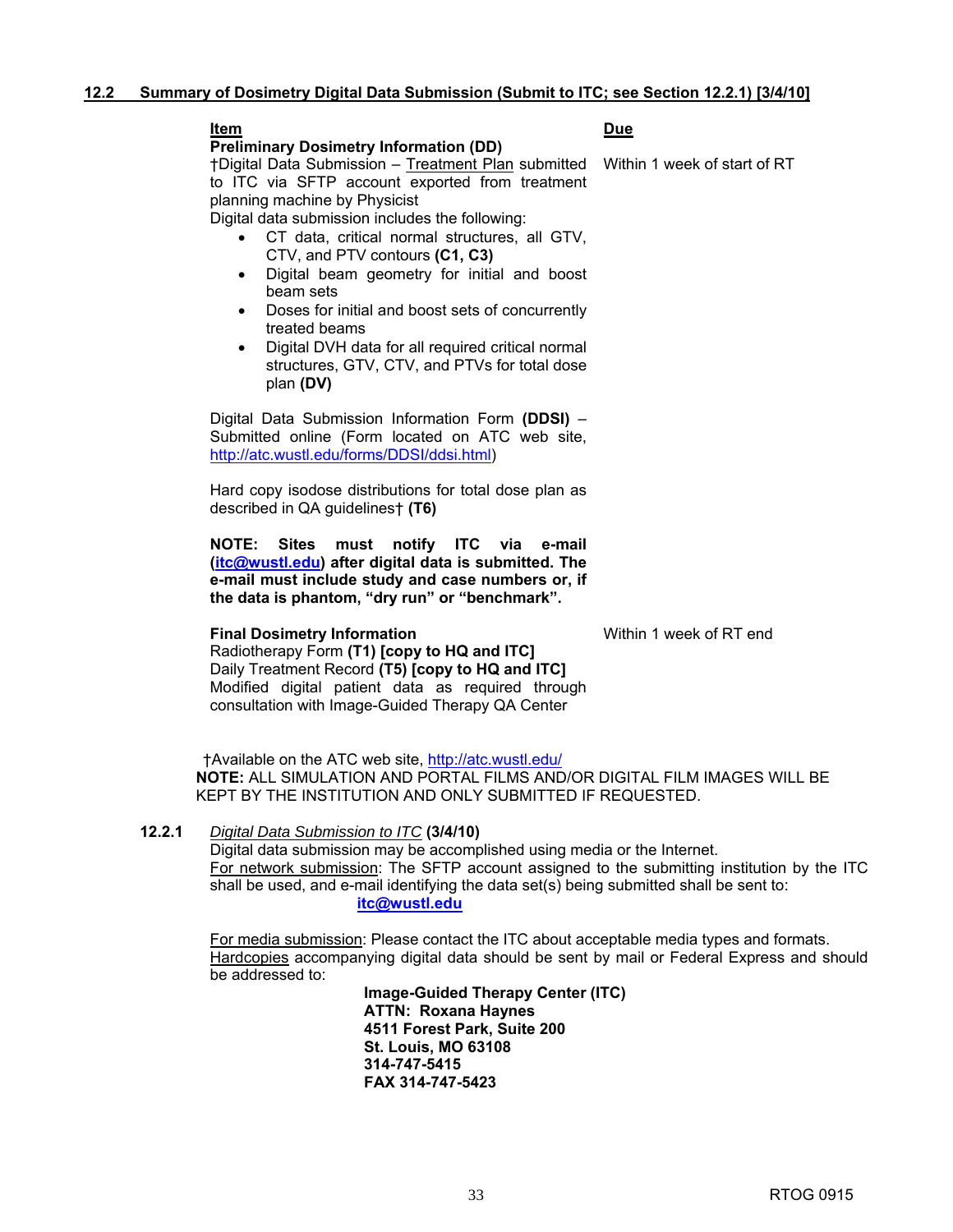## 12.2 Summary of Dosimetry Digital Data Submission (Submit to ITC; see Section 12.2.1) [3/4/10]

| Item | Due |
|---|---|
| **Preliminary Dosimetry Information (DD)** | |
| †Digital Data Submission – Treatment Plan submitted to ITC via SFTP account exported from treatment planning machine by Physicist<br>Digital data submission includes the following:<br>• CT data, critical normal structures, all GTV, CTV, and PTV contours **(C1, C3)**<br>• Digital beam geometry for initial and boost beam sets<br>• Doses for initial and boost sets of concurrently treated beams<br>• Digital DVH data for all required critical normal structures, GTV, CTV, and PTVs for total dose plan **(DV)** | Within 1 week of start of RT |
| Digital Data Submission Information Form **(DDSI)** – Submitted online (Form located on ATC web site, http://atc.wustl.edu/forms/DDSI/ddsi.html) | |
| Hard copy isodose distributions for total dose plan as described in QA guidelines† **(T6)** | |
| **NOTE: Sites must notify ITC via e-mail (itc@wustl.edu) after digital data is submitted. The e-mail must include study and case numbers or, if the data is phantom, "dry run" or "benchmark".** | |
| **Final Dosimetry Information**<br>Radiotherapy Form **(T1) [copy to HQ and ITC]**<br>Daily Treatment Record **(T5) [copy to HQ and ITC]**<br>Modified digital patient data as required through consultation with Image-Guided Therapy QA Center | Within 1 week of RT end |

†Available on the ATC web site, http://atc.wustl.edu/

**NOTE:** ALL SIMULATION AND PORTAL FILMS AND/OR DIGITAL FILM IMAGES WILL BE KEPT BY THE INSTITUTION AND ONLY SUBMITTED IF REQUESTED.

### 12.2.1 *Digital Data Submission to ITC* (3/4/10)

Digital data submission may be accomplished using media or the Internet.

For network submission: The SFTP account assigned to the submitting institution by the ITC shall be used, and e-mail identifying the data set(s) being submitted shall be sent to:

**itc@wustl.edu**

For media submission: Please contact the ITC about acceptable media types and formats.

Hardcopies accompanying digital data should be sent by mail or Federal Express and should be addressed to:

**Image-Guided Therapy Center (ITC)**
**ATTN: Roxana Haynes**
**4511 Forest Park, Suite 200**
**St. Louis, MO 63108**
**314-747-5415**
**FAX 314-747-5423**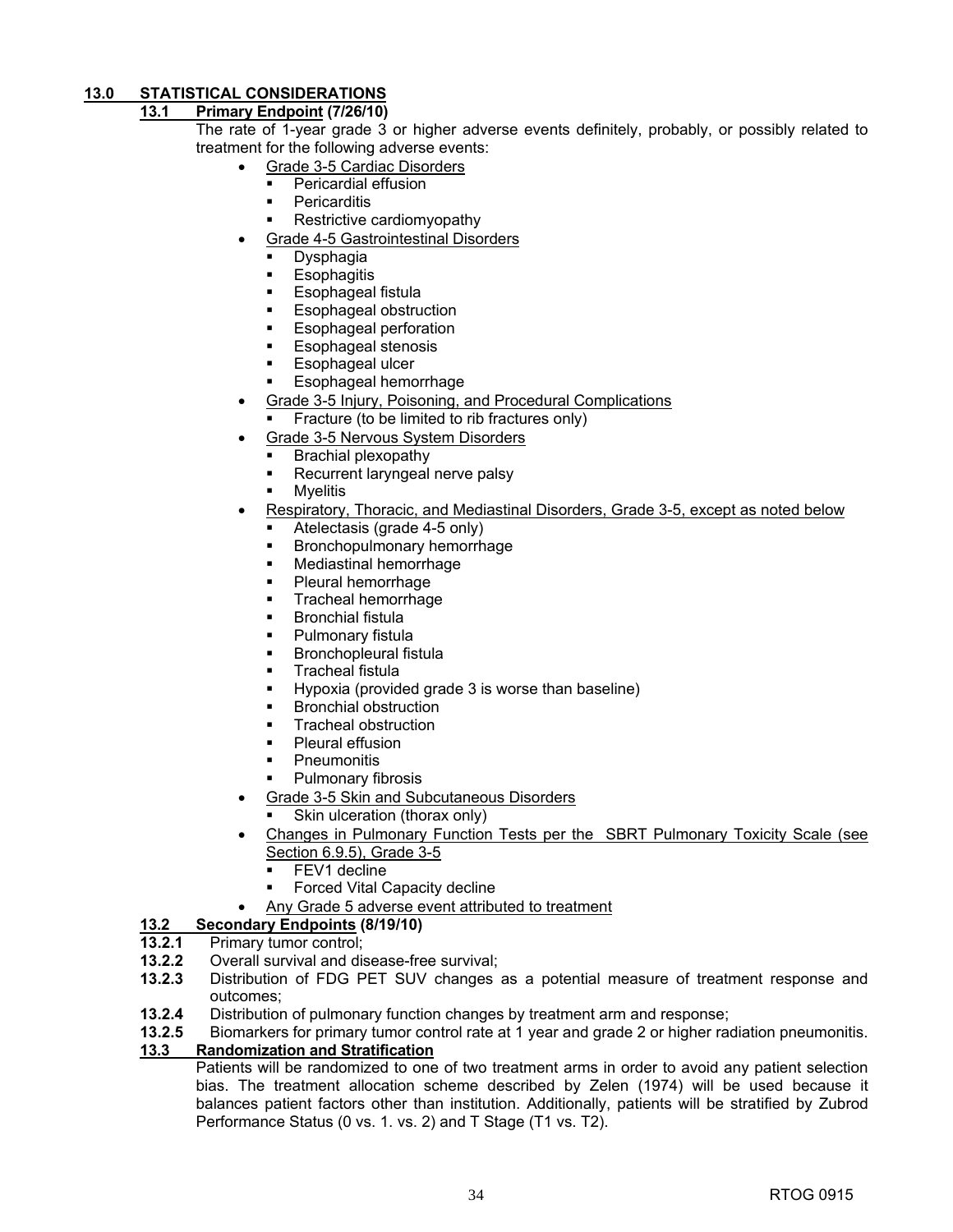## 13.0 STATISTICAL CONSIDERATIONS

### 13.1 Primary Endpoint (7/26/10)

The rate of 1-year grade 3 or higher adverse events definitely, probably, or possibly related to treatment for the following adverse events:

- Grade 3-5 Cardiac Disorders
  - Pericardial effusion
  - Pericarditis
  - Restrictive cardiomyopathy
- Grade 4-5 Gastrointestinal Disorders
  - Dysphagia
  - Esophagitis
  - Esophageal fistula
  - Esophageal obstruction
  - Esophageal perforation
  - Esophageal stenosis
  - Esophageal ulcer
  - Esophageal hemorrhage
- Grade 3-5 Injury, Poisoning, and Procedural Complications
  - Fracture (to be limited to rib fractures only)
- Grade 3-5 Nervous System Disorders
  - Brachial plexopathy
  - Recurrent laryngeal nerve palsy
  - Myelitis
- Respiratory, Thoracic, and Mediastinal Disorders, Grade 3-5, except as noted below
  - Atelectasis (grade 4-5 only)
  - Bronchopulmonary hemorrhage
  - Mediastinal hemorrhage
  - Pleural hemorrhage
  - Tracheal hemorrhage
  - Bronchial fistula
  - Pulmonary fistula
  - Bronchopleural fistula
  - Tracheal fistula
  - Hypoxia (provided grade 3 is worse than baseline)
  - Bronchial obstruction
  - Tracheal obstruction
  - Pleural effusion
  - Pneumonitis
  - Pulmonary fibrosis
- Grade 3-5 Skin and Subcutaneous Disorders
  - Skin ulceration (thorax only)
- Changes in Pulmonary Function Tests per the SBRT Pulmonary Toxicity Scale (see Section 6.9.5), Grade 3-5
  - FEV1 decline
  - Forced Vital Capacity decline
- Any Grade 5 adverse event attributed to treatment

### 13.2 Secondary Endpoints (8/19/10)

**13.2.1** Primary tumor control;

**13.2.2** Overall survival and disease-free survival;

**13.2.3** Distribution of FDG PET SUV changes as a potential measure of treatment response and outcomes;

**13.2.4** Distribution of pulmonary function changes by treatment arm and response;

**13.2.5** Biomarkers for primary tumor control rate at 1 year and grade 2 or higher radiation pneumonitis.

### 13.3 Randomization and Stratification

Patients will be randomized to one of two treatment arms in order to avoid any patient selection bias. The treatment allocation scheme described by Zelen (1974) will be used because it balances patient factors other than institution. Additionally, patients will be stratified by Zubrod Performance Status (0 vs. 1. vs. 2) and T Stage (T1 vs. T2).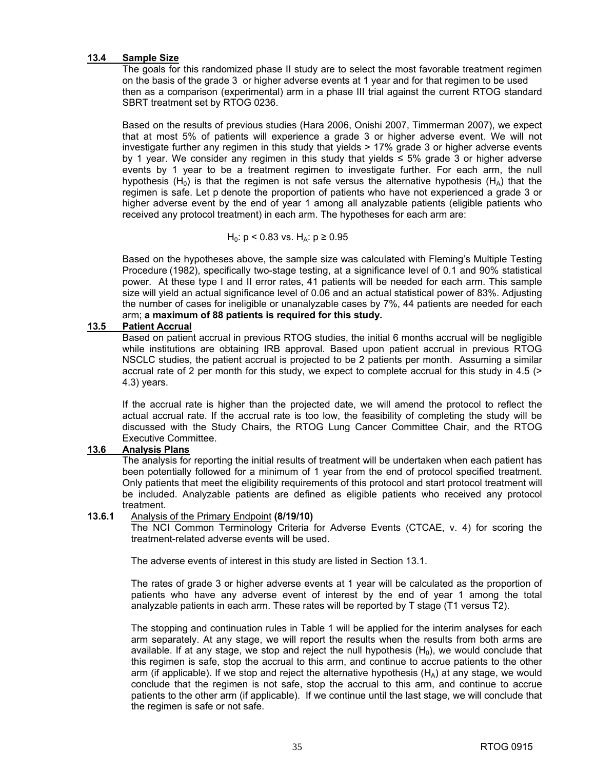### 13.4 Sample Size

The goals for this randomized phase II study are to select the most favorable treatment regimen on the basis of the grade 3 or higher adverse events at 1 year and for that regimen to be used then as a comparison (experimental) arm in a phase III trial against the current RTOG standard SBRT treatment set by RTOG 0236.

Based on the results of previous studies (Hara 2006, Onishi 2007, Timmerman 2007), we expect that at most 5% of patients will experience a grade 3 or higher adverse event. We will not investigate further any regimen in this study that yields > 17% grade 3 or higher adverse events by 1 year. We consider any regimen in this study that yields ≤ 5% grade 3 or higher adverse events by 1 year to be a treatment regimen to investigate further. For each arm, the null hypothesis ($H_0$) is that the regimen is not safe versus the alternative hypothesis ($H_A$) that the regimen is safe. Let p denote the proportion of patients who have not experienced a grade 3 or higher adverse event by the end of year 1 among all analyzable patients (eligible patients who received any protocol treatment) in each arm. The hypotheses for each arm are:

$$H_0: p < 0.83 \text{ vs. } H_A: p \geq 0.95$$

Based on the hypotheses above, the sample size was calculated with Fleming's Multiple Testing Procedure (1982), specifically two-stage testing, at a significance level of 0.1 and 90% statistical power. At these type I and II error rates, 41 patients will be needed for each arm. This sample size will yield an actual significance level of 0.06 and an actual statistical power of 83%. Adjusting the number of cases for ineligible or unanalyzable cases by 7%, 44 patients are needed for each arm; **a maximum of 88 patients is required for this study.**

### 13.5 Patient Accrual

Based on patient accrual in previous RTOG studies, the initial 6 months accrual will be negligible while institutions are obtaining IRB approval. Based upon patient accrual in previous RTOG NSCLC studies, the patient accrual is projected to be 2 patients per month. Assuming a similar accrual rate of 2 per month for this study, we expect to complete accrual for this study in 4.5 (> 4.3) years.

If the accrual rate is higher than the projected date, we will amend the protocol to reflect the actual accrual rate. If the accrual rate is too low, the feasibility of completing the study will be discussed with the Study Chairs, the RTOG Lung Cancer Committee Chair, and the RTOG Executive Committee.

### 13.6 Analysis Plans

The analysis for reporting the initial results of treatment will be undertaken when each patient has been potentially followed for a minimum of 1 year from the end of protocol specified treatment. Only patients that meet the eligibility requirements of this protocol and start protocol treatment will be included. Analyzable patients are defined as eligible patients who received any protocol treatment.

#### 13.6.1 Analysis of the Primary Endpoint **(8/19/10)**

The NCI Common Terminology Criteria for Adverse Events (CTCAE, v. 4) for scoring the treatment-related adverse events will be used.

The adverse events of interest in this study are listed in Section 13.1.

The rates of grade 3 or higher adverse events at 1 year will be calculated as the proportion of patients who have any adverse event of interest by the end of year 1 among the total analyzable patients in each arm. These rates will be reported by T stage (T1 versus T2).

The stopping and continuation rules in Table 1 will be applied for the interim analyses for each arm separately. At any stage, we will report the results when the results from both arms are available. If at any stage, we stop and reject the null hypothesis ($H_0$), we would conclude that this regimen is safe, stop the accrual to this arm, and continue to accrue patients to the other arm (if applicable). If we stop and reject the alternative hypothesis ($H_A$) at any stage, we would conclude that the regimen is not safe, stop the accrual to this arm, and continue to accrue patients to the other arm (if applicable). If we continue until the last stage, we will conclude that the regimen is safe or not safe.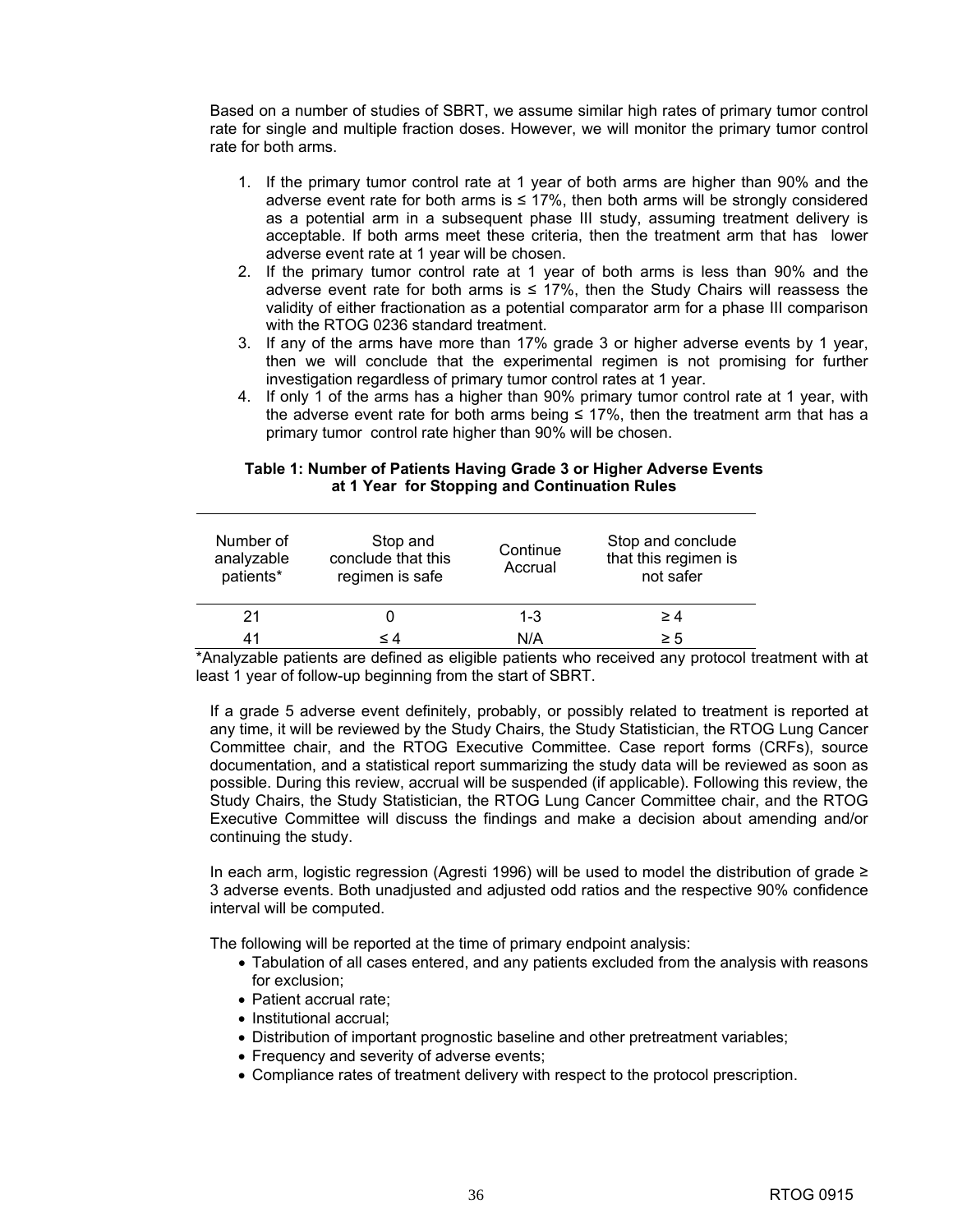Based on a number of studies of SBRT, we assume similar high rates of primary tumor control rate for single and multiple fraction doses. However, we will monitor the primary tumor control rate for both arms.

1. If the primary tumor control rate at 1 year of both arms are higher than 90% and the adverse event rate for both arms is ≤ 17%, then both arms will be strongly considered as a potential arm in a subsequent phase III study, assuming treatment delivery is acceptable. If both arms meet these criteria, then the treatment arm that has lower adverse event rate at 1 year will be chosen.
2. If the primary tumor control rate at 1 year of both arms is less than 90% and the adverse event rate for both arms is ≤ 17%, then the Study Chairs will reassess the validity of either fractionation as a potential comparator arm for a phase III comparison with the RTOG 0236 standard treatment.
3. If any of the arms have more than 17% grade 3 or higher adverse events by 1 year, then we will conclude that the experimental regimen is not promising for further investigation regardless of primary tumor control rates at 1 year.
4. If only 1 of the arms has a higher than 90% primary tumor control rate at 1 year, with the adverse event rate for both arms being ≤ 17%, then the treatment arm that has a primary tumor control rate higher than 90% will be chosen.

**Table 1: Number of Patients Having Grade 3 or Higher Adverse Events at 1 Year for Stopping and Continuation Rules**

| Number of analyzable patients* | Stop and conclude that this regimen is safe | Continue Accrual | Stop and conclude that this regimen is not safer |
|---|---|---|---|
| 21 | 0 | 1-3 | ≥ 4 |
| 41 | ≤ 4 | N/A | ≥ 5 |

*Analyzable patients are defined as eligible patients who received any protocol treatment with at least 1 year of follow-up beginning from the start of SBRT.

If a grade 5 adverse event definitely, probably, or possibly related to treatment is reported at any time, it will be reviewed by the Study Chairs, the Study Statistician, the RTOG Lung Cancer Committee chair, and the RTOG Executive Committee. Case report forms (CRFs), source documentation, and a statistical report summarizing the study data will be reviewed as soon as possible. During this review, accrual will be suspended (if applicable). Following this review, the Study Chairs, the Study Statistician, the RTOG Lung Cancer Committee chair, and the RTOG Executive Committee will discuss the findings and make a decision about amending and/or continuing the study.

In each arm, logistic regression (Agresti 1996) will be used to model the distribution of grade ≥ 3 adverse events. Both unadjusted and adjusted odd ratios and the respective 90% confidence interval will be computed.

The following will be reported at the time of primary endpoint analysis:

- Tabulation of all cases entered, and any patients excluded from the analysis with reasons for exclusion;
- Patient accrual rate;
- Institutional accrual;
- Distribution of important prognostic baseline and other pretreatment variables;
- Frequency and severity of adverse events;
- Compliance rates of treatment delivery with respect to the protocol prescription.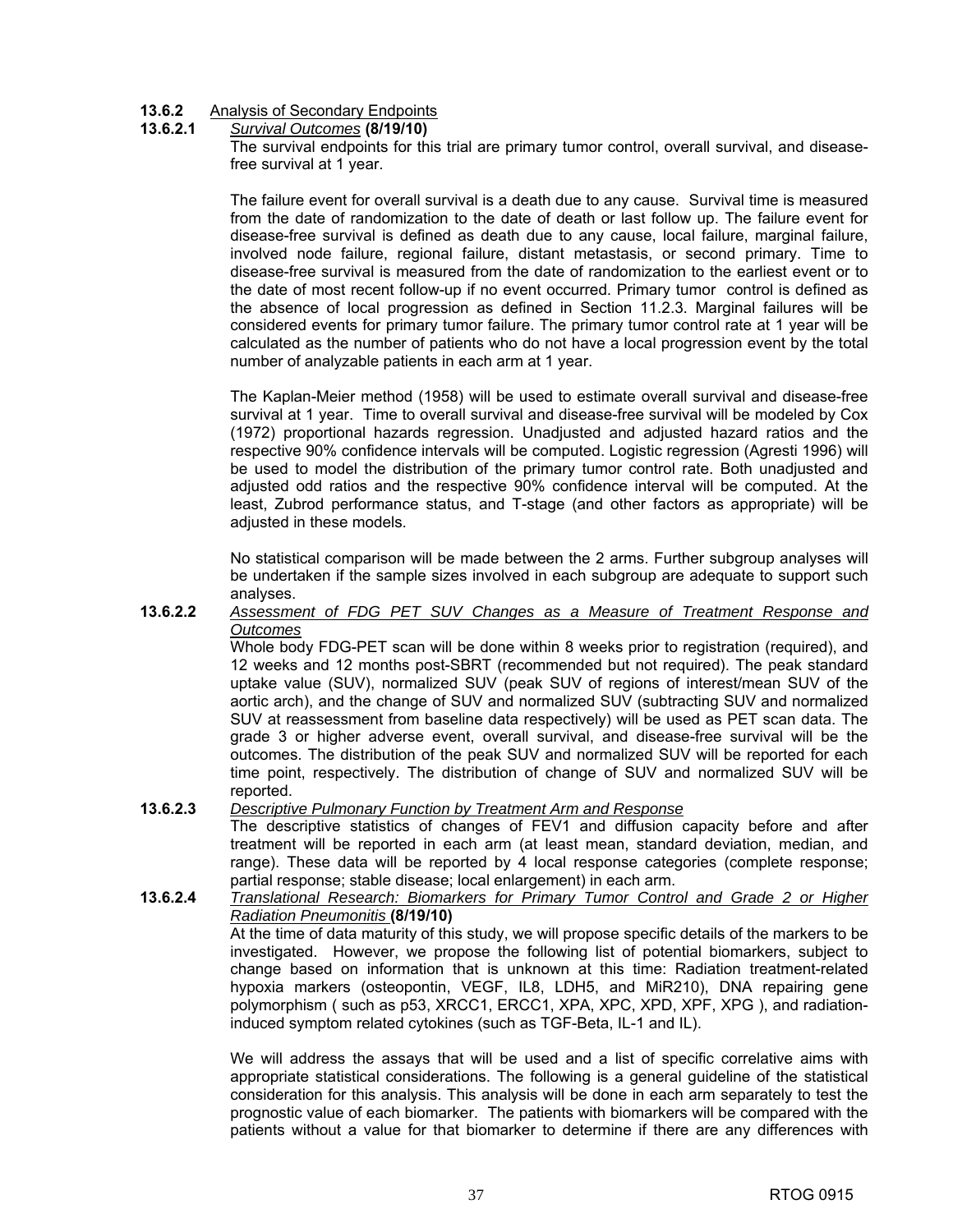#### 13.6.2 Analysis of Secondary Endpoints

##### 13.6.2.1 *Survival Outcomes* **(8/19/10)**

The survival endpoints for this trial are primary tumor control, overall survival, and disease-free survival at 1 year.

The failure event for overall survival is a death due to any cause. Survival time is measured from the date of randomization to the date of death or last follow up. The failure event for disease-free survival is defined as death due to any cause, local failure, marginal failure, involved node failure, regional failure, distant metastasis, or second primary. Time to disease-free survival is measured from the date of randomization to the earliest event or to the date of most recent follow-up if no event occurred. Primary tumor control is defined as the absence of local progression as defined in Section 11.2.3. Marginal failures will be considered events for primary tumor failure. The primary tumor control rate at 1 year will be calculated as the number of patients who do not have a local progression event by the total number of analyzable patients in each arm at 1 year.

The Kaplan-Meier method (1958) will be used to estimate overall survival and disease-free survival at 1 year. Time to overall survival and disease-free survival will be modeled by Cox (1972) proportional hazards regression. Unadjusted and adjusted hazard ratios and the respective 90% confidence intervals will be computed. Logistic regression (Agresti 1996) will be used to model the distribution of the primary tumor control rate. Both unadjusted and adjusted odd ratios and the respective 90% confidence interval will be computed. At the least, Zubrod performance status, and T-stage (and other factors as appropriate) will be adjusted in these models.

No statistical comparison will be made between the 2 arms. Further subgroup analyses will be undertaken if the sample sizes involved in each subgroup are adequate to support such analyses.

##### 13.6.2.2 *Assessment of FDG PET SUV Changes as a Measure of Treatment Response and Outcomes*

Whole body FDG-PET scan will be done within 8 weeks prior to registration (required), and 12 weeks and 12 months post-SBRT (recommended but not required). The peak standard uptake value (SUV), normalized SUV (peak SUV of regions of interest/mean SUV of the aortic arch), and the change of SUV and normalized SUV (subtracting SUV and normalized SUV at reassessment from baseline data respectively) will be used as PET scan data. The grade 3 or higher adverse event, overall survival, and disease-free survival will be the outcomes. The distribution of the peak SUV and normalized SUV will be reported for each time point, respectively. The distribution of change of SUV and normalized SUV will be reported.

##### 13.6.2.3 *Descriptive Pulmonary Function by Treatment Arm and Response*

The descriptive statistics of changes of FEV1 and diffusion capacity before and after treatment will be reported in each arm (at least mean, standard deviation, median, and range). These data will be reported by 4 local response categories (complete response; partial response; stable disease; local enlargement) in each arm.

##### 13.6.2.4 *Translational Research: Biomarkers for Primary Tumor Control and Grade 2 or Higher Radiation Pneumonitis* **(8/19/10)**

At the time of data maturity of this study, we will propose specific details of the markers to be investigated. However, we propose the following list of potential biomarkers, subject to change based on information that is unknown at this time: Radiation treatment-related hypoxia markers (osteopontin, VEGF, IL8, LDH5, and MiR210), DNA repairing gene polymorphism ( such as p53, XRCC1, ERCC1, XPA, XPC, XPD, XPF, XPG ), and radiation-induced symptom related cytokines (such as TGF-Beta, IL-1 and IL).

We will address the assays that will be used and a list of specific correlative aims with appropriate statistical considerations. The following is a general guideline of the statistical consideration for this analysis. This analysis will be done in each arm separately to test the prognostic value of each biomarker. The patients with biomarkers will be compared with the patients without a value for that biomarker to determine if there are any differences with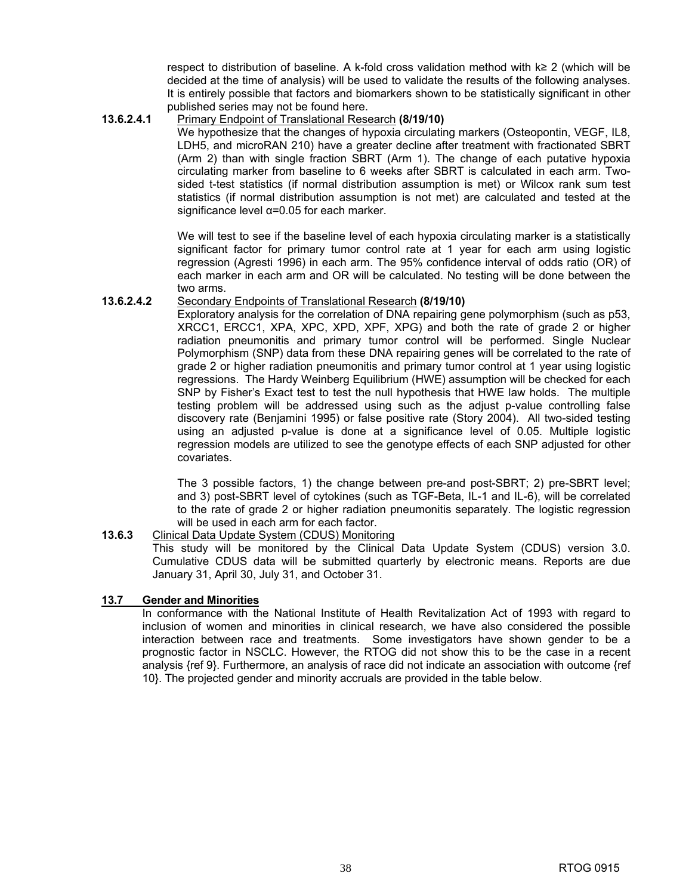respect to distribution of baseline. A k-fold cross validation method with $k \geq 2$ (which will be decided at the time of analysis) will be used to validate the results of the following analyses. It is entirely possible that factors and biomarkers shown to be statistically significant in other published series may not be found here.

**13.6.2.4.1** Primary Endpoint of Translational Research **(8/19/10)**

We hypothesize that the changes of hypoxia circulating markers (Osteopontin, VEGF, IL8, LDH5, and microRAN 210) have a greater decline after treatment with fractionated SBRT (Arm 2) than with single fraction SBRT (Arm 1). The change of each putative hypoxia circulating marker from baseline to 6 weeks after SBRT is calculated in each arm. Two-sided t-test statistics (if normal distribution assumption is met) or Wilcox rank sum test statistics (if normal distribution assumption is not met) are calculated and tested at the significance level $\alpha$=0.05 for each marker.

We will test to see if the baseline level of each hypoxia circulating marker is a statistically significant factor for primary tumor control rate at 1 year for each arm using logistic regression (Agresti 1996) in each arm. The 95% confidence interval of odds ratio (OR) of each marker in each arm and OR will be calculated. No testing will be done between the two arms.

**13.6.2.4.2** Secondary Endpoints of Translational Research **(8/19/10)**

Exploratory analysis for the correlation of DNA repairing gene polymorphism (such as p53, XRCC1, ERCC1, XPA, XPC, XPD, XPF, XPG) and both the rate of grade 2 or higher radiation pneumonitis and primary tumor control will be performed. Single Nuclear Polymorphism (SNP) data from these DNA repairing genes will be correlated to the rate of grade 2 or higher radiation pneumonitis and primary tumor control at 1 year using logistic regressions. The Hardy Weinberg Equilibrium (HWE) assumption will be checked for each SNP by Fisher's Exact test to test the null hypothesis that HWE law holds. The multiple testing problem will be addressed using such as the adjust p-value controlling false discovery rate (Benjamini 1995) or false positive rate (Story 2004). All two-sided testing using an adjusted p-value is done at a significance level of 0.05. Multiple logistic regression models are utilized to see the genotype effects of each SNP adjusted for other covariates.

The 3 possible factors, 1) the change between pre-and post-SBRT; 2) pre-SBRT level; and 3) post-SBRT level of cytokines (such as TGF-Beta, IL-1 and IL-6), will be correlated to the rate of grade 2 or higher radiation pneumonitis separately. The logistic regression will be used in each arm for each factor.

**13.6.3** Clinical Data Update System (CDUS) Monitoring

This study will be monitored by the Clinical Data Update System (CDUS) version 3.0. Cumulative CDUS data will be submitted quarterly by electronic means. Reports are due January 31, April 30, July 31, and October 31.

## 13.7 Gender and Minorities

In conformance with the National Institute of Health Revitalization Act of 1993 with regard to inclusion of women and minorities in clinical research, we have also considered the possible interaction between race and treatments. Some investigators have shown gender to be a prognostic factor in NSCLC. However, the RTOG did not show this to be the case in a recent analysis {ref 9}. Furthermore, an analysis of race did not indicate an association with outcome {ref 10}. The projected gender and minority accruals are provided in the table below.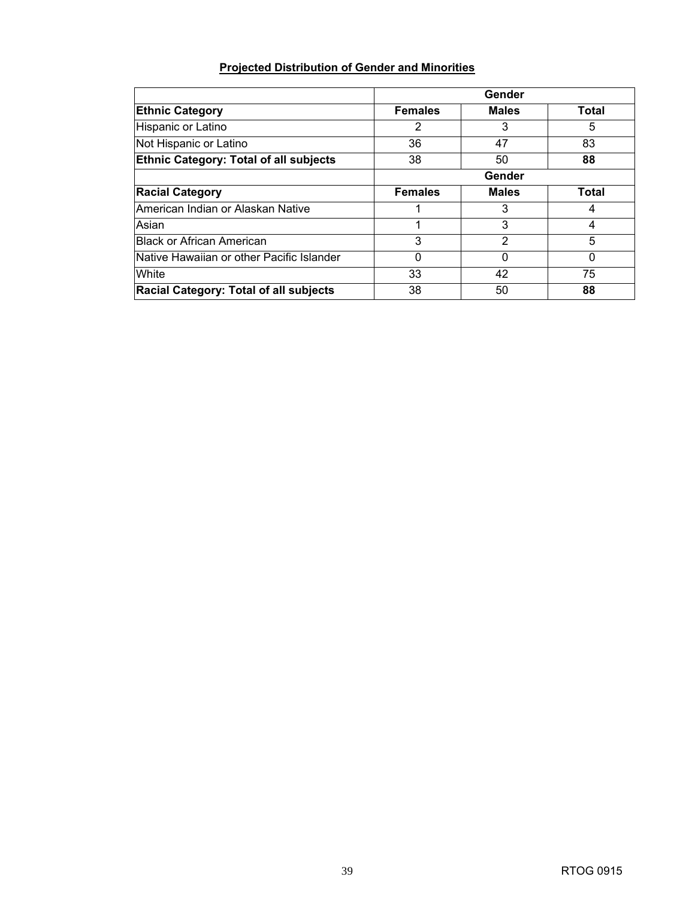**Projected Distribution of Gender and Minorities**

| | Gender | | |
|---|---|---|---|
| **Ethnic Category** | **Females** | **Males** | **Total** |
| Hispanic or Latino | 2 | 3 | 5 |
| Not Hispanic or Latino | 36 | 47 | 83 |
| **Ethnic Category: Total of all subjects** | 38 | 50 | **88** |
| | **Gender** | | |
| **Racial Category** | **Females** | **Males** | **Total** |
| American Indian or Alaskan Native | 1 | 3 | 4 |
| Asian | 1 | 3 | 4 |
| Black or African American | 3 | 2 | 5 |
| Native Hawaiian or other Pacific Islander | 0 | 0 | 0 |
| White | 33 | 42 | 75 |
| **Racial Category: Total of all subjects** | 38 | 50 | **88** |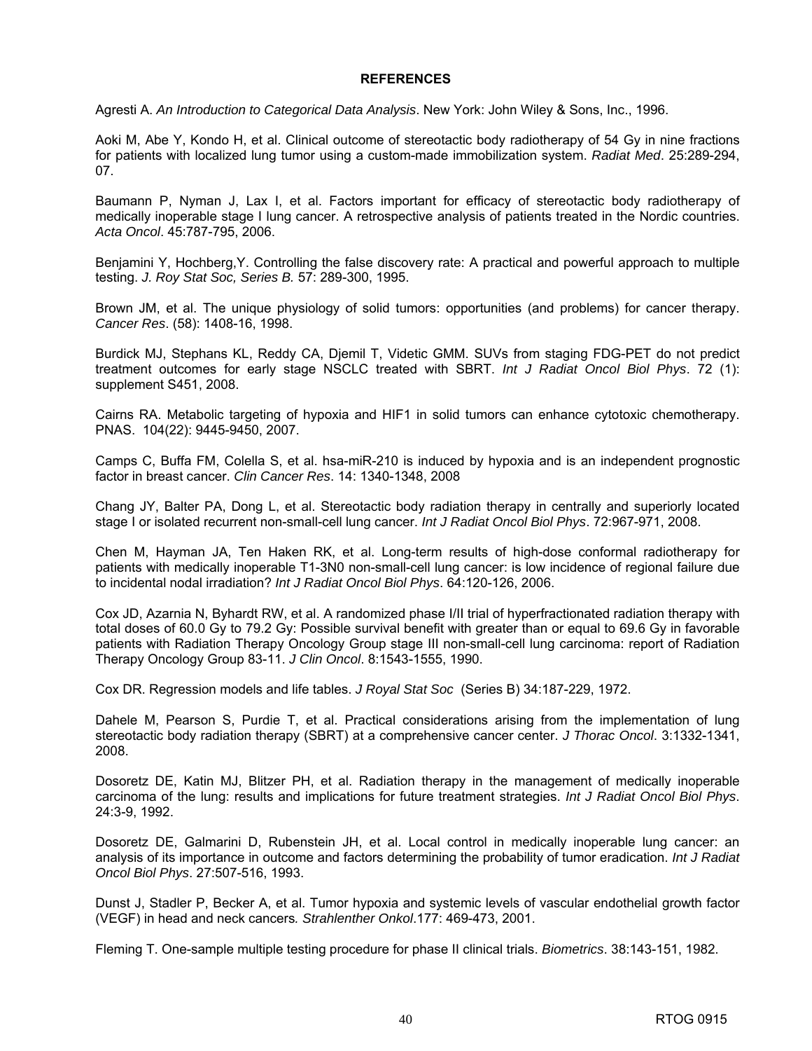# REFERENCES

Agresti A. *An Introduction to Categorical Data Analysis*. New York: John Wiley & Sons, Inc., 1996.

Aoki M, Abe Y, Kondo H, et al. Clinical outcome of stereotactic body radiotherapy of 54 Gy in nine fractions for patients with localized lung tumor using a custom-made immobilization system. *Radiat Med*. 25:289-294, 07.

Baumann P, Nyman J, Lax I, et al. Factors important for efficacy of stereotactic body radiotherapy of medically inoperable stage I lung cancer. A retrospective analysis of patients treated in the Nordic countries. *Acta Oncol*. 45:787-795, 2006.

Benjamini Y, Hochberg,Y. Controlling the false discovery rate: A practical and powerful approach to multiple testing. *J. Roy Stat Soc, Series B.* 57: 289-300, 1995.

Brown JM, et al. The unique physiology of solid tumors: opportunities (and problems) for cancer therapy. *Cancer Res*. (58): 1408-16, 1998.

Burdick MJ, Stephans KL, Reddy CA, Djemil T, Videtic GMM. SUVs from staging FDG-PET do not predict treatment outcomes for early stage NSCLC treated with SBRT. *Int J Radiat Oncol Biol Phys*. 72 (1): supplement S451, 2008.

Cairns RA. Metabolic targeting of hypoxia and HIF1 in solid tumors can enhance cytotoxic chemotherapy. PNAS. 104(22): 9445-9450, 2007.

Camps C, Buffa FM, Colella S, et al. hsa-miR-210 is induced by hypoxia and is an independent prognostic factor in breast cancer. *Clin Cancer Res*. 14: 1340-1348, 2008

Chang JY, Balter PA, Dong L, et al. Stereotactic body radiation therapy in centrally and superiorly located stage I or isolated recurrent non-small-cell lung cancer. *Int J Radiat Oncol Biol Phys*. 72:967-971, 2008.

Chen M, Hayman JA, Ten Haken RK, et al. Long-term results of high-dose conformal radiotherapy for patients with medically inoperable T1-3N0 non-small-cell lung cancer: is low incidence of regional failure due to incidental nodal irradiation? *Int J Radiat Oncol Biol Phys*. 64:120-126, 2006.

Cox JD, Azarnia N, Byhardt RW, et al. A randomized phase I/II trial of hyperfractionated radiation therapy with total doses of 60.0 Gy to 79.2 Gy: Possible survival benefit with greater than or equal to 69.6 Gy in favorable patients with Radiation Therapy Oncology Group stage III non-small-cell lung carcinoma: report of Radiation Therapy Oncology Group 83-11. *J Clin Oncol*. 8:1543-1555, 1990.

Cox DR. Regression models and life tables. *J Royal Stat Soc* (Series B) 34:187-229, 1972.

Dahele M, Pearson S, Purdie T, et al. Practical considerations arising from the implementation of lung stereotactic body radiation therapy (SBRT) at a comprehensive cancer center. *J Thorac Oncol*. 3:1332-1341, 2008.

Dosoretz DE, Katin MJ, Blitzer PH, et al. Radiation therapy in the management of medically inoperable carcinoma of the lung: results and implications for future treatment strategies. *Int J Radiat Oncol Biol Phys*. 24:3-9, 1992.

Dosoretz DE, Galmarini D, Rubenstein JH, et al. Local control in medically inoperable lung cancer: an analysis of its importance in outcome and factors determining the probability of tumor eradication. *Int J Radiat Oncol Biol Phys*. 27:507-516, 1993.

Dunst J, Stadler P, Becker A, et al. Tumor hypoxia and systemic levels of vascular endothelial growth factor (VEGF) in head and neck cancers*. Strahlenther Onkol*.177: 469-473, 2001.

Fleming T. One-sample multiple testing procedure for phase II clinical trials. *Biometrics*. 38:143-151, 1982.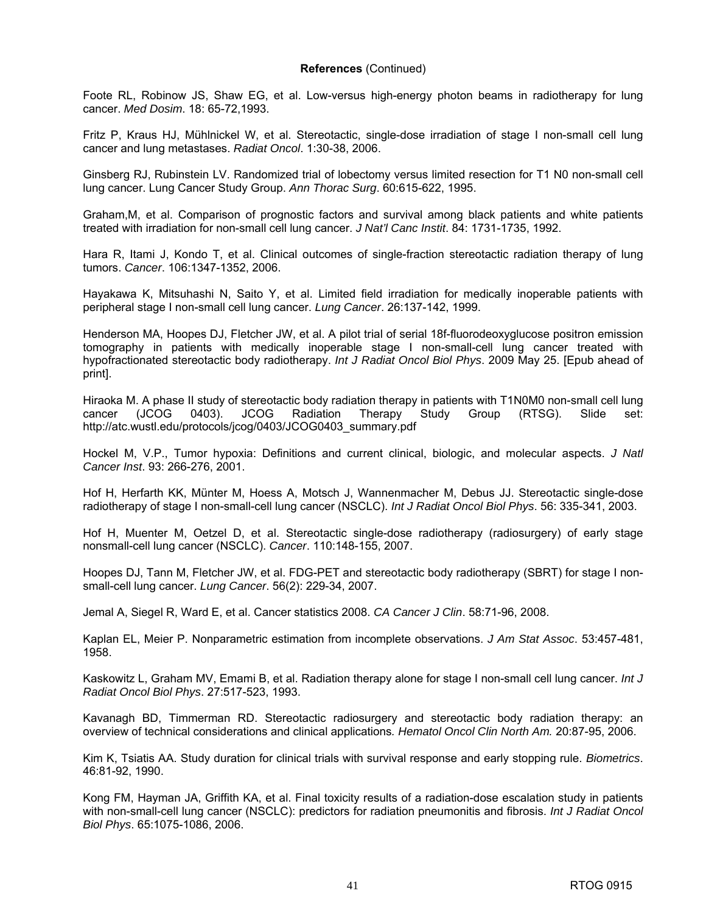**References** (Continued)

Foote RL, Robinow JS, Shaw EG, et al. Low-versus high-energy photon beams in radiotherapy for lung cancer. *Med Dosim*. 18: 65-72,1993.

Fritz P, Kraus HJ, Mühlnickel W, et al. Stereotactic, single-dose irradiation of stage I non-small cell lung cancer and lung metastases. *Radiat Oncol*. 1:30-38, 2006.

Ginsberg RJ, Rubinstein LV. Randomized trial of lobectomy versus limited resection for T1 N0 non-small cell lung cancer. Lung Cancer Study Group. *Ann Thorac Surg*. 60:615-622, 1995.

Graham,M, et al. Comparison of prognostic factors and survival among black patients and white patients treated with irradiation for non-small cell lung cancer. *J Nat'l Canc Instit*. 84: 1731-1735, 1992.

Hara R, Itami J, Kondo T, et al. Clinical outcomes of single-fraction stereotactic radiation therapy of lung tumors. *Cancer*. 106:1347-1352, 2006.

Hayakawa K, Mitsuhashi N, Saito Y, et al. Limited field irradiation for medically inoperable patients with peripheral stage I non-small cell lung cancer. *Lung Cancer*. 26:137-142, 1999.

Henderson MA, Hoopes DJ, Fletcher JW, et al. A pilot trial of serial 18f-fluorodeoxyglucose positron emission tomography in patients with medically inoperable stage I non-small-cell lung cancer treated with hypofractionated stereotactic body radiotherapy. *Int J Radiat Oncol Biol Phys*. 2009 May 25. [Epub ahead of print].

Hiraoka M. A phase II study of stereotactic body radiation therapy in patients with T1N0M0 non-small cell lung cancer (JCOG 0403). JCOG Radiation Therapy Study Group (RTSG). Slide set: http://atc.wustl.edu/protocols/jcog/0403/JCOG0403_summary.pdf

Hockel M, V.P., Tumor hypoxia: Definitions and current clinical, biologic, and molecular aspects. *J Natl Cancer Inst*. 93: 266-276, 2001.

Hof H, Herfarth KK, Münter M, Hoess A, Motsch J, Wannenmacher M, Debus JJ. Stereotactic single-dose radiotherapy of stage I non-small-cell lung cancer (NSCLC). *Int J Radiat Oncol Biol Phys*. 56: 335-341, 2003.

Hof H, Muenter M, Oetzel D, et al. Stereotactic single-dose radiotherapy (radiosurgery) of early stage nonsmall-cell lung cancer (NSCLC). *Cancer*. 110:148-155, 2007.

Hoopes DJ, Tann M, Fletcher JW, et al. FDG-PET and stereotactic body radiotherapy (SBRT) for stage I non-small-cell lung cancer. *Lung Cancer*. 56(2): 229-34, 2007.

Jemal A, Siegel R, Ward E, et al. Cancer statistics 2008. *CA Cancer J Clin*. 58:71-96, 2008.

Kaplan EL, Meier P. Nonparametric estimation from incomplete observations. *J Am Stat Assoc*. 53:457-481, 1958.

Kaskowitz L, Graham MV, Emami B, et al. Radiation therapy alone for stage I non-small cell lung cancer. *Int J Radiat Oncol Biol Phys*. 27:517-523, 1993.

Kavanagh BD, Timmerman RD. Stereotactic radiosurgery and stereotactic body radiation therapy: an overview of technical considerations and clinical applications*. Hematol Oncol Clin North Am.* 20:87-95, 2006.

Kim K, Tsiatis AA. Study duration for clinical trials with survival response and early stopping rule. *Biometrics*. 46:81-92, 1990.

Kong FM, Hayman JA, Griffith KA, et al. Final toxicity results of a radiation-dose escalation study in patients with non-small-cell lung cancer (NSCLC): predictors for radiation pneumonitis and fibrosis. *Int J Radiat Oncol Biol Phys*. 65:1075-1086, 2006.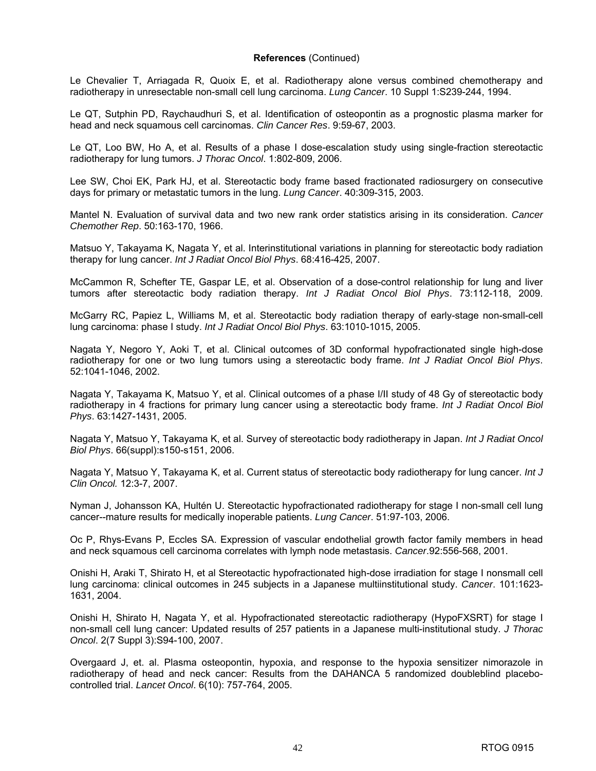**References** (Continued)

Le Chevalier T, Arriagada R, Quoix E, et al. Radiotherapy alone versus combined chemotherapy and radiotherapy in unresectable non-small cell lung carcinoma. *Lung Cancer*. 10 Suppl 1:S239-244, 1994.

Le QT, Sutphin PD, Raychaudhuri S, et al. Identification of osteopontin as a prognostic plasma marker for head and neck squamous cell carcinomas. *Clin Cancer Res*. 9:59-67, 2003.

Le QT, Loo BW, Ho A, et al. Results of a phase I dose-escalation study using single-fraction stereotactic radiotherapy for lung tumors. *J Thorac Oncol*. 1:802-809, 2006.

Lee SW, Choi EK, Park HJ, et al. Stereotactic body frame based fractionated radiosurgery on consecutive days for primary or metastatic tumors in the lung. *Lung Cancer*. 40:309-315, 2003.

Mantel N. Evaluation of survival data and two new rank order statistics arising in its consideration. *Cancer Chemother Rep*. 50:163-170, 1966.

Matsuo Y, Takayama K, Nagata Y, et al. Interinstitutional variations in planning for stereotactic body radiation therapy for lung cancer. *Int J Radiat Oncol Biol Phys*. 68:416-425, 2007.

McCammon R, Schefter TE, Gaspar LE, et al. Observation of a dose-control relationship for lung and liver tumors after stereotactic body radiation therapy. *Int J Radiat Oncol Biol Phys*. 73:112-118, 2009.

McGarry RC, Papiez L, Williams M, et al. Stereotactic body radiation therapy of early-stage non-small-cell lung carcinoma: phase I study. *Int J Radiat Oncol Biol Phys*. 63:1010-1015, 2005.

Nagata Y, Negoro Y, Aoki T, et al. Clinical outcomes of 3D conformal hypofractionated single high-dose radiotherapy for one or two lung tumors using a stereotactic body frame. *Int J Radiat Oncol Biol Phys*. 52:1041-1046, 2002.

Nagata Y, Takayama K, Matsuo Y, et al. Clinical outcomes of a phase I/II study of 48 Gy of stereotactic body radiotherapy in 4 fractions for primary lung cancer using a stereotactic body frame. *Int J Radiat Oncol Biol Phys*. 63:1427-1431, 2005.

Nagata Y, Matsuo Y, Takayama K, et al. Survey of stereotactic body radiotherapy in Japan. *Int J Radiat Oncol Biol Phys*. 66(suppl):s150-s151, 2006.

Nagata Y, Matsuo Y, Takayama K, et al. Current status of stereotactic body radiotherapy for lung cancer. *Int J Clin Oncol.* 12:3-7, 2007.

Nyman J, Johansson KA, Hultén U. Stereotactic hypofractionated radiotherapy for stage I non-small cell lung cancer--mature results for medically inoperable patients. *Lung Cancer*. 51:97-103, 2006.

Oc P, Rhys-Evans P, Eccles SA. Expression of vascular endothelial growth factor family members in head and neck squamous cell carcinoma correlates with lymph node metastasis. *Cancer*.92:556-568, 2001.

Onishi H, Araki T, Shirato H, et al Stereotactic hypofractionated high-dose irradiation for stage I nonsmall cell lung carcinoma: clinical outcomes in 245 subjects in a Japanese multiinstitutional study. *Cancer*. 101:1623-1631, 2004.

Onishi H, Shirato H, Nagata Y, et al. Hypofractionated stereotactic radiotherapy (HypoFXSRT) for stage I non-small cell lung cancer: Updated results of 257 patients in a Japanese multi-institutional study. *J Thorac Oncol*. 2(7 Suppl 3):S94-100, 2007.

Overgaard J, et. al. Plasma osteopontin, hypoxia, and response to the hypoxia sensitizer nimorazole in radiotherapy of head and neck cancer: Results from the DAHANCA 5 randomized doubleblind placebo-controlled trial. *Lancet Oncol*. 6(10): 757-764, 2005.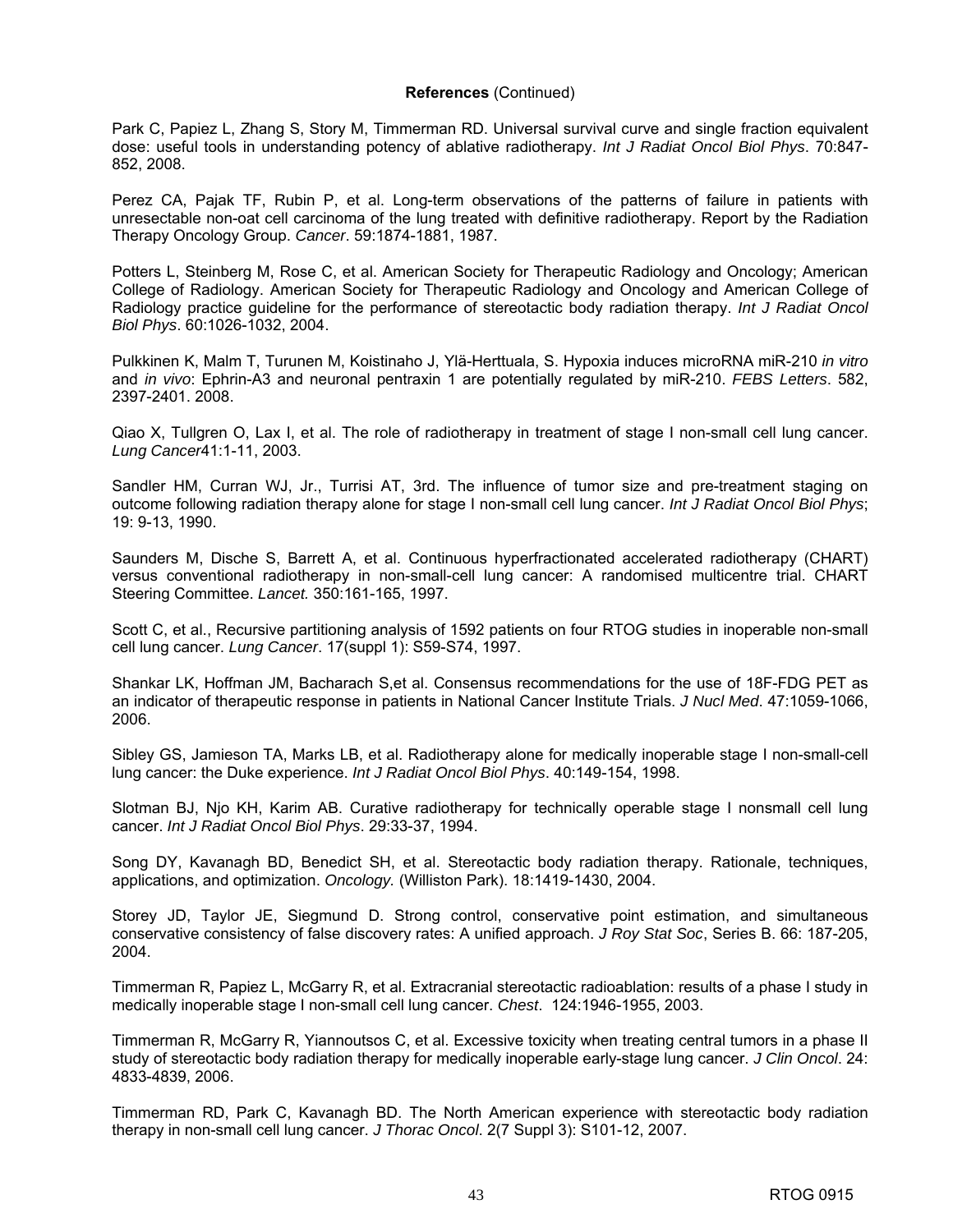**References** (Continued)

Park C, Papiez L, Zhang S, Story M, Timmerman RD. Universal survival curve and single fraction equivalent dose: useful tools in understanding potency of ablative radiotherapy. *Int J Radiat Oncol Biol Phys*. 70:847-852, 2008.

Perez CA, Pajak TF, Rubin P, et al. Long-term observations of the patterns of failure in patients with unresectable non-oat cell carcinoma of the lung treated with definitive radiotherapy. Report by the Radiation Therapy Oncology Group. *Cancer*. 59:1874-1881, 1987.

Potters L, Steinberg M, Rose C, et al. American Society for Therapeutic Radiology and Oncology; American College of Radiology. American Society for Therapeutic Radiology and Oncology and American College of Radiology practice guideline for the performance of stereotactic body radiation therapy. *Int J Radiat Oncol Biol Phys*. 60:1026-1032, 2004.

Pulkkinen K, Malm T, Turunen M, Koistinaho J, Ylä-Herttuala, S. Hypoxia induces microRNA miR-210 *in vitro* and *in vivo*: Ephrin-A3 and neuronal pentraxin 1 are potentially regulated by miR-210. *FEBS Letters*. 582, 2397-2401. 2008.

Qiao X, Tullgren O, Lax I, et al. The role of radiotherapy in treatment of stage I non-small cell lung cancer. *Lung Cancer*41:1-11, 2003.

Sandler HM, Curran WJ, Jr., Turrisi AT, 3rd. The influence of tumor size and pre-treatment staging on outcome following radiation therapy alone for stage I non-small cell lung cancer. *Int J Radiat Oncol Biol Phys*; 19: 9-13, 1990.

Saunders M, Dische S, Barrett A, et al. Continuous hyperfractionated accelerated radiotherapy (CHART) versus conventional radiotherapy in non-small-cell lung cancer: A randomised multicentre trial. CHART Steering Committee. *Lancet.* 350:161-165, 1997.

Scott C, et al., Recursive partitioning analysis of 1592 patients on four RTOG studies in inoperable non-small cell lung cancer. *Lung Cancer*. 17(suppl 1): S59-S74, 1997.

Shankar LK, Hoffman JM, Bacharach S,et al. Consensus recommendations for the use of 18F-FDG PET as an indicator of therapeutic response in patients in National Cancer Institute Trials. *J Nucl Med*. 47:1059-1066, 2006.

Sibley GS, Jamieson TA, Marks LB, et al. Radiotherapy alone for medically inoperable stage I non-small-cell lung cancer: the Duke experience. *Int J Radiat Oncol Biol Phys*. 40:149-154, 1998.

Slotman BJ, Njo KH, Karim AB. Curative radiotherapy for technically operable stage I nonsmall cell lung cancer. *Int J Radiat Oncol Biol Phys*. 29:33-37, 1994.

Song DY, Kavanagh BD, Benedict SH, et al. Stereotactic body radiation therapy. Rationale, techniques, applications, and optimization. *Oncology.* (Williston Park). 18:1419-1430, 2004.

Storey JD, Taylor JE, Siegmund D. Strong control, conservative point estimation, and simultaneous conservative consistency of false discovery rates: A unified approach. *J Roy Stat Soc*, Series B. 66: 187-205, 2004.

Timmerman R, Papiez L, McGarry R, et al. Extracranial stereotactic radioablation: results of a phase I study in medically inoperable stage I non-small cell lung cancer. *Chest*. 124:1946-1955, 2003.

Timmerman R, McGarry R, Yiannoutsos C, et al. Excessive toxicity when treating central tumors in a phase II study of stereotactic body radiation therapy for medically inoperable early-stage lung cancer. *J Clin Oncol*. 24: 4833-4839, 2006.

Timmerman RD, Park C, Kavanagh BD. The North American experience with stereotactic body radiation therapy in non-small cell lung cancer. *J Thorac Oncol*. 2(7 Suppl 3): S101-12, 2007.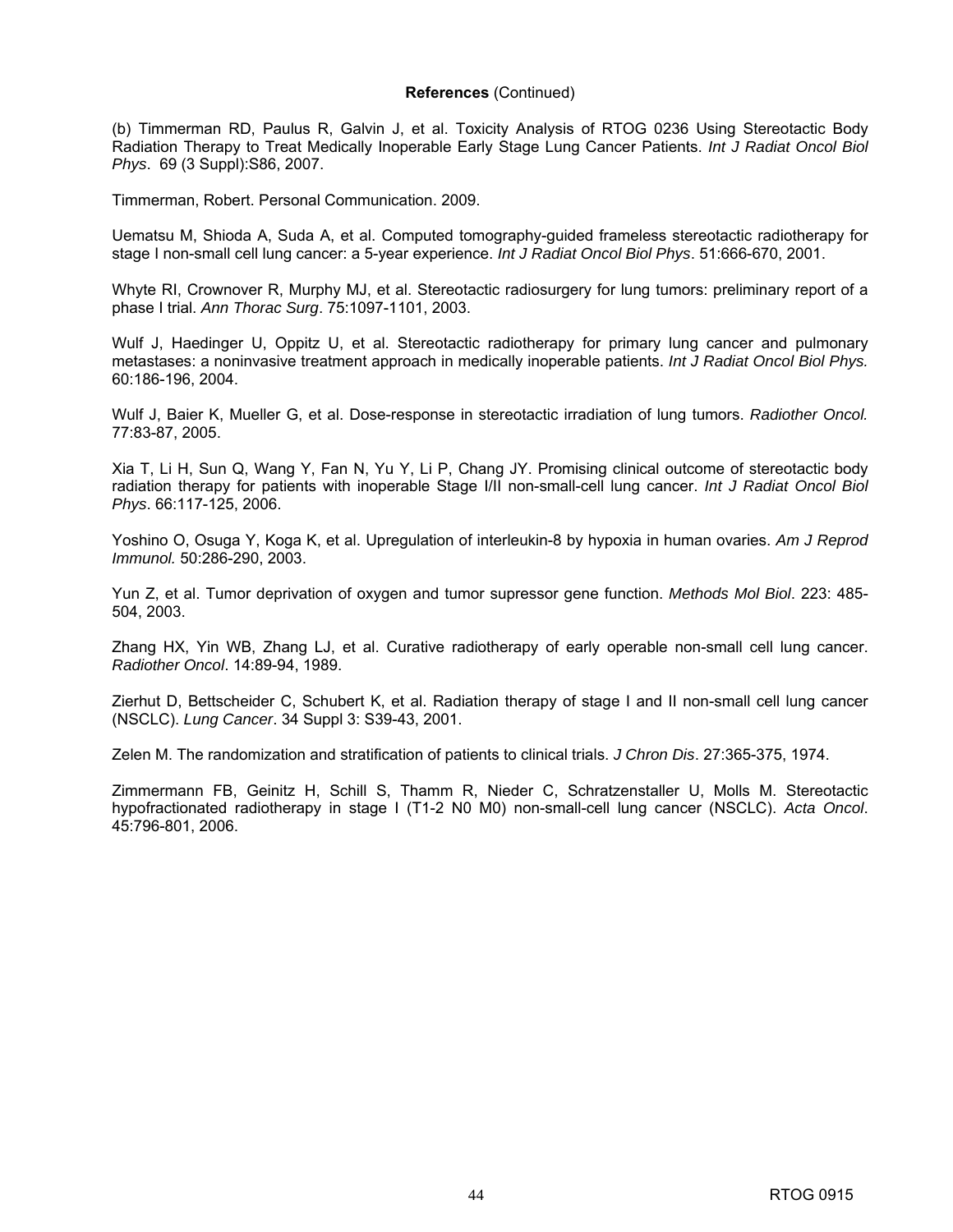**References** (Continued)

(b) Timmerman RD, Paulus R, Galvin J, et al. Toxicity Analysis of RTOG 0236 Using Stereotactic Body Radiation Therapy to Treat Medically Inoperable Early Stage Lung Cancer Patients. *Int J Radiat Oncol Biol Phys*. 69 (3 Suppl):S86, 2007.

Timmerman, Robert. Personal Communication. 2009.

Uematsu M, Shioda A, Suda A, et al. Computed tomography-guided frameless stereotactic radiotherapy for stage I non-small cell lung cancer: a 5-year experience. *Int J Radiat Oncol Biol Phys*. 51:666-670, 2001.

Whyte RI, Crownover R, Murphy MJ, et al. Stereotactic radiosurgery for lung tumors: preliminary report of a phase I trial. *Ann Thorac Surg*. 75:1097-1101, 2003.

Wulf J, Haedinger U, Oppitz U, et al. Stereotactic radiotherapy for primary lung cancer and pulmonary metastases: a noninvasive treatment approach in medically inoperable patients. *Int J Radiat Oncol Biol Phys.* 60:186-196, 2004.

Wulf J, Baier K, Mueller G, et al. Dose-response in stereotactic irradiation of lung tumors. *Radiother Oncol.* 77:83-87, 2005.

Xia T, Li H, Sun Q, Wang Y, Fan N, Yu Y, Li P, Chang JY. Promising clinical outcome of stereotactic body radiation therapy for patients with inoperable Stage I/II non-small-cell lung cancer. *Int J Radiat Oncol Biol Phys*. 66:117-125, 2006.

Yoshino O, Osuga Y, Koga K, et al. Upregulation of interleukin-8 by hypoxia in human ovaries. *Am J Reprod Immunol.* 50:286-290, 2003.

Yun Z, et al. Tumor deprivation of oxygen and tumor supressor gene function. *Methods Mol Biol*. 223: 485-504, 2003.

Zhang HX, Yin WB, Zhang LJ, et al. Curative radiotherapy of early operable non-small cell lung cancer. *Radiother Oncol*. 14:89-94, 1989.

Zierhut D, Bettscheider C, Schubert K, et al. Radiation therapy of stage I and II non-small cell lung cancer (NSCLC). *Lung Cancer*. 34 Suppl 3: S39-43, 2001.

Zelen M. The randomization and stratification of patients to clinical trials. *J Chron Dis*. 27:365-375, 1974.

Zimmermann FB, Geinitz H, Schill S, Thamm R, Nieder C, Schratzenstaller U, Molls M. Stereotactic hypofractionated radiotherapy in stage I (T1-2 N0 M0) non-small-cell lung cancer (NSCLC). *Acta Oncol*. 45:796-801, 2006.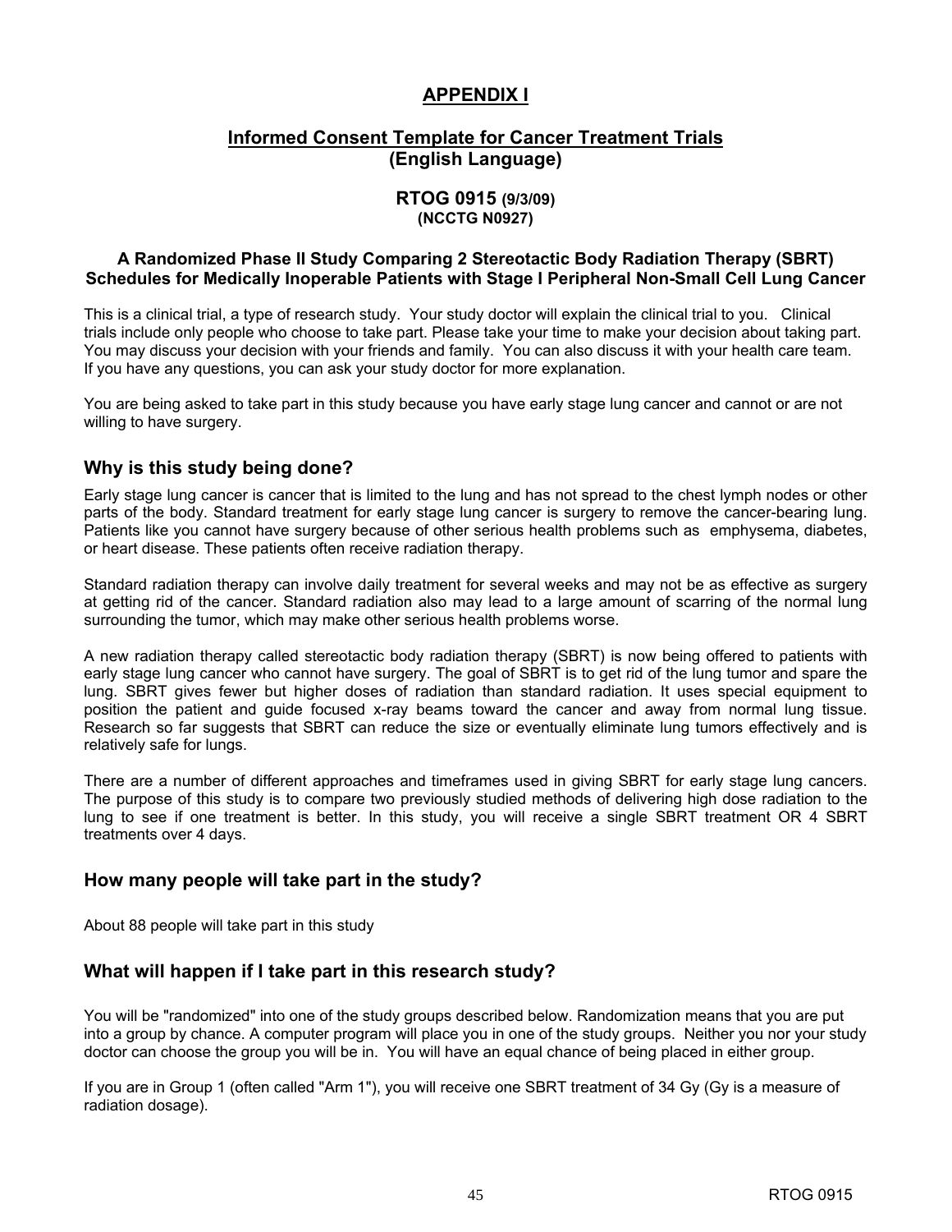# APPENDIX I

## Informed Consent Template for Cancer Treatment Trials (English Language)

### RTOG 0915 (9/3/09) (NCCTG N0927)

### A Randomized Phase II Study Comparing 2 Stereotactic Body Radiation Therapy (SBRT) Schedules for Medically Inoperable Patients with Stage I Peripheral Non-Small Cell Lung Cancer

This is a clinical trial, a type of research study. Your study doctor will explain the clinical trial to you. Clinical trials include only people who choose to take part. Please take your time to make your decision about taking part. You may discuss your decision with your friends and family. You can also discuss it with your health care team. If you have any questions, you can ask your study doctor for more explanation.

You are being asked to take part in this study because you have early stage lung cancer and cannot or are not willing to have surgery.

## Why is this study being done?

Early stage lung cancer is cancer that is limited to the lung and has not spread to the chest lymph nodes or other parts of the body. Standard treatment for early stage lung cancer is surgery to remove the cancer-bearing lung. Patients like you cannot have surgery because of other serious health problems such as emphysema, diabetes, or heart disease. These patients often receive radiation therapy.

Standard radiation therapy can involve daily treatment for several weeks and may not be as effective as surgery at getting rid of the cancer. Standard radiation also may lead to a large amount of scarring of the normal lung surrounding the tumor, which may make other serious health problems worse.

A new radiation therapy called stereotactic body radiation therapy (SBRT) is now being offered to patients with early stage lung cancer who cannot have surgery. The goal of SBRT is to get rid of the lung tumor and spare the lung. SBRT gives fewer but higher doses of radiation than standard radiation. It uses special equipment to position the patient and guide focused x-ray beams toward the cancer and away from normal lung tissue. Research so far suggests that SBRT can reduce the size or eventually eliminate lung tumors effectively and is relatively safe for lungs.

There are a number of different approaches and timeframes used in giving SBRT for early stage lung cancers. The purpose of this study is to compare two previously studied methods of delivering high dose radiation to the lung to see if one treatment is better. In this study, you will receive a single SBRT treatment OR 4 SBRT treatments over 4 days.

## How many people will take part in the study?

About 88 people will take part in this study

## What will happen if I take part in this research study?

You will be "randomized" into one of the study groups described below. Randomization means that you are put into a group by chance. A computer program will place you in one of the study groups. Neither you nor your study doctor can choose the group you will be in. You will have an equal chance of being placed in either group.

If you are in Group 1 (often called "Arm 1"), you will receive one SBRT treatment of 34 Gy (Gy is a measure of radiation dosage).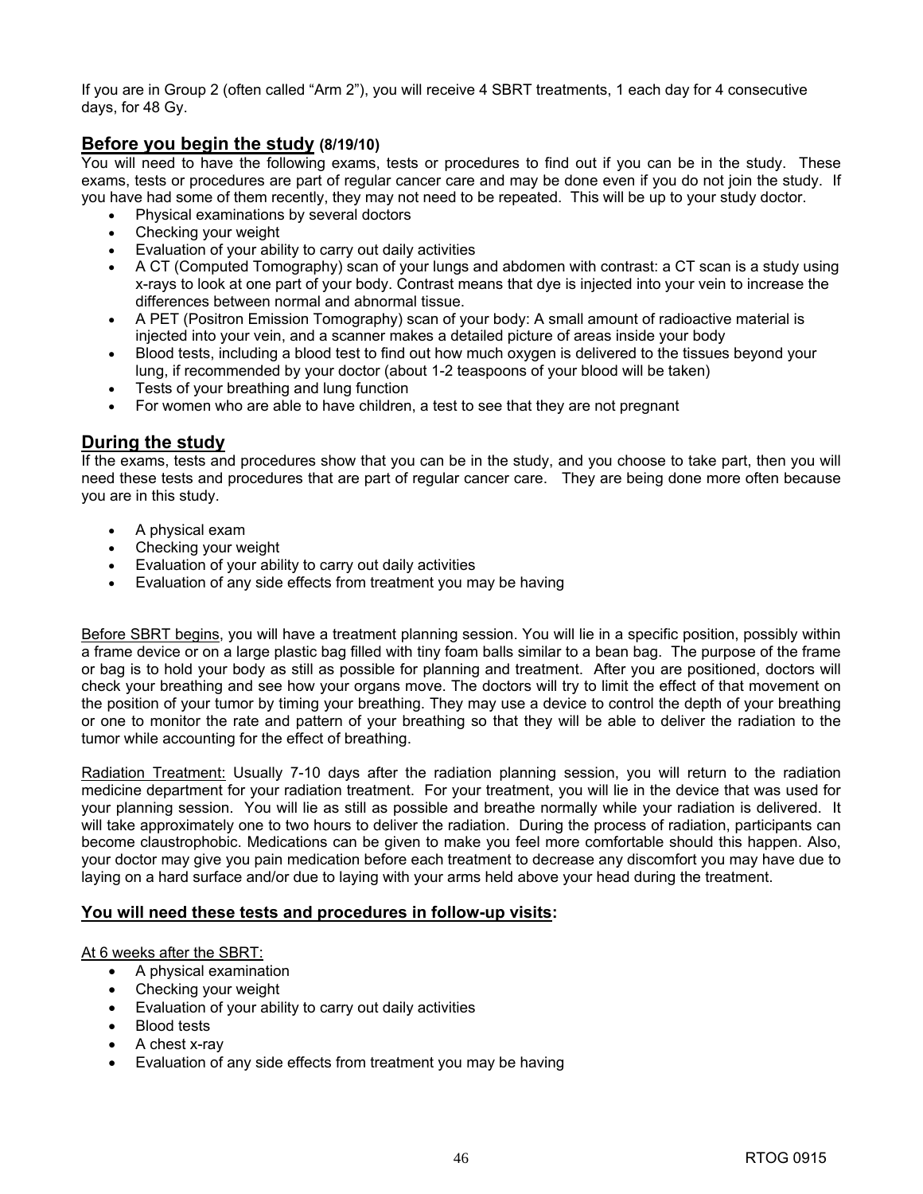If you are in Group 2 (often called “Arm 2”), you will receive 4 SBRT treatments, 1 each day for 4 consecutive days, for 48 Gy.

## Before you begin the study (8/19/10)

You will need to have the following exams, tests or procedures to find out if you can be in the study. These exams, tests or procedures are part of regular cancer care and may be done even if you do not join the study. If you have had some of them recently, they may not need to be repeated. This will be up to your study doctor.

- Physical examinations by several doctors
- Checking your weight
- Evaluation of your ability to carry out daily activities
- A CT (Computed Tomography) scan of your lungs and abdomen with contrast: a CT scan is a study using x-rays to look at one part of your body. Contrast means that dye is injected into your vein to increase the differences between normal and abnormal tissue.
- A PET (Positron Emission Tomography) scan of your body: A small amount of radioactive material is injected into your vein, and a scanner makes a detailed picture of areas inside your body
- Blood tests, including a blood test to find out how much oxygen is delivered to the tissues beyond your lung, if recommended by your doctor (about 1-2 teaspoons of your blood will be taken)
- Tests of your breathing and lung function
- For women who are able to have children, a test to see that they are not pregnant

## During the study

If the exams, tests and procedures show that you can be in the study, and you choose to take part, then you will need these tests and procedures that are part of regular cancer care. They are being done more often because you are in this study.

- A physical exam
- Checking your weight
- Evaluation of your ability to carry out daily activities
- Evaluation of any side effects from treatment you may be having

Before SBRT begins, you will have a treatment planning session. You will lie in a specific position, possibly within a frame device or on a large plastic bag filled with tiny foam balls similar to a bean bag. The purpose of the frame or bag is to hold your body as still as possible for planning and treatment. After you are positioned, doctors will check your breathing and see how your organs move. The doctors will try to limit the effect of that movement on the position of your tumor by timing your breathing. They may use a device to control the depth of your breathing or one to monitor the rate and pattern of your breathing so that they will be able to deliver the radiation to the tumor while accounting for the effect of breathing.

Radiation Treatment: Usually 7-10 days after the radiation planning session, you will return to the radiation medicine department for your radiation treatment. For your treatment, you will lie in the device that was used for your planning session. You will lie as still as possible and breathe normally while your radiation is delivered. It will take approximately one to two hours to deliver the radiation. During the process of radiation, participants can become claustrophobic. Medications can be given to make you feel more comfortable should this happen. Also, your doctor may give you pain medication before each treatment to decrease any discomfort you may have due to laying on a hard surface and/or due to laying with your arms held above your head during the treatment.

## You will need these tests and procedures in follow-up visits:

At 6 weeks after the SBRT:

- A physical examination
- Checking your weight
- Evaluation of your ability to carry out daily activities
- Blood tests
- A chest x-ray
- Evaluation of any side effects from treatment you may be having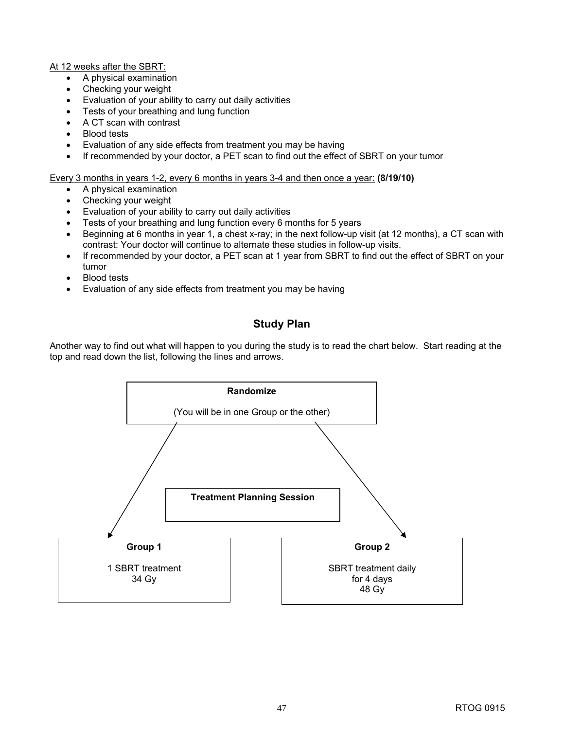<u>At 12 weeks after the SBRT:</u>

- A physical examination
- Checking your weight
- Evaluation of your ability to carry out daily activities
- Tests of your breathing and lung function
- A CT scan with contrast
- Blood tests
- Evaluation of any side effects from treatment you may be having
- If recommended by your doctor, a PET scan to find out the effect of SBRT on your tumor

<u>Every 3 months in years 1-2, every 6 months in years 3-4 and then once a year:</u> **(8/19/10)**

- A physical examination
- Checking your weight
- Evaluation of your ability to carry out daily activities
- Tests of your breathing and lung function every 6 months for 5 years
- Beginning at 6 months in year 1, a chest x-ray; in the next follow-up visit (at 12 months), a CT scan with contrast: Your doctor will continue to alternate these studies in follow-up visits.
- If recommended by your doctor, a PET scan at 1 year from SBRT to find out the effect of SBRT on your tumor
- Blood tests
- Evaluation of any side effects from treatment you may be having

## Study Plan

Another way to find out what will happen to you during the study is to read the chart below. Start reading at the top and read down the list, following the lines and arrows.

**Randomize**

(You will be in one Group or the other)

**Treatment Planning Session**

**Group 1**

1 SBRT treatment
34 Gy

**Group 2**

SBRT treatment daily
for 4 days
48 Gy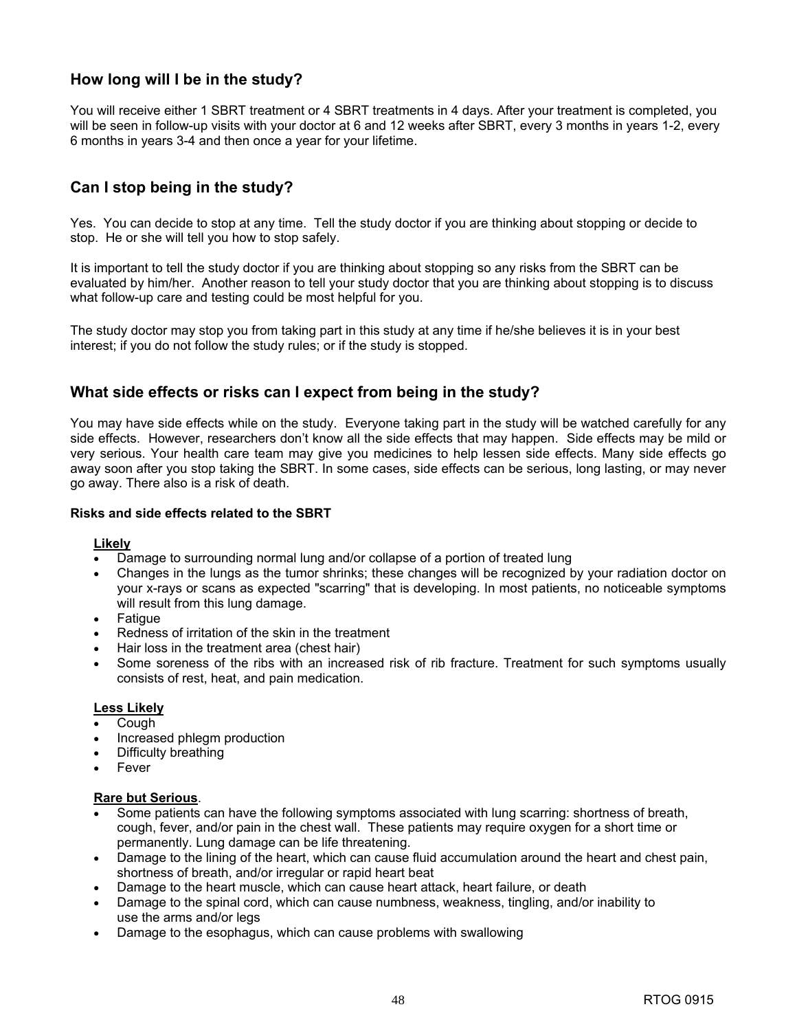## How long will I be in the study?

You will receive either 1 SBRT treatment or 4 SBRT treatments in 4 days. After your treatment is completed, you will be seen in follow-up visits with your doctor at 6 and 12 weeks after SBRT, every 3 months in years 1-2, every 6 months in years 3-4 and then once a year for your lifetime.

## Can I stop being in the study?

Yes. You can decide to stop at any time. Tell the study doctor if you are thinking about stopping or decide to stop. He or she will tell you how to stop safely.

It is important to tell the study doctor if you are thinking about stopping so any risks from the SBRT can be evaluated by him/her. Another reason to tell your study doctor that you are thinking about stopping is to discuss what follow-up care and testing could be most helpful for you.

The study doctor may stop you from taking part in this study at any time if he/she believes it is in your best interest; if you do not follow the study rules; or if the study is stopped.

## What side effects or risks can I expect from being in the study?

You may have side effects while on the study. Everyone taking part in the study will be watched carefully for any side effects. However, researchers don't know all the side effects that may happen. Side effects may be mild or very serious. Your health care team may give you medicines to help lessen side effects. Many side effects go away soon after you stop taking the SBRT. In some cases, side effects can be serious, long lasting, or may never go away. There also is a risk of death.

**Risks and side effects related to the SBRT**

**Likely**

- Damage to surrounding normal lung and/or collapse of a portion of treated lung
- Changes in the lungs as the tumor shrinks; these changes will be recognized by your radiation doctor on your x-rays or scans as expected "scarring" that is developing. In most patients, no noticeable symptoms will result from this lung damage.
- Fatigue
- Redness of irritation of the skin in the treatment
- Hair loss in the treatment area (chest hair)
- Some soreness of the ribs with an increased risk of rib fracture. Treatment for such symptoms usually consists of rest, heat, and pain medication.

**Less Likely**

- Cough
- Increased phlegm production
- Difficulty breathing
- Fever

**Rare but Serious**.

- Some patients can have the following symptoms associated with lung scarring: shortness of breath, cough, fever, and/or pain in the chest wall. These patients may require oxygen for a short time or permanently. Lung damage can be life threatening.
- Damage to the lining of the heart, which can cause fluid accumulation around the heart and chest pain, shortness of breath, and/or irregular or rapid heart beat
- Damage to the heart muscle, which can cause heart attack, heart failure, or death
- Damage to the spinal cord, which can cause numbness, weakness, tingling, and/or inability to use the arms and/or legs
- Damage to the esophagus, which can cause problems with swallowing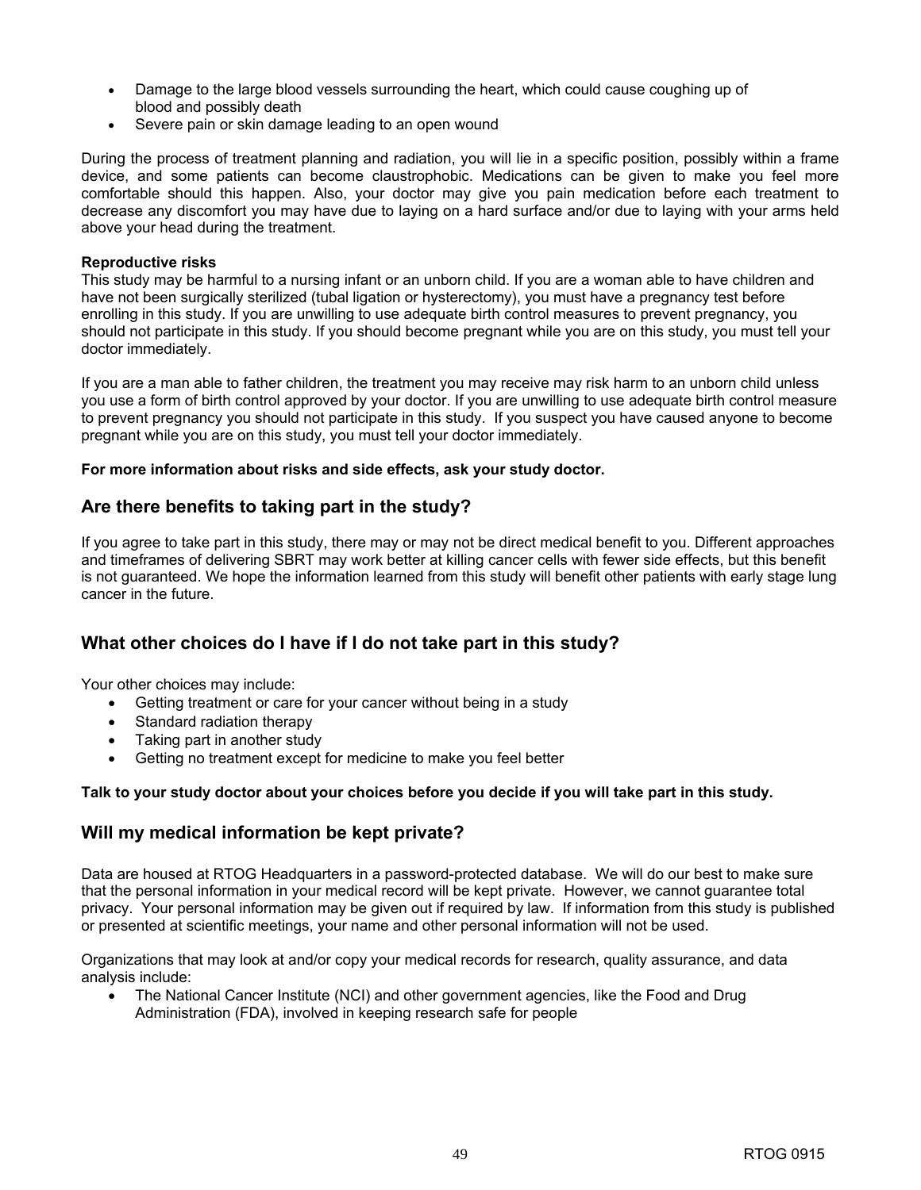- Damage to the large blood vessels surrounding the heart, which could cause coughing up of blood and possibly death
- Severe pain or skin damage leading to an open wound

During the process of treatment planning and radiation, you will lie in a specific position, possibly within a frame device, and some patients can become claustrophobic. Medications can be given to make you feel more comfortable should this happen. Also, your doctor may give you pain medication before each treatment to decrease any discomfort you may have due to laying on a hard surface and/or due to laying with your arms held above your head during the treatment.

**Reproductive risks**

This study may be harmful to a nursing infant or an unborn child. If you are a woman able to have children and have not been surgically sterilized (tubal ligation or hysterectomy), you must have a pregnancy test before enrolling in this study. If you are unwilling to use adequate birth control measures to prevent pregnancy, you should not participate in this study. If you should become pregnant while you are on this study, you must tell your doctor immediately.

If you are a man able to father children, the treatment you may receive may risk harm to an unborn child unless you use a form of birth control approved by your doctor. If you are unwilling to use adequate birth control measure to prevent pregnancy you should not participate in this study. If you suspect you have caused anyone to become pregnant while you are on this study, you must tell your doctor immediately.

**For more information about risks and side effects, ask your study doctor.**

## Are there benefits to taking part in the study?

If you agree to take part in this study, there may or may not be direct medical benefit to you. Different approaches and timeframes of delivering SBRT may work better at killing cancer cells with fewer side effects, but this benefit is not guaranteed. We hope the information learned from this study will benefit other patients with early stage lung cancer in the future.

## What other choices do I have if I do not take part in this study?

Your other choices may include:

- Getting treatment or care for your cancer without being in a study
- Standard radiation therapy
- Taking part in another study
- Getting no treatment except for medicine to make you feel better

**Talk to your study doctor about your choices before you decide if you will take part in this study.**

## Will my medical information be kept private?

Data are housed at RTOG Headquarters in a password-protected database. We will do our best to make sure that the personal information in your medical record will be kept private. However, we cannot guarantee total privacy. Your personal information may be given out if required by law. If information from this study is published or presented at scientific meetings, your name and other personal information will not be used.

Organizations that may look at and/or copy your medical records for research, quality assurance, and data analysis include:

- The National Cancer Institute (NCI) and other government agencies, like the Food and Drug Administration (FDA), involved in keeping research safe for people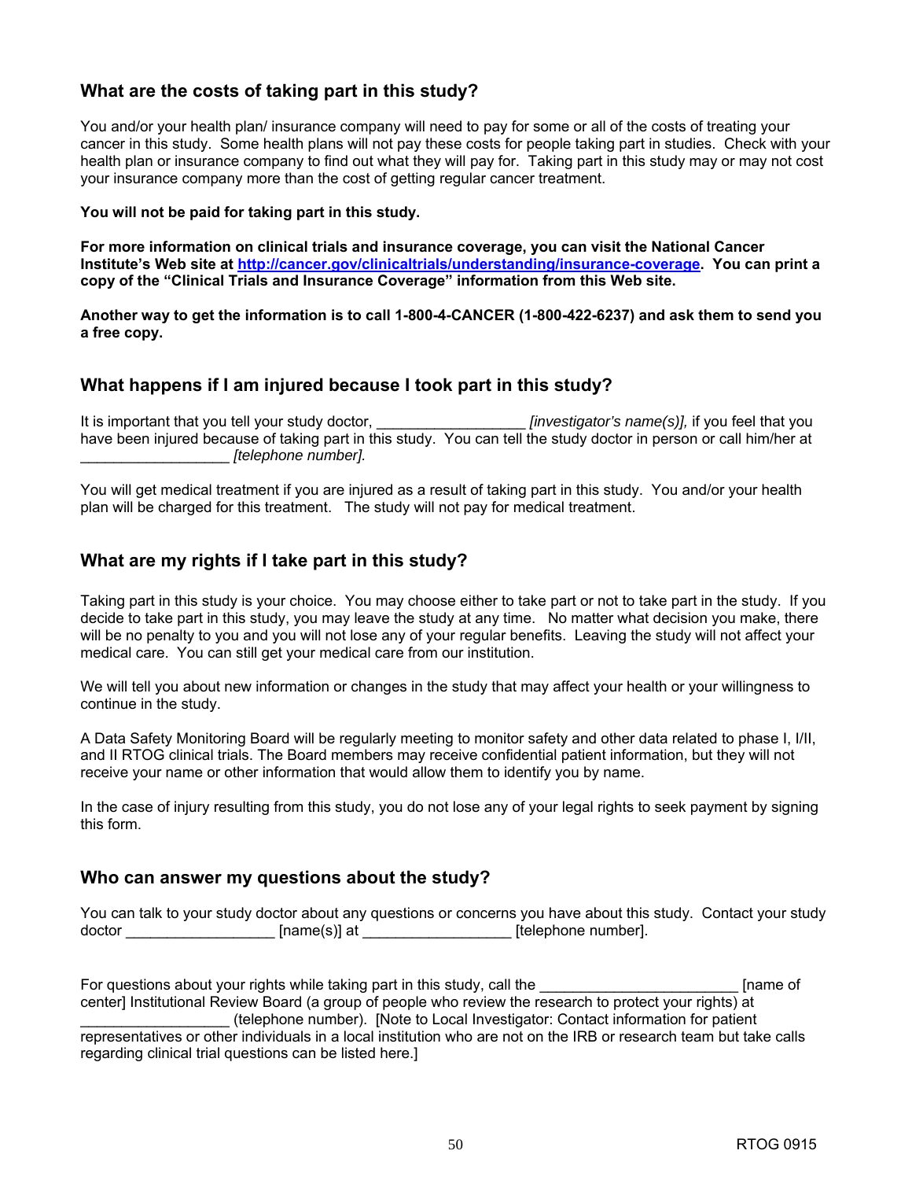### What are the costs of taking part in this study?

You and/or your health plan/ insurance company will need to pay for some or all of the costs of treating your cancer in this study. Some health plans will not pay these costs for people taking part in studies. Check with your health plan or insurance company to find out what they will pay for. Taking part in this study may or may not cost your insurance company more than the cost of getting regular cancer treatment.

**You will not be paid for taking part in this study.**

**For more information on clinical trials and insurance coverage, you can visit the National Cancer Institute's Web site at [http://cancer.gov/clinicaltrials/understanding/insurance-coverage](http://cancer.gov/clinicaltrials/understanding/insurance-coverage). You can print a copy of the "Clinical Trials and Insurance Coverage" information from this Web site.**

**Another way to get the information is to call 1-800-4-CANCER (1-800-422-6237) and ask them to send you a free copy.**

### What happens if I am injured because I took part in this study?

It is important that you tell your study doctor, __________________ *[investigator's name(s)],* if you feel that you have been injured because of taking part in this study. You can tell the study doctor in person or call him/her at __________________ *[telephone number].*

You will get medical treatment if you are injured as a result of taking part in this study. You and/or your health plan will be charged for this treatment. The study will not pay for medical treatment.

### What are my rights if I take part in this study?

Taking part in this study is your choice. You may choose either to take part or not to take part in the study. If you decide to take part in this study, you may leave the study at any time. No matter what decision you make, there will be no penalty to you and you will not lose any of your regular benefits. Leaving the study will not affect your medical care. You can still get your medical care from our institution.

We will tell you about new information or changes in the study that may affect your health or your willingness to continue in the study.

A Data Safety Monitoring Board will be regularly meeting to monitor safety and other data related to phase I, I/II, and II RTOG clinical trials. The Board members may receive confidential patient information, but they will not receive your name or other information that would allow them to identify you by name.

In the case of injury resulting from this study, you do not lose any of your legal rights to seek payment by signing this form.

### Who can answer my questions about the study?

You can talk to your study doctor about any questions or concerns you have about this study. Contact your study doctor __________________ [name(s)] at __________________ [telephone number].

For questions about your rights while taking part in this study, call the ________________________ [name of center] Institutional Review Board (a group of people who review the research to protect your rights) at __________________ (telephone number). [Note to Local Investigator: Contact information for patient representatives or other individuals in a local institution who are not on the IRB or research team but take calls regarding clinical trial questions can be listed here.]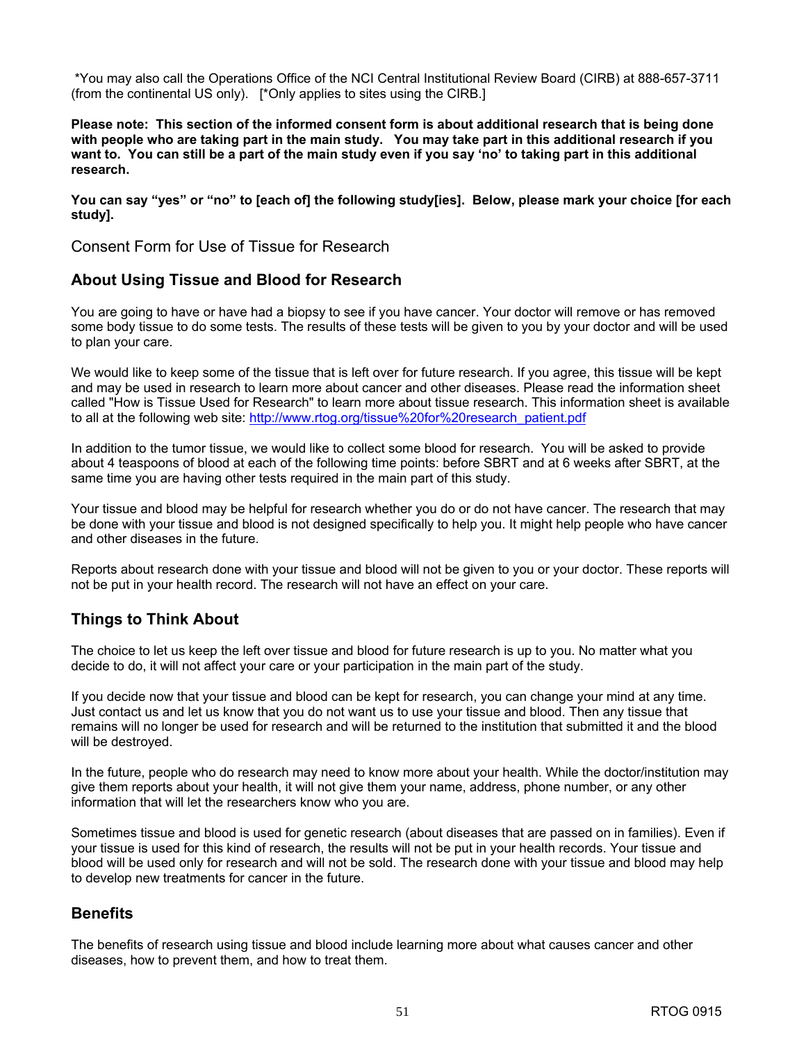*You may also call the Operations Office of the NCI Central Institutional Review Board (CIRB) at 888-657-3711 (from the continental US only). [*Only applies to sites using the CIRB.]

**Please note: This section of the informed consent form is about additional research that is being done with people who are taking part in the main study. You may take part in this additional research if you want to. You can still be a part of the main study even if you say 'no' to taking part in this additional research.**

**You can say "yes" or "no" to [each of] the following study[ies]. Below, please mark your choice [for each study].**

Consent Form for Use of Tissue for Research

## About Using Tissue and Blood for Research

You are going to have or have had a biopsy to see if you have cancer. Your doctor will remove or has removed some body tissue to do some tests. The results of these tests will be given to you by your doctor and will be used to plan your care.

We would like to keep some of the tissue that is left over for future research. If you agree, this tissue will be kept and may be used in research to learn more about cancer and other diseases. Please read the information sheet called "How is Tissue Used for Research" to learn more about tissue research. This information sheet is available to all at the following web site: http://www.rtog.org/tissue%20for%20research_patient.pdf

In addition to the tumor tissue, we would like to collect some blood for research. You will be asked to provide about 4 teaspoons of blood at each of the following time points: before SBRT and at 6 weeks after SBRT, at the same time you are having other tests required in the main part of this study.

Your tissue and blood may be helpful for research whether you do or do not have cancer. The research that may be done with your tissue and blood is not designed specifically to help you. It might help people who have cancer and other diseases in the future.

Reports about research done with your tissue and blood will not be given to you or your doctor. These reports will not be put in your health record. The research will not have an effect on your care.

## Things to Think About

The choice to let us keep the left over tissue and blood for future research is up to you. No matter what you decide to do, it will not affect your care or your participation in the main part of the study.

If you decide now that your tissue and blood can be kept for research, you can change your mind at any time. Just contact us and let us know that you do not want us to use your tissue and blood. Then any tissue that remains will no longer be used for research and will be returned to the institution that submitted it and the blood will be destroyed.

In the future, people who do research may need to know more about your health. While the doctor/institution may give them reports about your health, it will not give them your name, address, phone number, or any other information that will let the researchers know who you are.

Sometimes tissue and blood is used for genetic research (about diseases that are passed on in families). Even if your tissue is used for this kind of research, the results will not be put in your health records. Your tissue and blood will be used only for research and will not be sold. The research done with your tissue and blood may help to develop new treatments for cancer in the future.

## Benefits

The benefits of research using tissue and blood include learning more about what causes cancer and other diseases, how to prevent them, and how to treat them.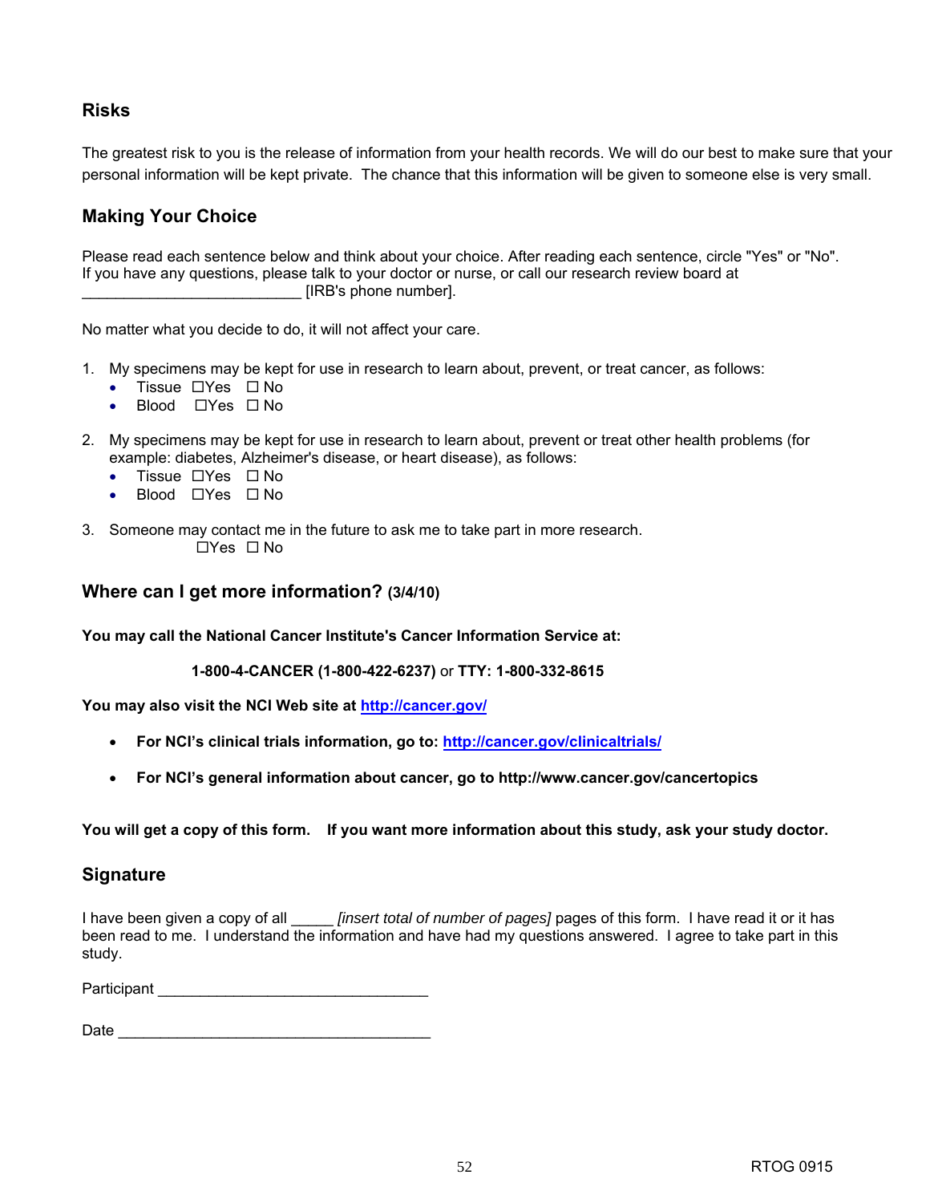## Risks

The greatest risk to you is the release of information from your health records. We will do our best to make sure that your personal information will be kept private. The chance that this information will be given to someone else is very small.

## Making Your Choice

Please read each sentence below and think about your choice. After reading each sentence, circle "Yes" or "No". If you have any questions, please talk to your doctor or nurse, or call our research review board at ___________________________ [IRB's phone number].

No matter what you decide to do, it will not affect your care.

1. My specimens may be kept for use in research to learn about, prevent, or treat cancer, as follows:
   - Tissue ☐Yes ☐ No
   - Blood ☐Yes ☐ No

2. My specimens may be kept for use in research to learn about, prevent or treat other health problems (for example: diabetes, Alzheimer's disease, or heart disease), as follows:
   - Tissue ☐Yes ☐ No
   - Blood ☐Yes ☐ No

3. Someone may contact me in the future to ask me to take part in more research.
   ☐Yes ☐ No

## Where can I get more information? (3/4/10)

**You may call the National Cancer Institute's Cancer Information Service at:**

**1-800-4-CANCER (1-800-422-6237)** or **TTY: 1-800-332-8615**

**You may also visit the NCI Web site at http://cancer.gov/**

- **For NCI's clinical trials information, go to: http://cancer.gov/clinicaltrials/**
- **For NCI's general information about cancer, go to http://www.cancer.gov/cancertopics**

**You will get a copy of this form. If you want more information about this study, ask your study doctor.**

## Signature

I have been given a copy of all _____ *[insert total of number of pages]* pages of this form. I have read it or it has been read to me. I understand the information and have had my questions answered. I agree to take part in this study.

Participant ________________________________

Date ______________________________________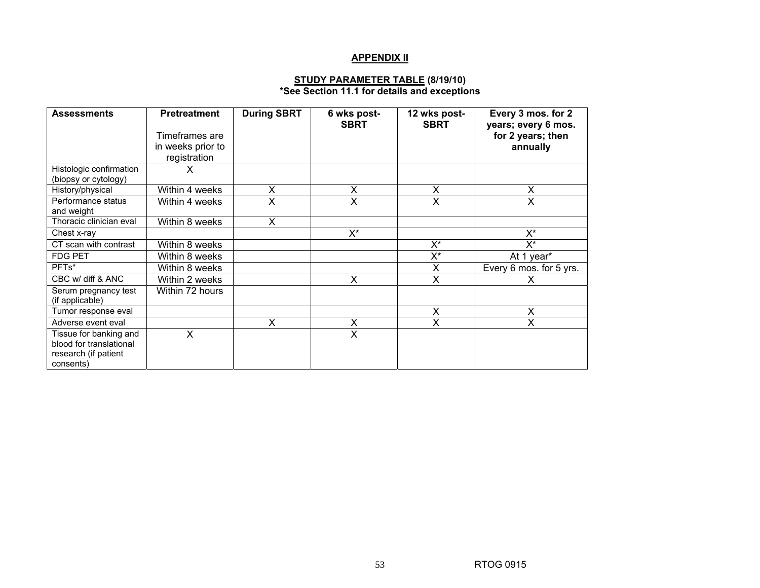## APPENDIX II

**STUDY PARAMETER TABLE (8/19/10)**
**\*See Section 11.1 for details and exceptions**

| Assessments | Pretreatment<br><br>Timeframes are in weeks prior to registration | During SBRT | 6 wks post-SBRT | 12 wks post-SBRT | Every 3 mos. for 2 years; every 6 mos. for 2 years; then annually |
|---|---|---|---|---|---|
| Histologic confirmation (biopsy or cytology) | X | | | | |
| History/physical | Within 4 weeks | X | X | X | X |
| Performance status and weight | Within 4 weeks | X | X | X | X |
| Thoracic clinician eval | Within 8 weeks | X | | | |
| Chest x-ray | | | X* | | X* |
| CT scan with contrast | Within 8 weeks | | | X* | X* |
| FDG PET | Within 8 weeks | | | X* | At 1 year* |
| PFTs* | Within 8 weeks | | | X | Every 6 mos. for 5 yrs. |
| CBC w/ diff & ANC | Within 2 weeks | | X | X | X |
| Serum pregnancy test (if applicable) | Within 72 hours | | | | |
| Tumor response eval | | | | X | X |
| Adverse event eval | | X | X | X | X |
| Tissue for banking and blood for translational research (if patient consents) | X | | X | | |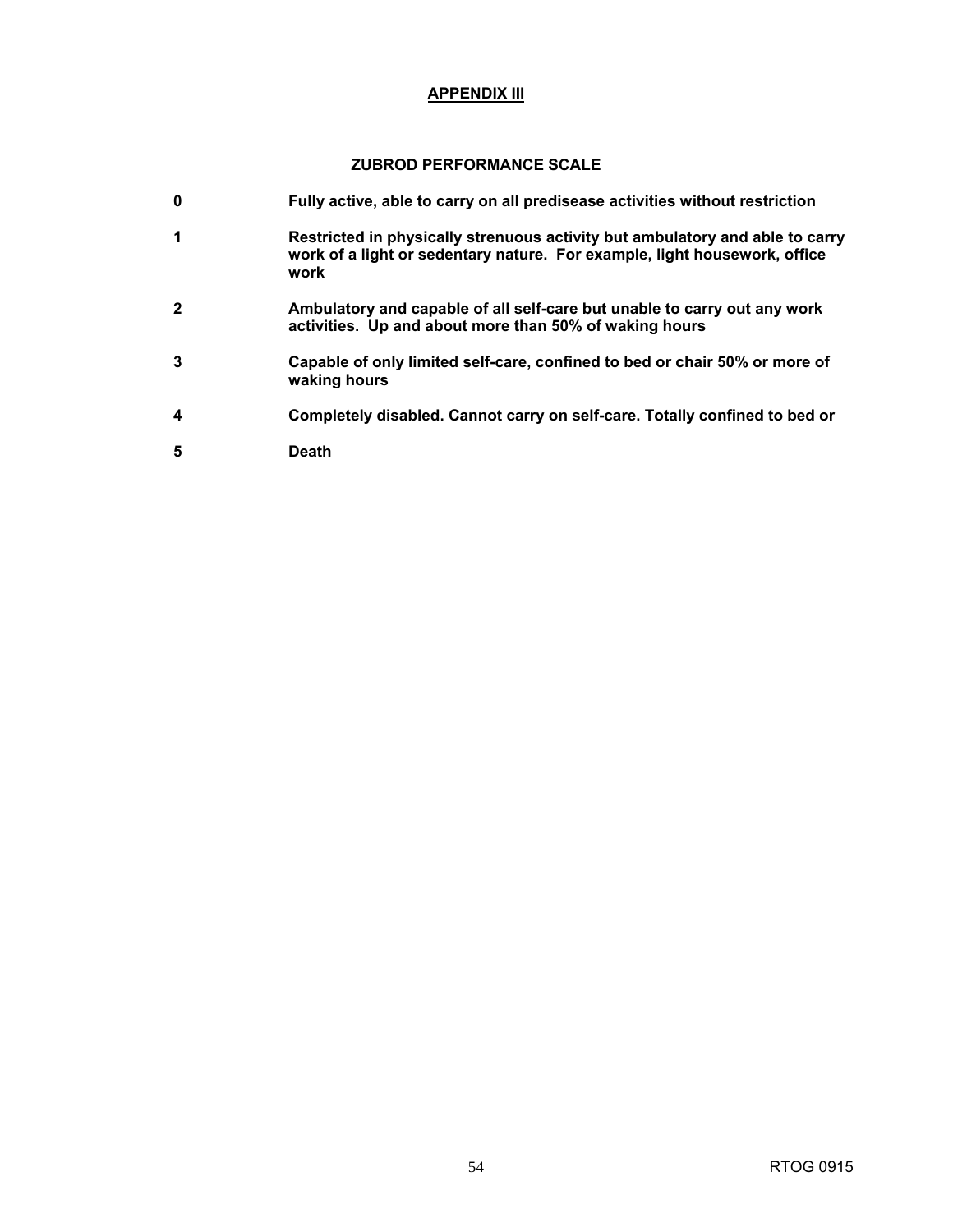## APPENDIX III

### ZUBROD PERFORMANCE SCALE

| | |
|---|---|
| **0** | **Fully active, able to carry on all predisease activities without restriction** |
| **1** | **Restricted in physically strenuous activity but ambulatory and able to carry work of a light or sedentary nature. For example, light housework, office work** |
| **2** | **Ambulatory and capable of all self-care but unable to carry out any work activities. Up and about more than 50% of waking hours** |
| **3** | **Capable of only limited self-care, confined to bed or chair 50% or more of waking hours** |
| **4** | **Completely disabled. Cannot carry on self-care. Totally confined to bed or** |
| **5** | **Death** |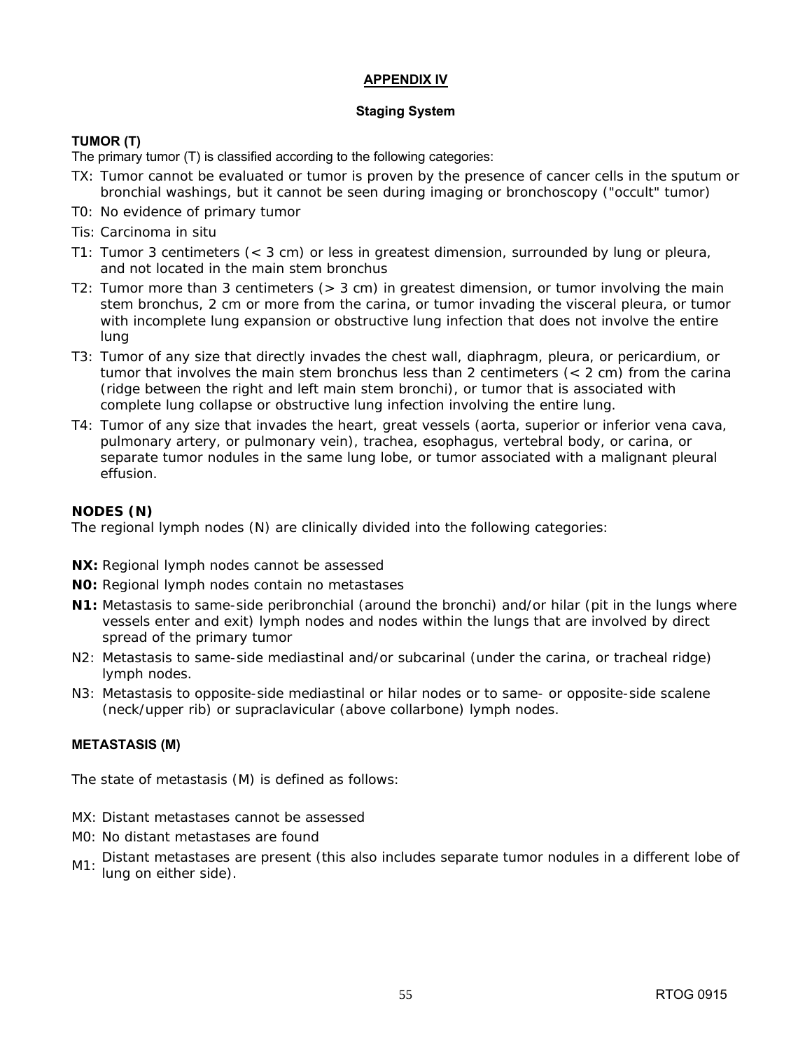# APPENDIX IV

## Staging System

### TUMOR (T)

The primary tumor (T) is classified according to the following categories:

- TX: Tumor cannot be evaluated or tumor is proven by the presence of cancer cells in the sputum or bronchial washings, but it cannot be seen during imaging or bronchoscopy ("occult" tumor)
- T0: No evidence of primary tumor
- Tis: Carcinoma in situ
- T1: Tumor 3 centimeters (< 3 cm) or less in greatest dimension, surrounded by lung or pleura, and not located in the main stem bronchus
- T2: Tumor more than 3 centimeters (> 3 cm) in greatest dimension, or tumor involving the main stem bronchus, 2 cm or more from the carina, or tumor invading the visceral pleura, or tumor with incomplete lung expansion or obstructive lung infection that does not involve the entire lung
- T3: Tumor of any size that directly invades the chest wall, diaphragm, pleura, or pericardium, or tumor that involves the main stem bronchus less than 2 centimeters (< 2 cm) from the carina (ridge between the right and left main stem bronchi), or tumor that is associated with complete lung collapse or obstructive lung infection involving the entire lung.
- T4: Tumor of any size that invades the heart, great vessels (aorta, superior or inferior vena cava, pulmonary artery, or pulmonary vein), trachea, esophagus, vertebral body, or carina, or separate tumor nodules in the same lung lobe, or tumor associated with a malignant pleural effusion.

### NODES (N)

The regional lymph nodes (N) are clinically divided into the following categories:

- **NX:** Regional lymph nodes cannot be assessed
- **N0:** Regional lymph nodes contain no metastases
- **N1:** Metastasis to same-side peribronchial (around the bronchi) and/or hilar (pit in the lungs where vessels enter and exit) lymph nodes and nodes within the lungs that are involved by direct spread of the primary tumor
- N2: Metastasis to same-side mediastinal and/or subcarinal (under the carina, or tracheal ridge) lymph nodes.
- N3: Metastasis to opposite-side mediastinal or hilar nodes or to same- or opposite-side scalene (neck/upper rib) or supraclavicular (above collarbone) lymph nodes.

### METASTASIS (M)

The state of metastasis (M) is defined as follows:

- MX: Distant metastases cannot be assessed
- M0: No distant metastases are found
- M1: Distant metastases are present (this also includes separate tumor nodules in a different lobe of lung on either side).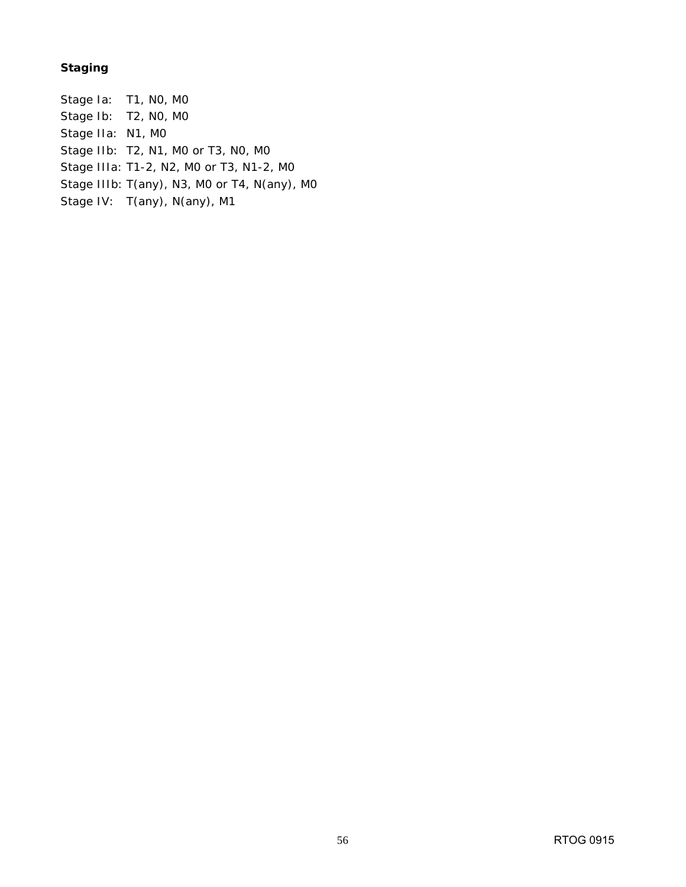**Staging**

Stage Ia: T1, N0, M0
Stage Ib: T2, N0, M0
Stage IIa: N1, M0
Stage IIb: T2, N1, M0 or T3, N0, M0
Stage IIIa: T1-2, N2, M0 or T3, N1-2, M0
Stage IIIb: T(any), N3, M0 or T4, N(any), M0
Stage IV: T(any), N(any), M1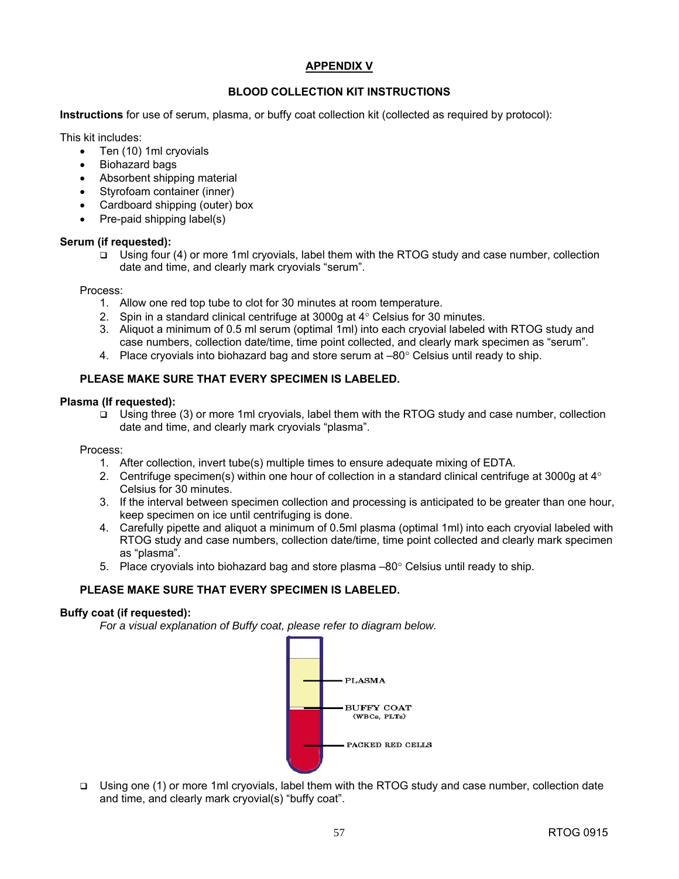# APPENDIX V

## BLOOD COLLECTION KIT INSTRUCTIONS

**Instructions** for use of serum, plasma, or buffy coat collection kit (collected as required by protocol):

This kit includes:

- Ten (10) 1ml cryovials
- Biohazard bags
- Absorbent shipping material
- Styrofoam container (inner)
- Cardboard shipping (outer) box
- Pre-paid shipping label(s)

**Serum (if requested):**

- ❑ Using four (4) or more 1ml cryovials, label them with the RTOG study and case number, collection date and time, and clearly mark cryovials "serum".

Process:

1. Allow one red top tube to clot for 30 minutes at room temperature.
2. Spin in a standard clinical centrifuge at 3000g at 4° Celsius for 30 minutes.
3. Aliquot a minimum of 0.5 ml serum (optimal 1ml) into each cryovial labeled with RTOG study and case numbers, collection date/time, time point collected, and clearly mark specimen as "serum".
4. Place cryovials into biohazard bag and store serum at –80° Celsius until ready to ship.

**PLEASE MAKE SURE THAT EVERY SPECIMEN IS LABELED.**

**Plasma (If requested):**

- ❑ Using three (3) or more 1ml cryovials, label them with the RTOG study and case number, collection date and time, and clearly mark cryovials "plasma".

Process:

1. After collection, invert tube(s) multiple times to ensure adequate mixing of EDTA.
2. Centrifuge specimen(s) within one hour of collection in a standard clinical centrifuge at 3000g at 4° Celsius for 30 minutes.
3. If the interval between specimen collection and processing is anticipated to be greater than one hour, keep specimen on ice until centrifuging is done.
4. Carefully pipette and aliquot a minimum of 0.5ml plasma (optimal 1ml) into each cryovial labeled with RTOG study and case numbers, collection date/time, time point collected and clearly mark specimen as "plasma".
5. Place cryovials into biohazard bag and store plasma –80° Celsius until ready to ship.

**PLEASE MAKE SURE THAT EVERY SPECIMEN IS LABELED.**

**Buffy coat (if requested):**

*For a visual explanation of Buffy coat, please refer to diagram below.*

PLASMA

BUFFY COAT (WBCs, PLTs)

PACKED RED CELLS

- ❑ Using one (1) or more 1ml cryovials, label them with the RTOG study and case number, collection date and time, and clearly mark cryovial(s) "buffy coat".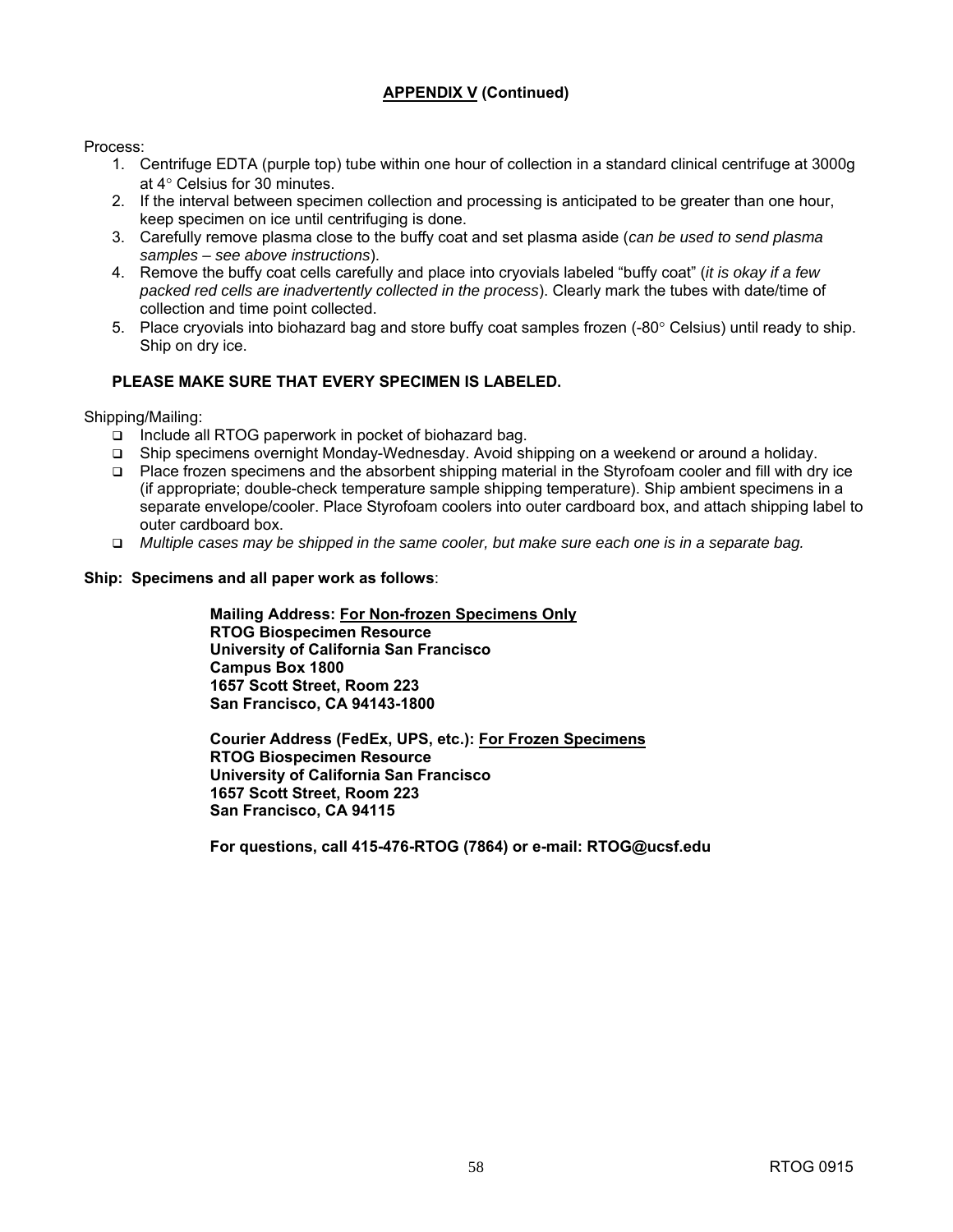**APPENDIX V (Continued)**

Process:

1. Centrifuge EDTA (purple top) tube within one hour of collection in a standard clinical centrifuge at 3000g at 4° Celsius for 30 minutes.
2. If the interval between specimen collection and processing is anticipated to be greater than one hour, keep specimen on ice until centrifuging is done.
3. Carefully remove plasma close to the buffy coat and set plasma aside (*can be used to send plasma samples – see above instructions*).
4. Remove the buffy coat cells carefully and place into cryovials labeled "buffy coat" (*it is okay if a few packed red cells are inadvertently collected in the process*). Clearly mark the tubes with date/time of collection and time point collected.
5. Place cryovials into biohazard bag and store buffy coat samples frozen (-80° Celsius) until ready to ship. Ship on dry ice.

**PLEASE MAKE SURE THAT EVERY SPECIMEN IS LABELED.**

Shipping/Mailing:

- Include all RTOG paperwork in pocket of biohazard bag.
- Ship specimens overnight Monday-Wednesday. Avoid shipping on a weekend or around a holiday.
- Place frozen specimens and the absorbent shipping material in the Styrofoam cooler and fill with dry ice (if appropriate; double-check temperature sample shipping temperature). Ship ambient specimens in a separate envelope/cooler. Place Styrofoam coolers into outer cardboard box, and attach shipping label to outer cardboard box.
- *Multiple cases may be shipped in the same cooler, but make sure each one is in a separate bag.*

**Ship: Specimens and all paper work as follows**:

**Mailing Address: For Non-frozen Specimens Only**
**RTOG Biospecimen Resource**
**University of California San Francisco**
**Campus Box 1800**
**1657 Scott Street, Room 223**
**San Francisco, CA 94143-1800**

**Courier Address (FedEx, UPS, etc.): For Frozen Specimens**
**RTOG Biospecimen Resource**
**University of California San Francisco**
**1657 Scott Street, Room 223**
**San Francisco, CA 94115**

**For questions, call 415-476-RTOG (7864) or e-mail: RTOG@ucsf.edu**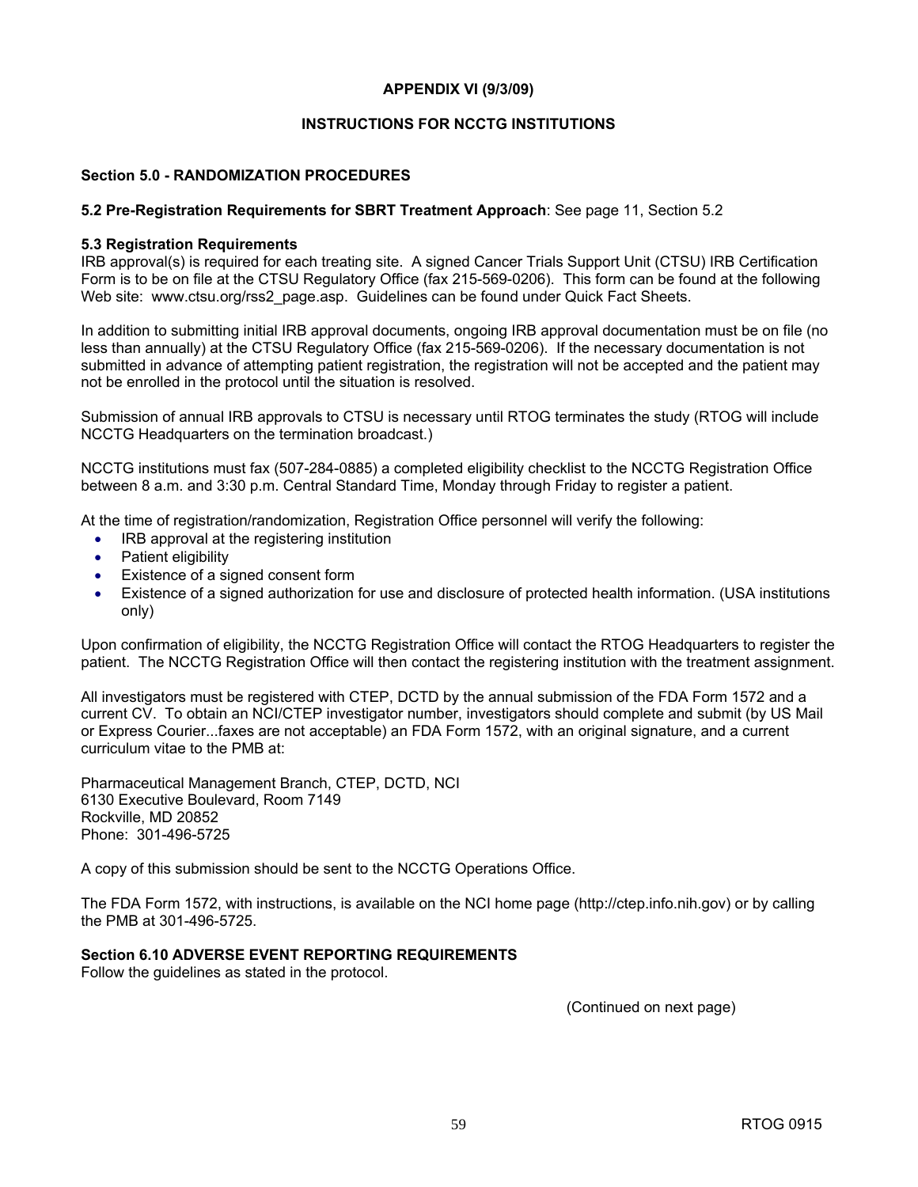**APPENDIX VI (9/3/09)**

**INSTRUCTIONS FOR NCCTG INSTITUTIONS**

**Section 5.0 - RANDOMIZATION PROCEDURES**

**5.2 Pre-Registration Requirements for SBRT Treatment Approach**: See page 11, Section 5.2

**5.3 Registration Requirements**
IRB approval(s) is required for each treating site. A signed Cancer Trials Support Unit (CTSU) IRB Certification Form is to be on file at the CTSU Regulatory Office (fax 215-569-0206). This form can be found at the following Web site: www.ctsu.org/rss2_page.asp. Guidelines can be found under Quick Fact Sheets.

In addition to submitting initial IRB approval documents, ongoing IRB approval documentation must be on file (no less than annually) at the CTSU Regulatory Office (fax 215-569-0206). If the necessary documentation is not submitted in advance of attempting patient registration, the registration will not be accepted and the patient may not be enrolled in the protocol until the situation is resolved.

Submission of annual IRB approvals to CTSU is necessary until RTOG terminates the study (RTOG will include NCCTG Headquarters on the termination broadcast.)

NCCTG institutions must fax (507-284-0885) a completed eligibility checklist to the NCCTG Registration Office between 8 a.m. and 3:30 p.m. Central Standard Time, Monday through Friday to register a patient.

At the time of registration/randomization, Registration Office personnel will verify the following:

- IRB approval at the registering institution
- Patient eligibility
- Existence of a signed consent form
- Existence of a signed authorization for use and disclosure of protected health information. (USA institutions only)

Upon confirmation of eligibility, the NCCTG Registration Office will contact the RTOG Headquarters to register the patient. The NCCTG Registration Office will then contact the registering institution with the treatment assignment.

All investigators must be registered with CTEP, DCTD by the annual submission of the FDA Form 1572 and a current CV. To obtain an NCI/CTEP investigator number, investigators should complete and submit (by US Mail or Express Courier...faxes are not acceptable) an FDA Form 1572, with an original signature, and a current curriculum vitae to the PMB at:

Pharmaceutical Management Branch, CTEP, DCTD, NCI
6130 Executive Boulevard, Room 7149
Rockville, MD 20852
Phone: 301-496-5725

A copy of this submission should be sent to the NCCTG Operations Office.

The FDA Form 1572, with instructions, is available on the NCI home page (http://ctep.info.nih.gov) or by calling the PMB at 301-496-5725.

**Section 6.10 ADVERSE EVENT REPORTING REQUIREMENTS**
Follow the guidelines as stated in the protocol.

(Continued on next page)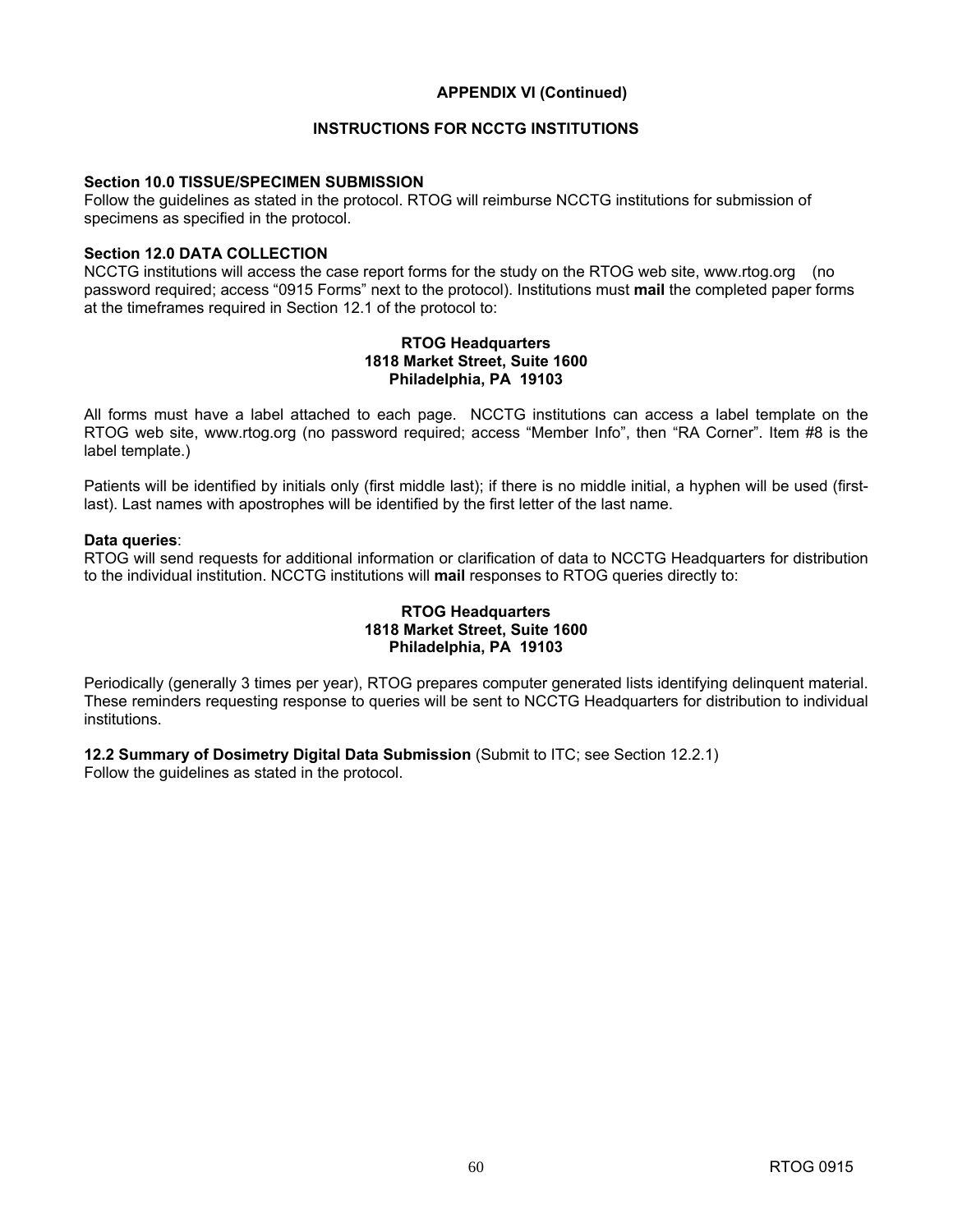## APPENDIX VI (Continued)

## INSTRUCTIONS FOR NCCTG INSTITUTIONS

**Section 10.0 TISSUE/SPECIMEN SUBMISSION**

Follow the guidelines as stated in the protocol. RTOG will reimburse NCCTG institutions for submission of specimens as specified in the protocol.

**Section 12.0 DATA COLLECTION**

NCCTG institutions will access the case report forms for the study on the RTOG web site, www.rtog.org (no password required; access "0915 Forms" next to the protocol). Institutions must **mail** the completed paper forms at the timeframes required in Section 12.1 of the protocol to:

**RTOG Headquarters**
**1818 Market Street, Suite 1600**
**Philadelphia, PA 19103**

All forms must have a label attached to each page. NCCTG institutions can access a label template on the RTOG web site, www.rtog.org (no password required; access "Member Info", then "RA Corner". Item #8 is the label template.)

Patients will be identified by initials only (first middle last); if there is no middle initial, a hyphen will be used (first-last). Last names with apostrophes will be identified by the first letter of the last name.

**Data queries**:

RTOG will send requests for additional information or clarification of data to NCCTG Headquarters for distribution to the individual institution. NCCTG institutions will **mail** responses to RTOG queries directly to:

**RTOG Headquarters**
**1818 Market Street, Suite 1600**
**Philadelphia, PA 19103**

Periodically (generally 3 times per year), RTOG prepares computer generated lists identifying delinquent material. These reminders requesting response to queries will be sent to NCCTG Headquarters for distribution to individual institutions.

**12.2 Summary of Dosimetry Digital Data Submission** (Submit to ITC; see Section 12.2.1)

Follow the guidelines as stated in the protocol.